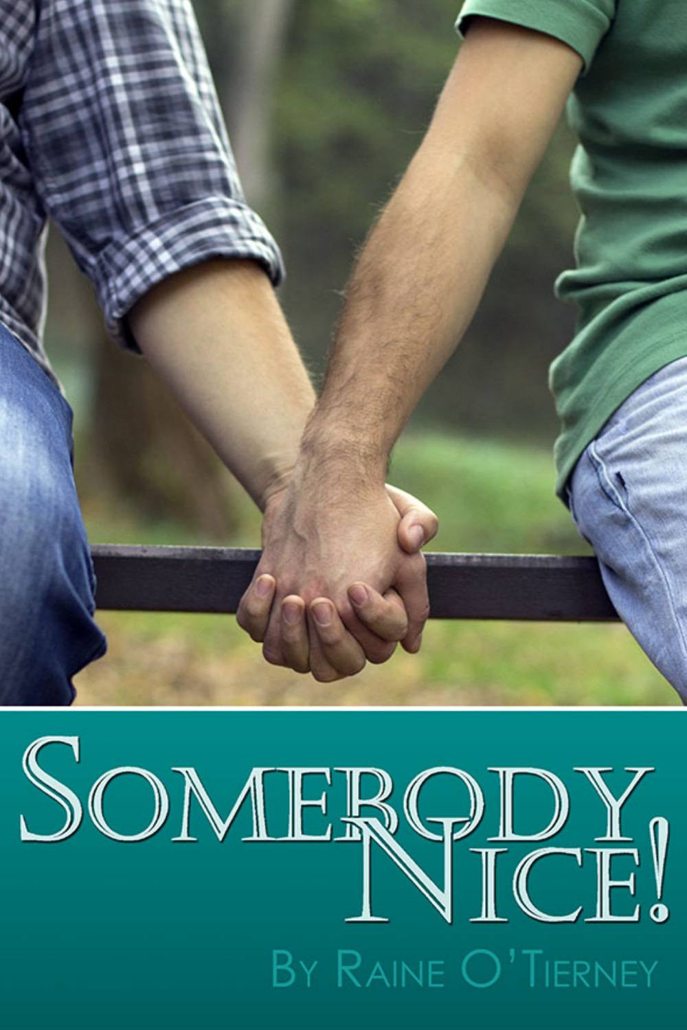# Somebody Nice!

By Raine O'Tierney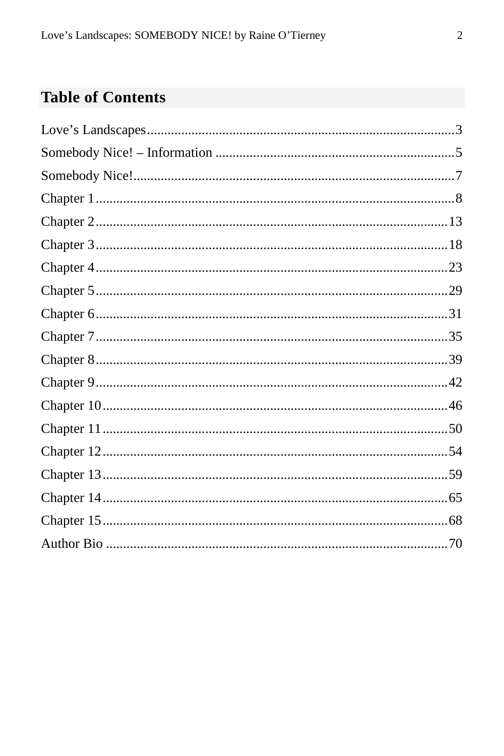## Table of Contents

Love's Landscapes......3
Somebody Nice! – Information......5
Somebody Nice!......7
Chapter 1......8
Chapter 2......13
Chapter 3......18
Chapter 4......23
Chapter 5......29
Chapter 6......31
Chapter 7......35
Chapter 8......39
Chapter 9......42
Chapter 10......46
Chapter 11......50
Chapter 12......54
Chapter 13......59
Chapter 14......65
Chapter 15......68
Author Bio......70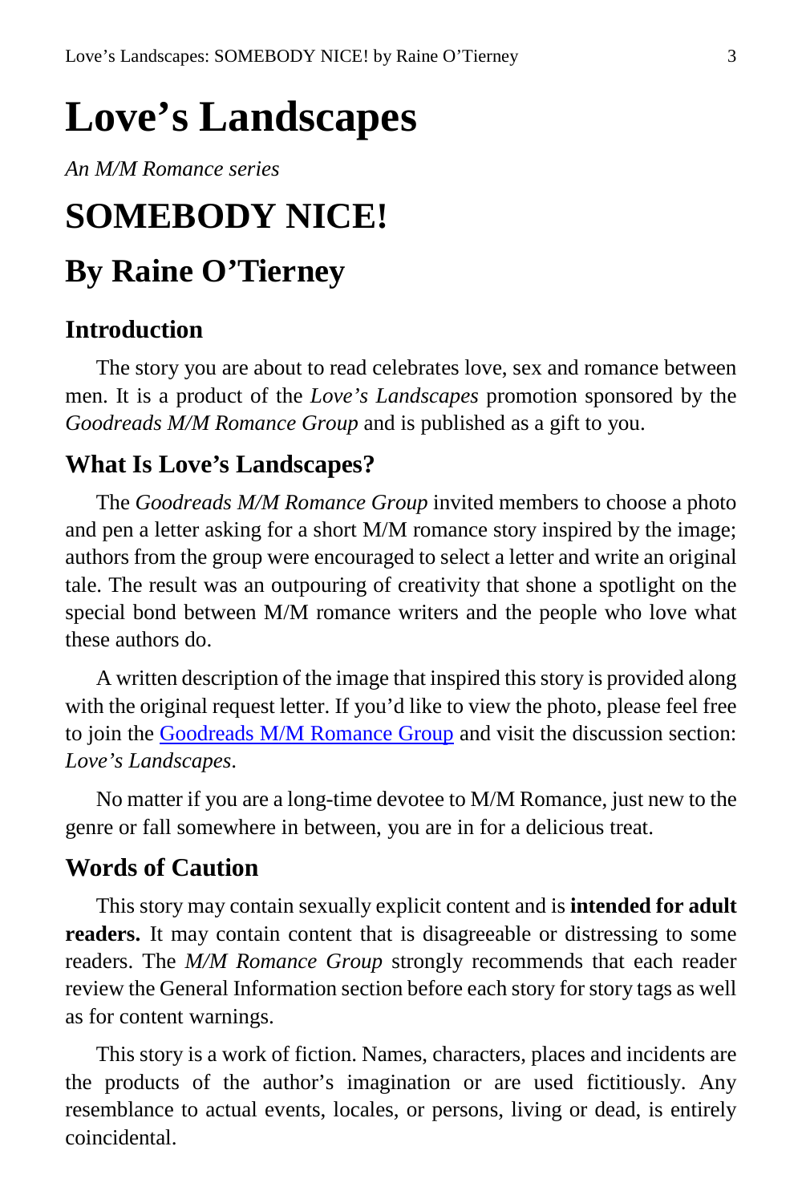# Love's Landscapes

*An M/M Romance series*

# SOMEBODY NICE!

## By Raine O'Tierney

### Introduction

The story you are about to read celebrates love, sex and romance between men. It is a product of the *Love's Landscapes* promotion sponsored by the *Goodreads M/M Romance Group* and is published as a gift to you.

### What Is Love's Landscapes?

The *Goodreads M/M Romance Group* invited members to choose a photo and pen a letter asking for a short M/M romance story inspired by the image; authors from the group were encouraged to select a letter and write an original tale. The result was an outpouring of creativity that shone a spotlight on the special bond between M/M romance writers and the people who love what these authors do.

A written description of the image that inspired this story is provided along with the original request letter. If you'd like to view the photo, please feel free to join the Goodreads M/M Romance Group and visit the discussion section: *Love's Landscapes*.

No matter if you are a long-time devotee to M/M Romance, just new to the genre or fall somewhere in between, you are in for a delicious treat.

### Words of Caution

This story may contain sexually explicit content and is **intended for adult readers.** It may contain content that is disagreeable or distressing to some readers. The *M/M Romance Group* strongly recommends that each reader review the General Information section before each story for story tags as well as for content warnings.

This story is a work of fiction. Names, characters, places and incidents are the products of the author's imagination or are used fictitiously. Any resemblance to actual events, locales, or persons, living or dead, is entirely coincidental.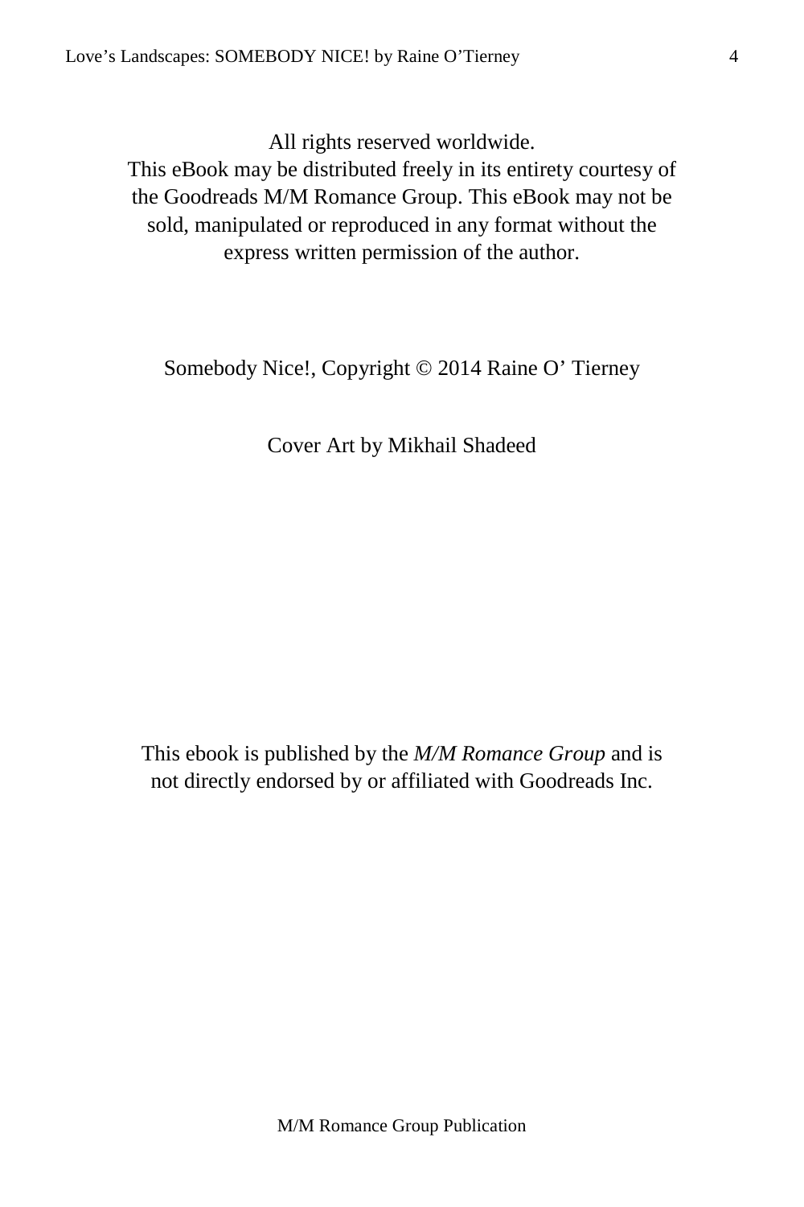All rights reserved worldwide.
This eBook may be distributed freely in its entirety courtesy of the Goodreads M/M Romance Group. This eBook may not be sold, manipulated or reproduced in any format without the express written permission of the author.

Somebody Nice!, Copyright © 2014 Raine O' Tierney

Cover Art by Mikhail Shadeed

This ebook is published by the *M/M Romance Group* and is not directly endorsed by or affiliated with Goodreads Inc.

M/M Romance Group Publication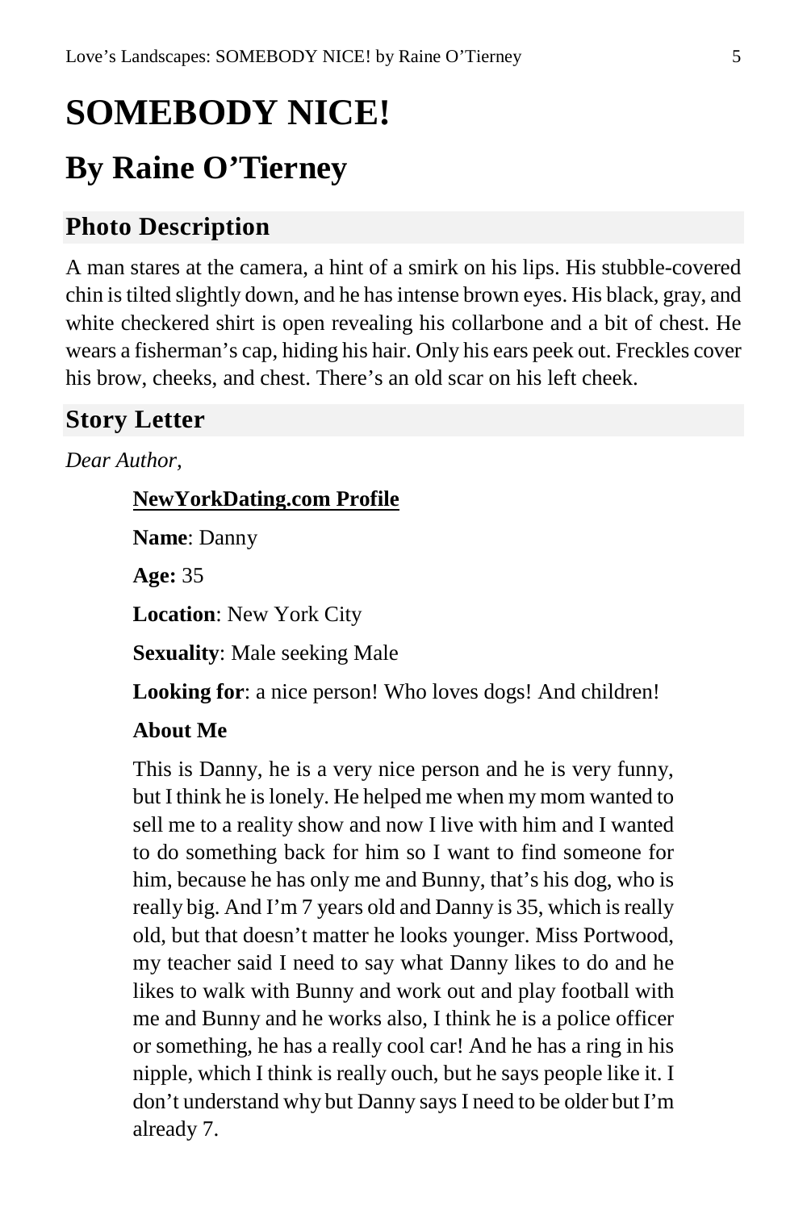# SOMEBODY NICE!

## By Raine O'Tierney

### Photo Description

A man stares at the camera, a hint of a smirk on his lips. His stubble-covered chin is tilted slightly down, and he has intense brown eyes. His black, gray, and white checkered shirt is open revealing his collarbone and a bit of chest. He wears a fisherman's cap, hiding his hair. Only his ears peek out. Freckles cover his brow, cheeks, and chest. There's an old scar on his left cheek.

### Story Letter

*Dear Author,*

> **NewYorkDating.com Profile**
>
> **Name**: Danny
>
> **Age:** 35
>
> **Location**: New York City
>
> **Sexuality**: Male seeking Male
>
> **Looking for**: a nice person! Who loves dogs! And children!
>
> **About Me**
>
> This is Danny, he is a very nice person and he is very funny, but I think he is lonely. He helped me when my mom wanted to sell me to a reality show and now I live with him and I wanted to do something back for him so I want to find someone for him, because he has only me and Bunny, that's his dog, who is really big. And I'm 7 years old and Danny is 35, which is really old, but that doesn't matter he looks younger. Miss Portwood, my teacher said I need to say what Danny likes to do and he likes to walk with Bunny and work out and play football with me and Bunny and he works also, I think he is a police officer or something, he has a really cool car! And he has a ring in his nipple, which I think is really ouch, but he says people like it. I don't understand why but Danny says I need to be older but I'm already 7.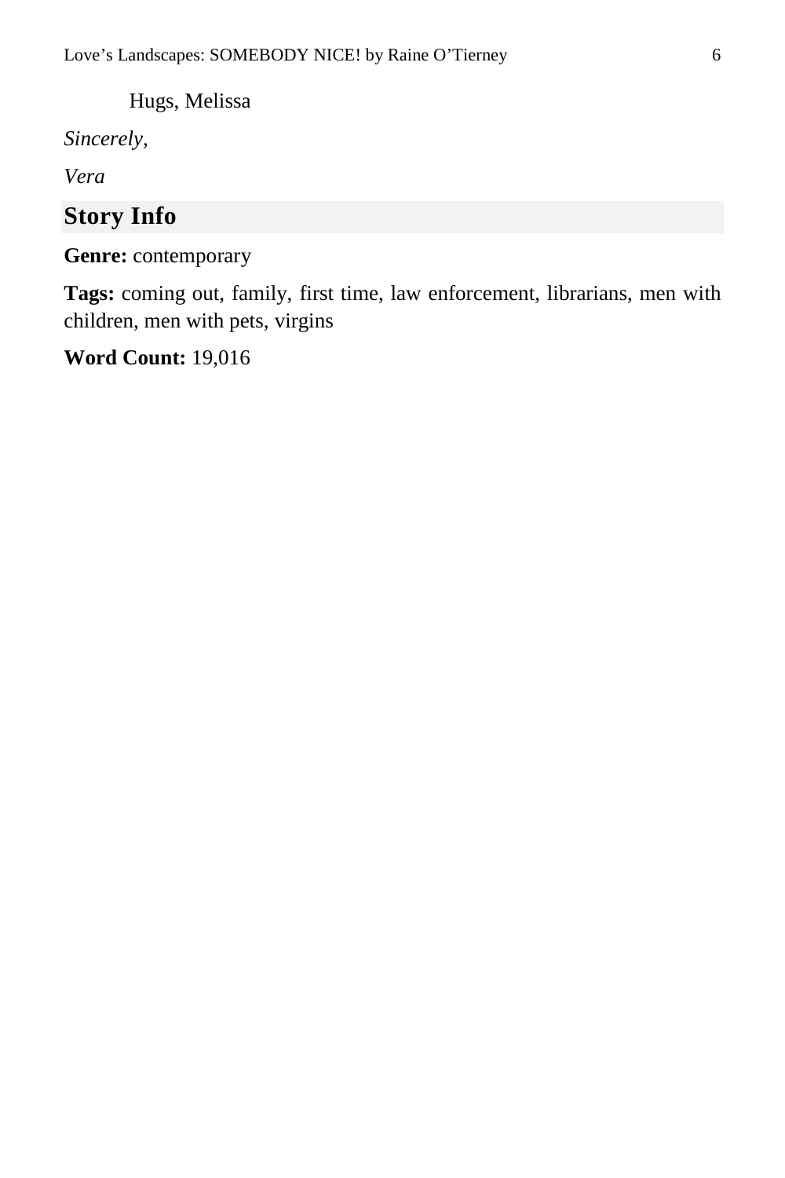Hugs, Melissa

*Sincerely,*

*Vera*

## Story Info

**Genre:** contemporary

**Tags:** coming out, family, first time, law enforcement, librarians, men with children, men with pets, virgins

**Word Count:** 19,016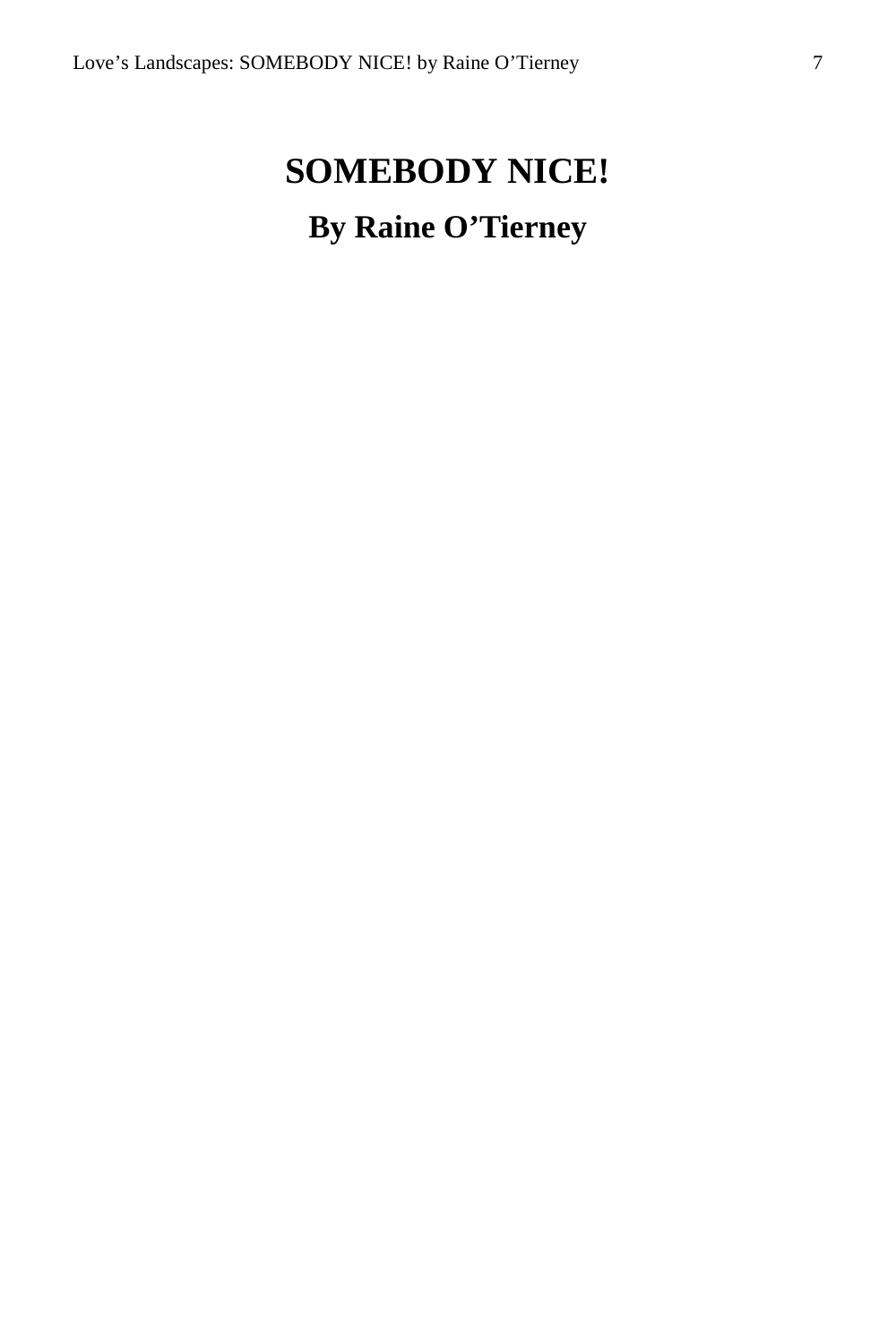# SOMEBODY NICE!

## By Raine O'Tierney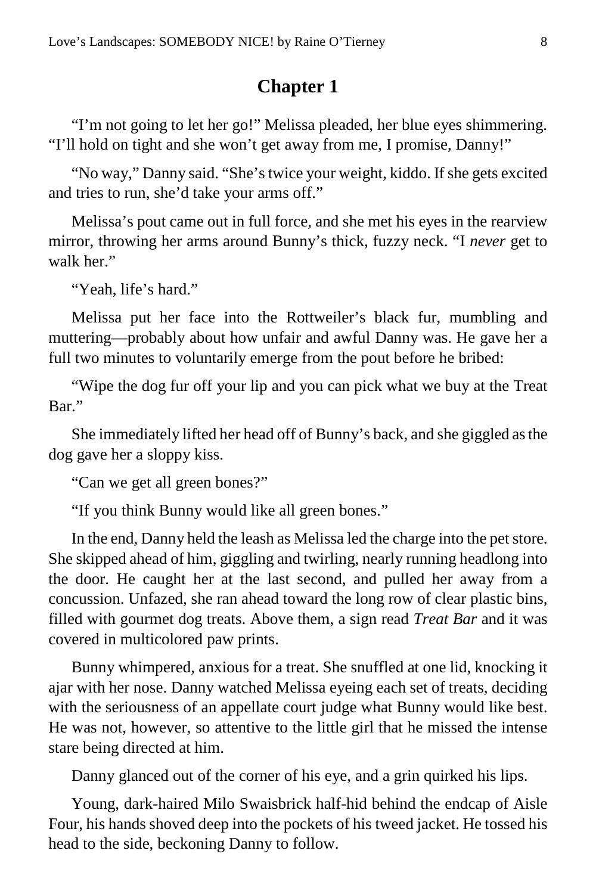## Chapter 1

"I'm not going to let her go!" Melissa pleaded, her blue eyes shimmering. "I'll hold on tight and she won't get away from me, I promise, Danny!"

"No way," Danny said. "She's twice your weight, kiddo. If she gets excited and tries to run, she'd take your arms off."

Melissa's pout came out in full force, and she met his eyes in the rearview mirror, throwing her arms around Bunny's thick, fuzzy neck. "I *never* get to walk her."

"Yeah, life's hard."

Melissa put her face into the Rottweiler's black fur, mumbling and muttering—probably about how unfair and awful Danny was. He gave her a full two minutes to voluntarily emerge from the pout before he bribed:

"Wipe the dog fur off your lip and you can pick what we buy at the Treat Bar."

She immediately lifted her head off of Bunny's back, and she giggled as the dog gave her a sloppy kiss.

"Can we get all green bones?"

"If you think Bunny would like all green bones."

In the end, Danny held the leash as Melissa led the charge into the pet store. She skipped ahead of him, giggling and twirling, nearly running headlong into the door. He caught her at the last second, and pulled her away from a concussion. Unfazed, she ran ahead toward the long row of clear plastic bins, filled with gourmet dog treats. Above them, a sign read *Treat Bar* and it was covered in multicolored paw prints.

Bunny whimpered, anxious for a treat. She snuffled at one lid, knocking it ajar with her nose. Danny watched Melissa eyeing each set of treats, deciding with the seriousness of an appellate court judge what Bunny would like best. He was not, however, so attentive to the little girl that he missed the intense stare being directed at him.

Danny glanced out of the corner of his eye, and a grin quirked his lips.

Young, dark-haired Milo Swaisbrick half-hid behind the endcap of Aisle Four, his hands shoved deep into the pockets of his tweed jacket. He tossed his head to the side, beckoning Danny to follow.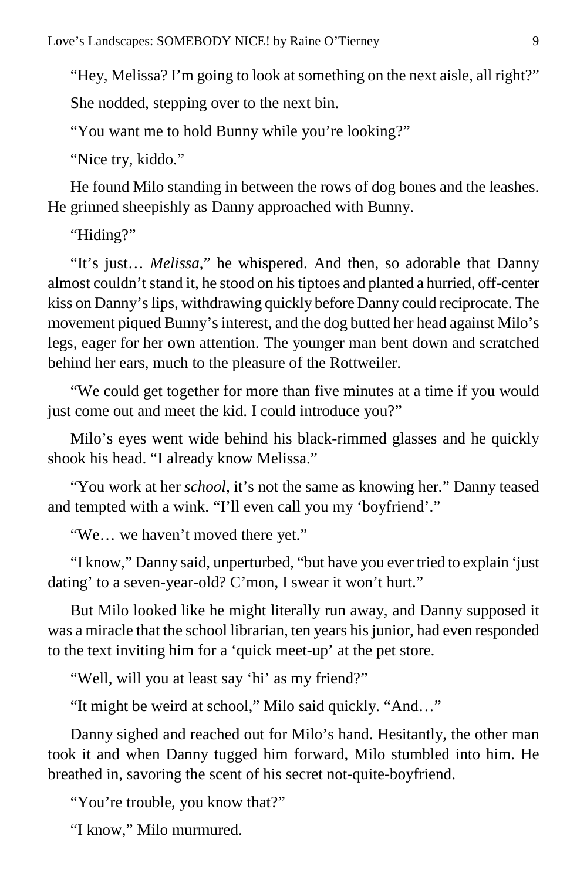"Hey, Melissa? I'm going to look at something on the next aisle, all right?"

She nodded, stepping over to the next bin.

"You want me to hold Bunny while you're looking?"

"Nice try, kiddo."

He found Milo standing in between the rows of dog bones and the leashes. He grinned sheepishly as Danny approached with Bunny.

"Hiding?"

"It's just… *Melissa*," he whispered. And then, so adorable that Danny almost couldn't stand it, he stood on his tiptoes and planted a hurried, off-center kiss on Danny's lips, withdrawing quickly before Danny could reciprocate. The movement piqued Bunny's interest, and the dog butted her head against Milo's legs, eager for her own attention. The younger man bent down and scratched behind her ears, much to the pleasure of the Rottweiler.

"We could get together for more than five minutes at a time if you would just come out and meet the kid. I could introduce you?"

Milo's eyes went wide behind his black-rimmed glasses and he quickly shook his head. "I already know Melissa."

"You work at her *school*, it's not the same as knowing her." Danny teased and tempted with a wink. "I'll even call you my 'boyfriend'."

"We… we haven't moved there yet."

"I know," Danny said, unperturbed, "but have you ever tried to explain 'just dating' to a seven-year-old? C'mon, I swear it won't hurt."

But Milo looked like he might literally run away, and Danny supposed it was a miracle that the school librarian, ten years his junior, had even responded to the text inviting him for a 'quick meet-up' at the pet store.

"Well, will you at least say 'hi' as my friend?"

"It might be weird at school," Milo said quickly. "And…"

Danny sighed and reached out for Milo's hand. Hesitantly, the other man took it and when Danny tugged him forward, Milo stumbled into him. He breathed in, savoring the scent of his secret not-quite-boyfriend.

"You're trouble, you know that?"

"I know," Milo murmured.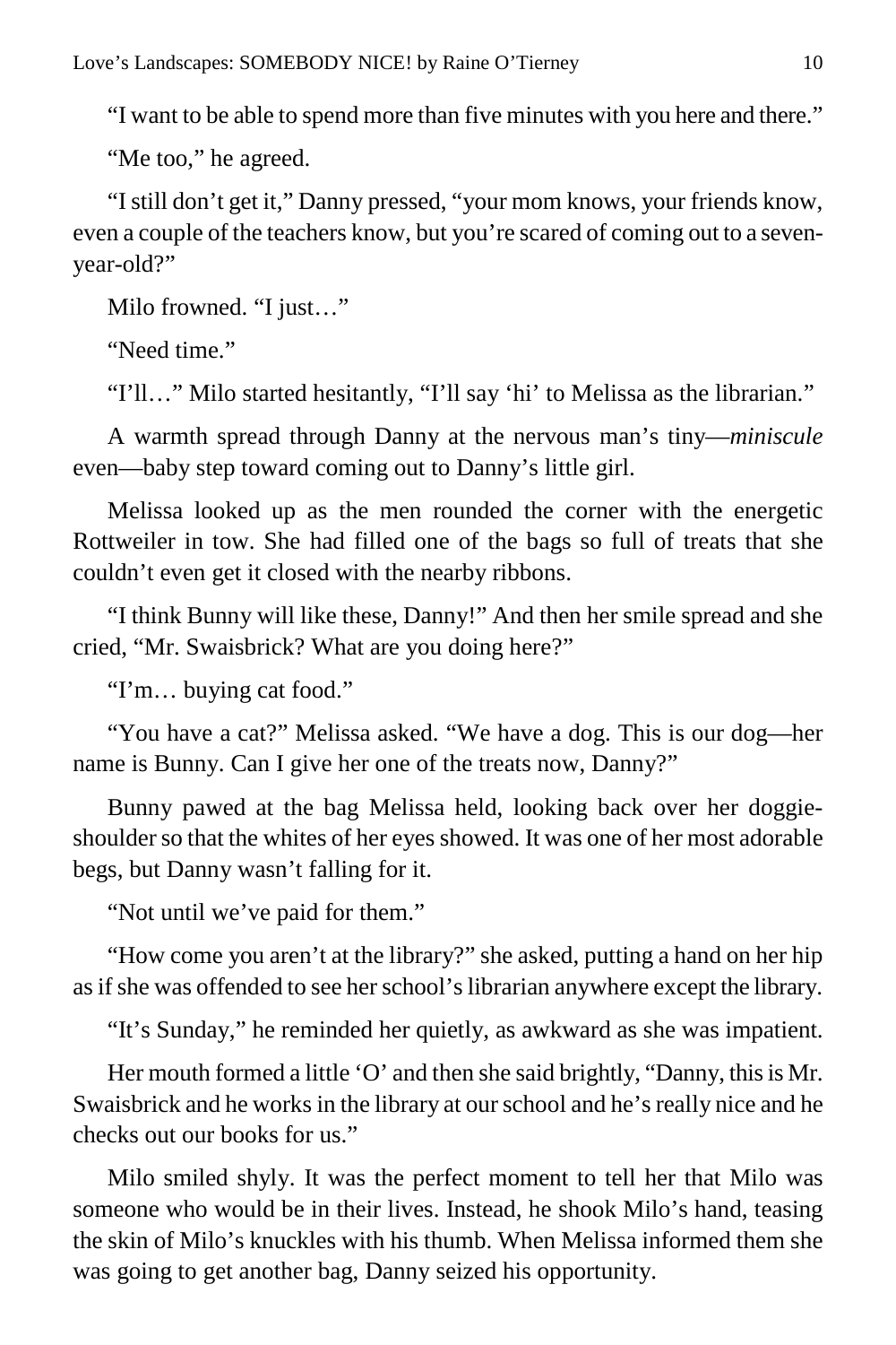"I want to be able to spend more than five minutes with you here and there."

"Me too," he agreed.

"I still don't get it," Danny pressed, "your mom knows, your friends know, even a couple of the teachers know, but you're scared of coming out to a seven-year-old?"

Milo frowned. "I just…"

"Need time."

"I'll…" Milo started hesitantly, "I'll say 'hi' to Melissa as the librarian."

A warmth spread through Danny at the nervous man's tiny—*miniscule* even—baby step toward coming out to Danny's little girl.

Melissa looked up as the men rounded the corner with the energetic Rottweiler in tow. She had filled one of the bags so full of treats that she couldn't even get it closed with the nearby ribbons.

"I think Bunny will like these, Danny!" And then her smile spread and she cried, "Mr. Swaisbrick? What are you doing here?"

"I'm… buying cat food."

"You have a cat?" Melissa asked. "We have a dog. This is our dog—her name is Bunny. Can I give her one of the treats now, Danny?"

Bunny pawed at the bag Melissa held, looking back over her doggie-shoulder so that the whites of her eyes showed. It was one of her most adorable begs, but Danny wasn't falling for it.

"Not until we've paid for them."

"How come you aren't at the library?" she asked, putting a hand on her hip as if she was offended to see her school's librarian anywhere except the library.

"It's Sunday," he reminded her quietly, as awkward as she was impatient.

Her mouth formed a little 'O' and then she said brightly, "Danny, this is Mr. Swaisbrick and he works in the library at our school and he's really nice and he checks out our books for us."

Milo smiled shyly. It was the perfect moment to tell her that Milo was someone who would be in their lives. Instead, he shook Milo's hand, teasing the skin of Milo's knuckles with his thumb. When Melissa informed them she was going to get another bag, Danny seized his opportunity.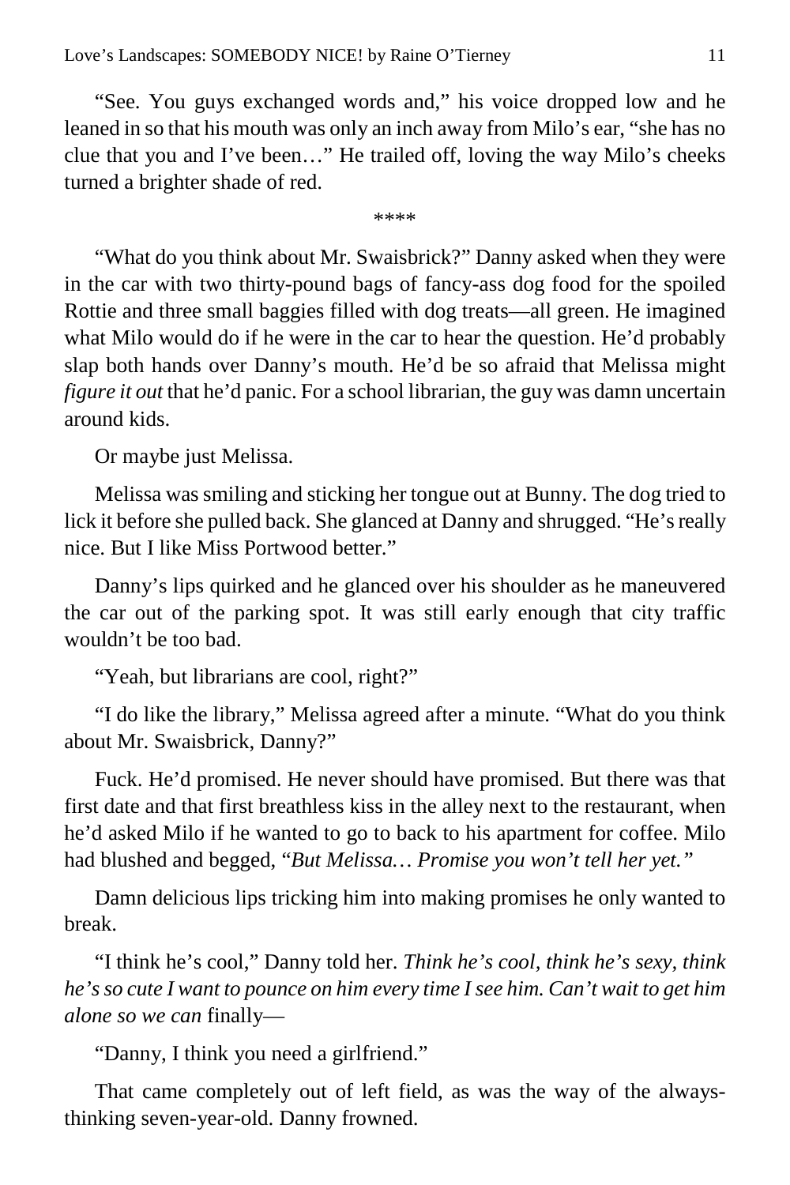"See. You guys exchanged words and," his voice dropped low and he leaned in so that his mouth was only an inch away from Milo's ear, "she has no clue that you and I've been…" He trailed off, loving the way Milo's cheeks turned a brighter shade of red.

****

"What do you think about Mr. Swaisbrick?" Danny asked when they were in the car with two thirty-pound bags of fancy-ass dog food for the spoiled Rottie and three small baggies filled with dog treats—all green. He imagined what Milo would do if he were in the car to hear the question. He'd probably slap both hands over Danny's mouth. He'd be so afraid that Melissa might *figure it out* that he'd panic. For a school librarian, the guy was damn uncertain around kids.

Or maybe just Melissa.

Melissa was smiling and sticking her tongue out at Bunny. The dog tried to lick it before she pulled back. She glanced at Danny and shrugged. "He's really nice. But I like Miss Portwood better."

Danny's lips quirked and he glanced over his shoulder as he maneuvered the car out of the parking spot. It was still early enough that city traffic wouldn't be too bad.

"Yeah, but librarians are cool, right?"

"I do like the library," Melissa agreed after a minute. "What do you think about Mr. Swaisbrick, Danny?"

Fuck. He'd promised. He never should have promised. But there was that first date and that first breathless kiss in the alley next to the restaurant, when he'd asked Milo if he wanted to go to back to his apartment for coffee. Milo had blushed and begged, "*But Melissa… Promise you won't tell her yet.*"

Damn delicious lips tricking him into making promises he only wanted to break.

"I think he's cool," Danny told her. *Think he's cool, think he's sexy, think he's so cute I want to pounce on him every time I see him. Can't wait to get him alone so we can* finally—

"Danny, I think you need a girlfriend."

That came completely out of left field, as was the way of the always-thinking seven-year-old. Danny frowned.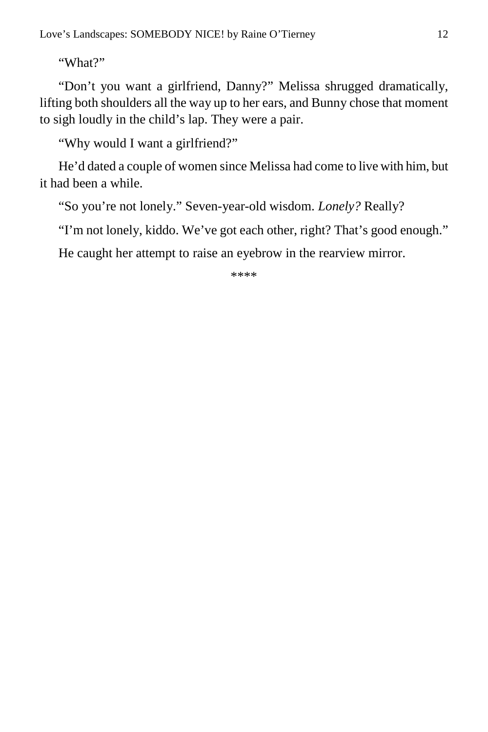"What?"

"Don't you want a girlfriend, Danny?" Melissa shrugged dramatically, lifting both shoulders all the way up to her ears, and Bunny chose that moment to sigh loudly in the child's lap. They were a pair.

"Why would I want a girlfriend?"

He'd dated a couple of women since Melissa had come to live with him, but it had been a while.

"So you're not lonely." Seven-year-old wisdom. *Lonely?* Really?

"I'm not lonely, kiddo. We've got each other, right? That's good enough."

He caught her attempt to raise an eyebrow in the rearview mirror.

****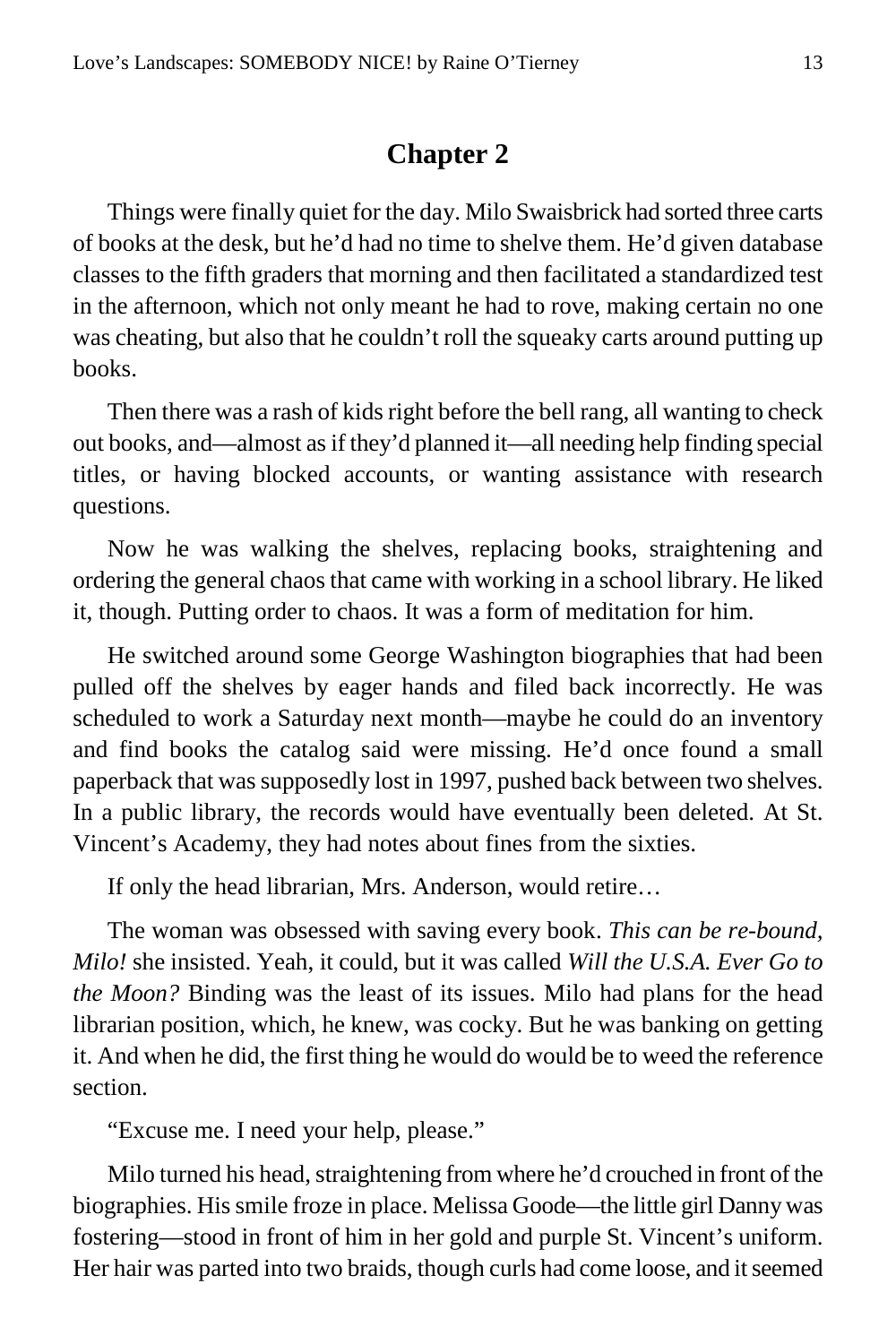## Chapter 2

Things were finally quiet for the day. Milo Swaisbrick had sorted three carts of books at the desk, but he'd had no time to shelve them. He'd given database classes to the fifth graders that morning and then facilitated a standardized test in the afternoon, which not only meant he had to rove, making certain no one was cheating, but also that he couldn't roll the squeaky carts around putting up books.

Then there was a rash of kids right before the bell rang, all wanting to check out books, and—almost as if they'd planned it—all needing help finding special titles, or having blocked accounts, or wanting assistance with research questions.

Now he was walking the shelves, replacing books, straightening and ordering the general chaos that came with working in a school library. He liked it, though. Putting order to chaos. It was a form of meditation for him.

He switched around some George Washington biographies that had been pulled off the shelves by eager hands and filed back incorrectly. He was scheduled to work a Saturday next month—maybe he could do an inventory and find books the catalog said were missing. He'd once found a small paperback that was supposedly lost in 1997, pushed back between two shelves. In a public library, the records would have eventually been deleted. At St. Vincent's Academy, they had notes about fines from the sixties.

If only the head librarian, Mrs. Anderson, would retire…

The woman was obsessed with saving every book. *This can be re-bound, Milo!* she insisted. Yeah, it could, but it was called *Will the U.S.A. Ever Go to the Moon?* Binding was the least of its issues. Milo had plans for the head librarian position, which, he knew, was cocky. But he was banking on getting it. And when he did, the first thing he would do would be to weed the reference section.

"Excuse me. I need your help, please."

Milo turned his head, straightening from where he'd crouched in front of the biographies. His smile froze in place. Melissa Goode—the little girl Danny was fostering—stood in front of him in her gold and purple St. Vincent's uniform. Her hair was parted into two braids, though curls had come loose, and it seemed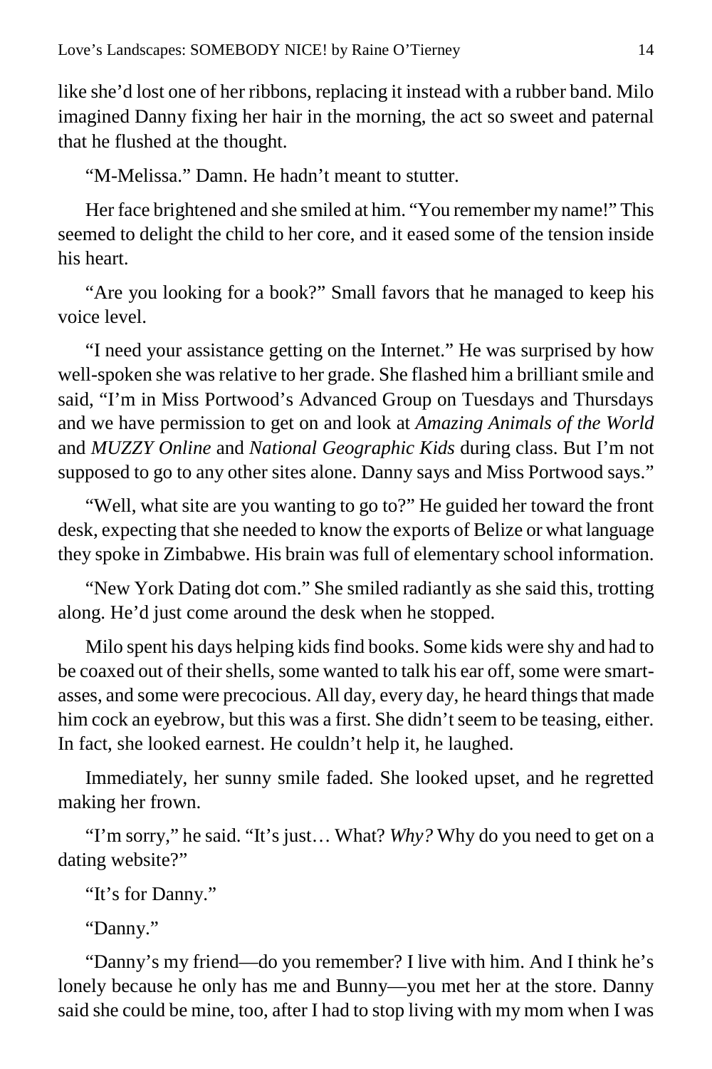like she'd lost one of her ribbons, replacing it instead with a rubber band. Milo imagined Danny fixing her hair in the morning, the act so sweet and paternal that he flushed at the thought.

"M-Melissa." Damn. He hadn't meant to stutter.

Her face brightened and she smiled at him. "You remember my name!" This seemed to delight the child to her core, and it eased some of the tension inside his heart.

"Are you looking for a book?" Small favors that he managed to keep his voice level.

"I need your assistance getting on the Internet." He was surprised by how well-spoken she was relative to her grade. She flashed him a brilliant smile and said, "I'm in Miss Portwood's Advanced Group on Tuesdays and Thursdays and we have permission to get on and look at *Amazing Animals of the World* and *MUZZY Online* and *National Geographic Kids* during class. But I'm not supposed to go to any other sites alone. Danny says and Miss Portwood says."

"Well, what site are you wanting to go to?" He guided her toward the front desk, expecting that she needed to know the exports of Belize or what language they spoke in Zimbabwe. His brain was full of elementary school information.

"New York Dating dot com." She smiled radiantly as she said this, trotting along. He'd just come around the desk when he stopped.

Milo spent his days helping kids find books. Some kids were shy and had to be coaxed out of their shells, some wanted to talk his ear off, some were smart-asses, and some were precocious. All day, every day, he heard things that made him cock an eyebrow, but this was a first. She didn't seem to be teasing, either. In fact, she looked earnest. He couldn't help it, he laughed.

Immediately, her sunny smile faded. She looked upset, and he regretted making her frown.

"I'm sorry," he said. "It's just… What? *Why?* Why do you need to get on a dating website?"

"It's for Danny."

"Danny."

"Danny's my friend—do you remember? I live with him. And I think he's lonely because he only has me and Bunny—you met her at the store. Danny said she could be mine, too, after I had to stop living with my mom when I was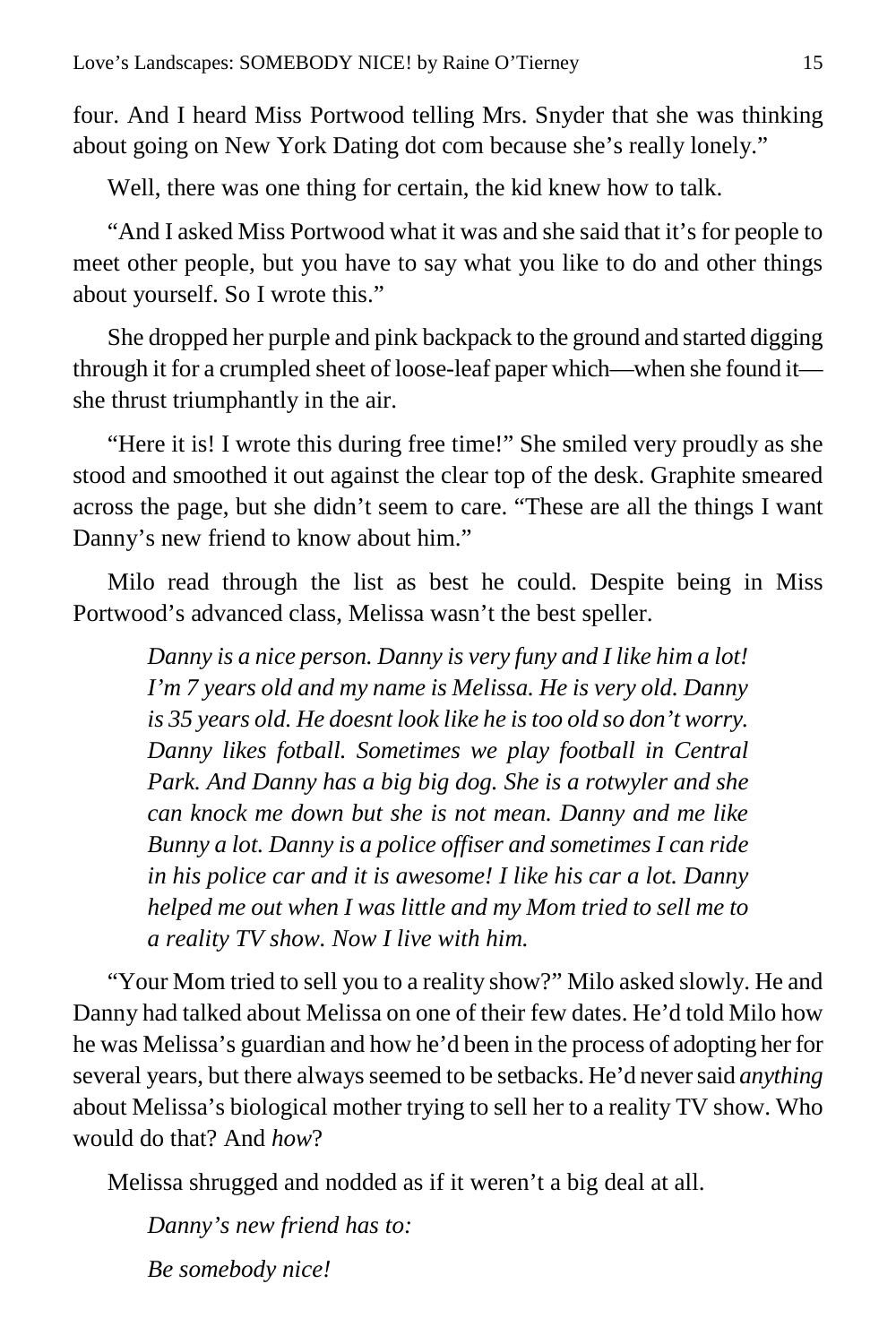four. And I heard Miss Portwood telling Mrs. Snyder that she was thinking about going on New York Dating dot com because she's really lonely."

Well, there was one thing for certain, the kid knew how to talk.

"And I asked Miss Portwood what it was and she said that it's for people to meet other people, but you have to say what you like to do and other things about yourself. So I wrote this."

She dropped her purple and pink backpack to the ground and started digging through it for a crumpled sheet of loose-leaf paper which—when she found it—she thrust triumphantly in the air.

"Here it is! I wrote this during free time!" She smiled very proudly as she stood and smoothed it out against the clear top of the desk. Graphite smeared across the page, but she didn't seem to care. "These are all the things I want Danny's new friend to know about him."

Milo read through the list as best he could. Despite being in Miss Portwood's advanced class, Melissa wasn't the best speller.

> *Danny is a nice person. Danny is very funy and I like him a lot! I'm 7 years old and my name is Melissa. He is very old. Danny is 35 years old. He doesnt look like he is too old so don't worry. Danny likes fotball. Sometimes we play football in Central Park. And Danny has a big big dog. She is a rotwyler and she can knock me down but she is not mean. Danny and me like Bunny a lot. Danny is a police offiser and sometimes I can ride in his police car and it is awesome! I like his car a lot. Danny helped me out when I was little and my Mom tried to sell me to a reality TV show. Now I live with him.*

"Your Mom tried to sell you to a reality show?" Milo asked slowly. He and Danny had talked about Melissa on one of their few dates. He'd told Milo how he was Melissa's guardian and how he'd been in the process of adopting her for several years, but there always seemed to be setbacks. He'd never said *anything* about Melissa's biological mother trying to sell her to a reality TV show. Who would do that? And *how*?

Melissa shrugged and nodded as if it weren't a big deal at all.

> *Danny's new friend has to:*
>
> *Be somebody nice!*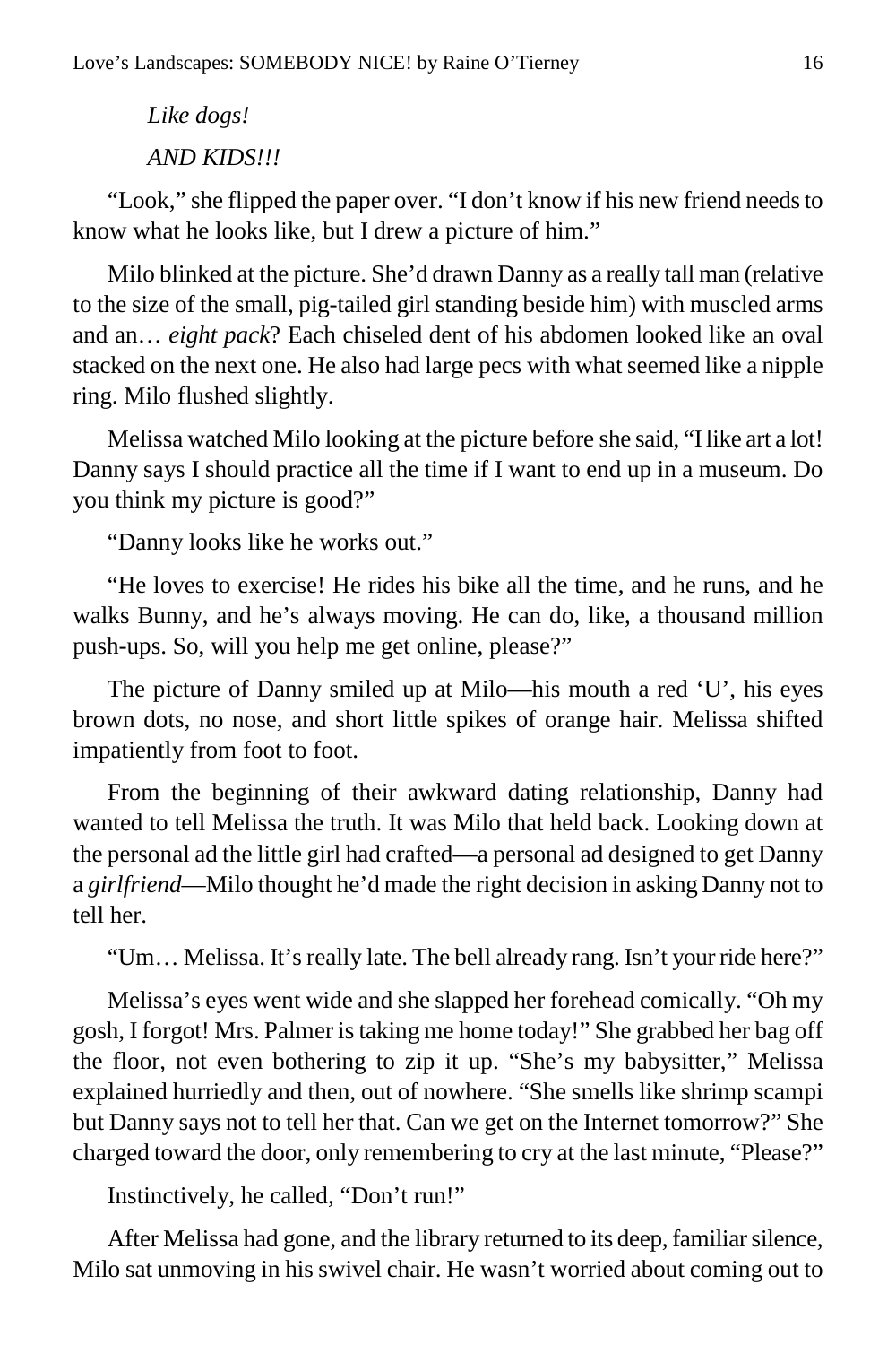*Like dogs!*

*AND KIDS!!!*

"Look," she flipped the paper over. "I don't know if his new friend needs to know what he looks like, but I drew a picture of him."

Milo blinked at the picture. She'd drawn Danny as a really tall man (relative to the size of the small, pig-tailed girl standing beside him) with muscled arms and an… *eight pack*? Each chiseled dent of his abdomen looked like an oval stacked on the next one. He also had large pecs with what seemed like a nipple ring. Milo flushed slightly.

Melissa watched Milo looking at the picture before she said, "I like art a lot! Danny says I should practice all the time if I want to end up in a museum. Do you think my picture is good?"

"Danny looks like he works out."

"He loves to exercise! He rides his bike all the time, and he runs, and he walks Bunny, and he's always moving. He can do, like, a thousand million push-ups. So, will you help me get online, please?"

The picture of Danny smiled up at Milo—his mouth a red 'U', his eyes brown dots, no nose, and short little spikes of orange hair. Melissa shifted impatiently from foot to foot.

From the beginning of their awkward dating relationship, Danny had wanted to tell Melissa the truth. It was Milo that held back. Looking down at the personal ad the little girl had crafted—a personal ad designed to get Danny a *girlfriend*—Milo thought he'd made the right decision in asking Danny not to tell her.

"Um… Melissa. It's really late. The bell already rang. Isn't your ride here?"

Melissa's eyes went wide and she slapped her forehead comically. "Oh my gosh, I forgot! Mrs. Palmer is taking me home today!" She grabbed her bag off the floor, not even bothering to zip it up. "She's my babysitter," Melissa explained hurriedly and then, out of nowhere. "She smells like shrimp scampi but Danny says not to tell her that. Can we get on the Internet tomorrow?" She charged toward the door, only remembering to cry at the last minute, "Please?"

Instinctively, he called, "Don't run!"

After Melissa had gone, and the library returned to its deep, familiar silence, Milo sat unmoving in his swivel chair. He wasn't worried about coming out to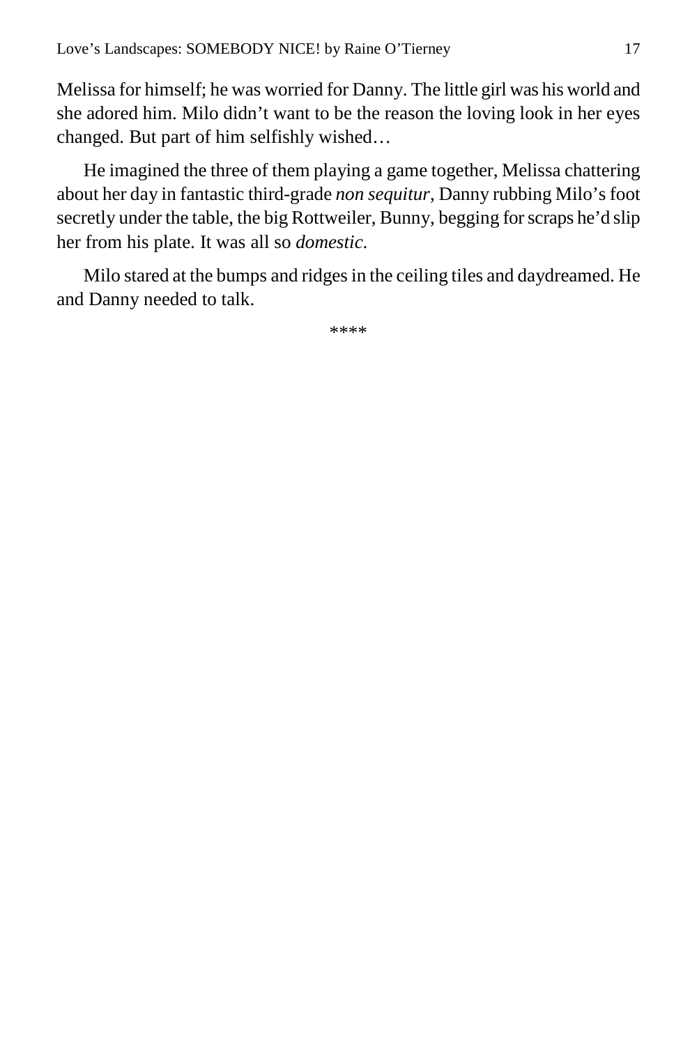Melissa for himself; he was worried for Danny. The little girl was his world and she adored him. Milo didn't want to be the reason the loving look in her eyes changed. But part of him selfishly wished…

He imagined the three of them playing a game together, Melissa chattering about her day in fantastic third-grade *non sequitur*, Danny rubbing Milo's foot secretly under the table, the big Rottweiler, Bunny, begging for scraps he'd slip her from his plate. It was all so *domestic*.

Milo stared at the bumps and ridges in the ceiling tiles and daydreamed. He and Danny needed to talk.

****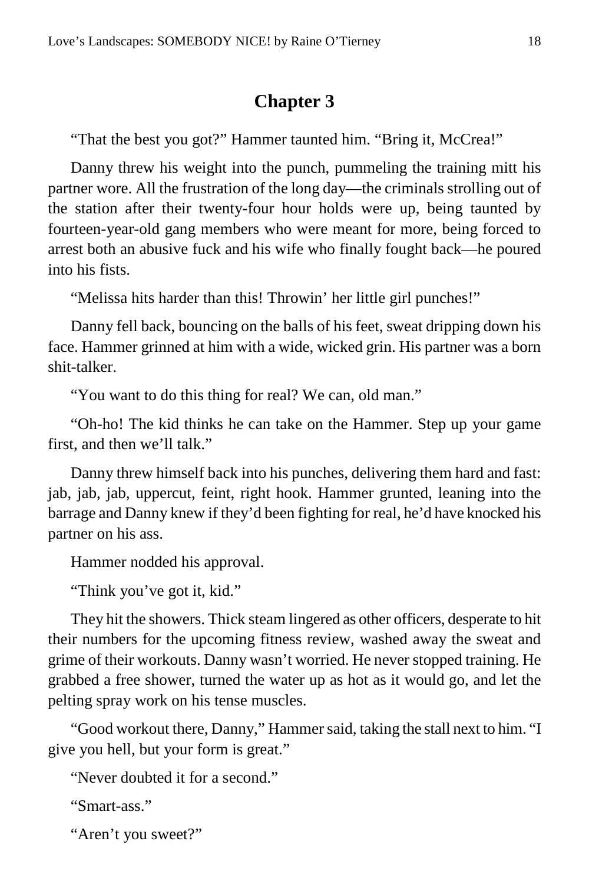## Chapter 3

"That the best you got?" Hammer taunted him. "Bring it, McCrea!"

Danny threw his weight into the punch, pummeling the training mitt his partner wore. All the frustration of the long day—the criminals strolling out of the station after their twenty-four hour holds were up, being taunted by fourteen-year-old gang members who were meant for more, being forced to arrest both an abusive fuck and his wife who finally fought back—he poured into his fists.

"Melissa hits harder than this! Throwin' her little girl punches!"

Danny fell back, bouncing on the balls of his feet, sweat dripping down his face. Hammer grinned at him with a wide, wicked grin. His partner was a born shit-talker.

"You want to do this thing for real? We can, old man."

"Oh-ho! The kid thinks he can take on the Hammer. Step up your game first, and then we'll talk."

Danny threw himself back into his punches, delivering them hard and fast: jab, jab, jab, uppercut, feint, right hook. Hammer grunted, leaning into the barrage and Danny knew if they'd been fighting for real, he'd have knocked his partner on his ass.

Hammer nodded his approval.

"Think you've got it, kid."

They hit the showers. Thick steam lingered as other officers, desperate to hit their numbers for the upcoming fitness review, washed away the sweat and grime of their workouts. Danny wasn't worried. He never stopped training. He grabbed a free shower, turned the water up as hot as it would go, and let the pelting spray work on his tense muscles.

"Good workout there, Danny," Hammer said, taking the stall next to him. "I give you hell, but your form is great."

"Never doubted it for a second."

"Smart-ass."

"Aren't you sweet?"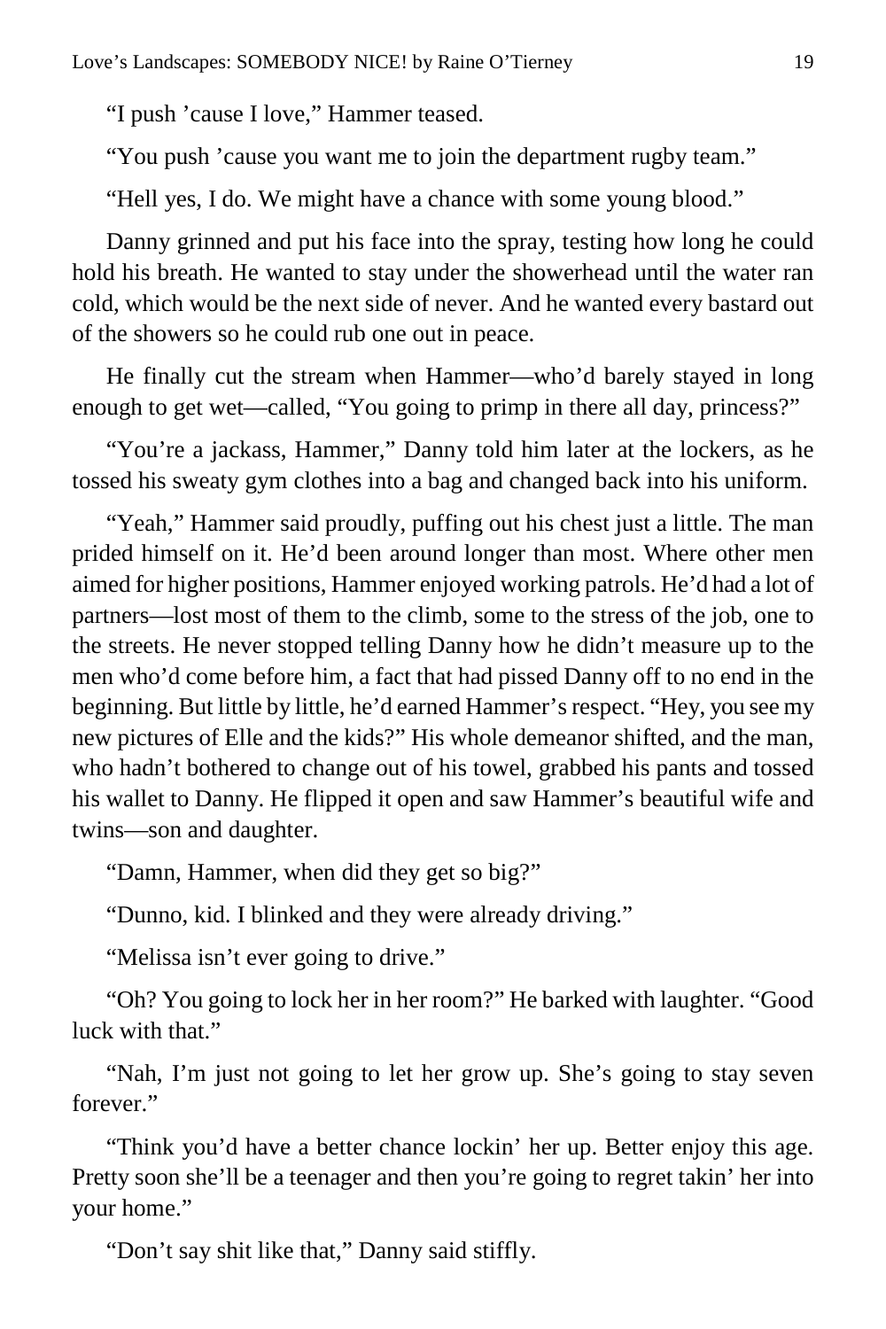"I push 'cause I love," Hammer teased.

"You push 'cause you want me to join the department rugby team."

"Hell yes, I do. We might have a chance with some young blood."

Danny grinned and put his face into the spray, testing how long he could hold his breath. He wanted to stay under the showerhead until the water ran cold, which would be the next side of never. And he wanted every bastard out of the showers so he could rub one out in peace.

He finally cut the stream when Hammer—who'd barely stayed in long enough to get wet—called, "You going to primp in there all day, princess?"

"You're a jackass, Hammer," Danny told him later at the lockers, as he tossed his sweaty gym clothes into a bag and changed back into his uniform.

"Yeah," Hammer said proudly, puffing out his chest just a little. The man prided himself on it. He'd been around longer than most. Where other men aimed for higher positions, Hammer enjoyed working patrols. He'd had a lot of partners—lost most of them to the climb, some to the stress of the job, one to the streets. He never stopped telling Danny how he didn't measure up to the men who'd come before him, a fact that had pissed Danny off to no end in the beginning. But little by little, he'd earned Hammer's respect. "Hey, you see my new pictures of Elle and the kids?" His whole demeanor shifted, and the man, who hadn't bothered to change out of his towel, grabbed his pants and tossed his wallet to Danny. He flipped it open and saw Hammer's beautiful wife and twins—son and daughter.

"Damn, Hammer, when did they get so big?"

"Dunno, kid. I blinked and they were already driving."

"Melissa isn't ever going to drive."

"Oh? You going to lock her in her room?" He barked with laughter. "Good luck with that."

"Nah, I'm just not going to let her grow up. She's going to stay seven forever."

"Think you'd have a better chance lockin' her up. Better enjoy this age. Pretty soon she'll be a teenager and then you're going to regret takin' her into your home."

"Don't say shit like that," Danny said stiffly.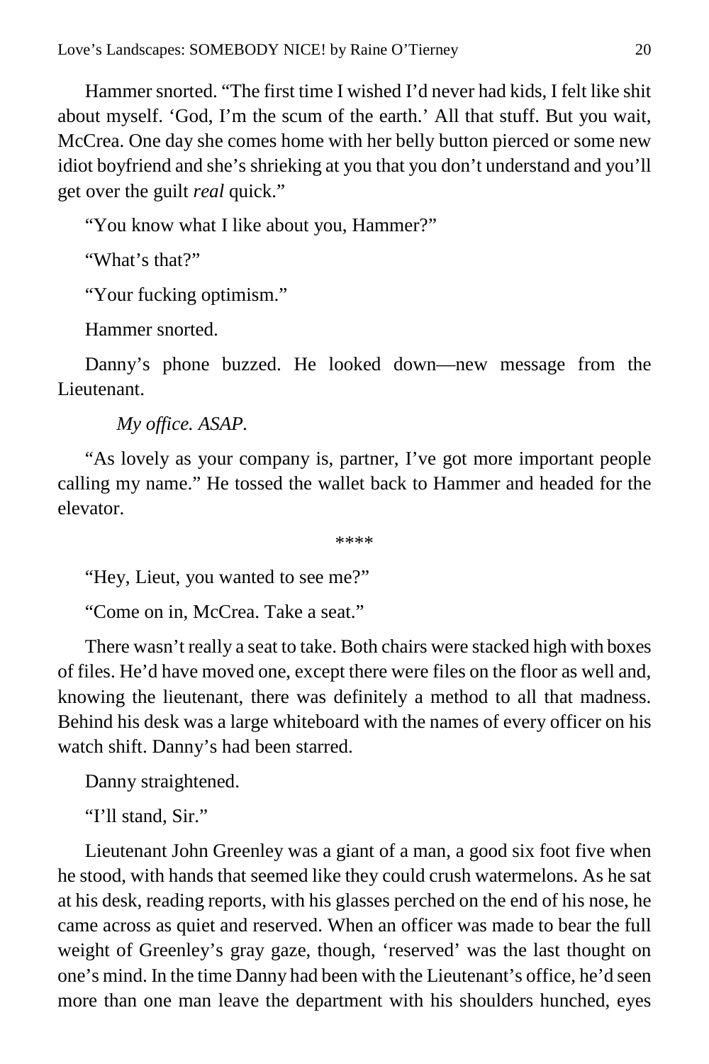Hammer snorted. "The first time I wished I'd never had kids, I felt like shit about myself. 'God, I'm the scum of the earth.' All that stuff. But you wait, McCrea. One day she comes home with her belly button pierced or some new idiot boyfriend and she's shrieking at you that you don't understand and you'll get over the guilt *real* quick."

"You know what I like about you, Hammer?"

"What's that?"

"Your fucking optimism."

Hammer snorted.

Danny's phone buzzed. He looked down—new message from the Lieutenant.

*My office. ASAP.*

"As lovely as your company is, partner, I've got more important people calling my name." He tossed the wallet back to Hammer and headed for the elevator.

****

"Hey, Lieut, you wanted to see me?"

"Come on in, McCrea. Take a seat."

There wasn't really a seat to take. Both chairs were stacked high with boxes of files. He'd have moved one, except there were files on the floor as well and, knowing the lieutenant, there was definitely a method to all that madness. Behind his desk was a large whiteboard with the names of every officer on his watch shift. Danny's had been starred.

Danny straightened.

"I'll stand, Sir."

Lieutenant John Greenley was a giant of a man, a good six foot five when he stood, with hands that seemed like they could crush watermelons. As he sat at his desk, reading reports, with his glasses perched on the end of his nose, he came across as quiet and reserved. When an officer was made to bear the full weight of Greenley's gray gaze, though, 'reserved' was the last thought on one's mind. In the time Danny had been with the Lieutenant's office, he'd seen more than one man leave the department with his shoulders hunched, eyes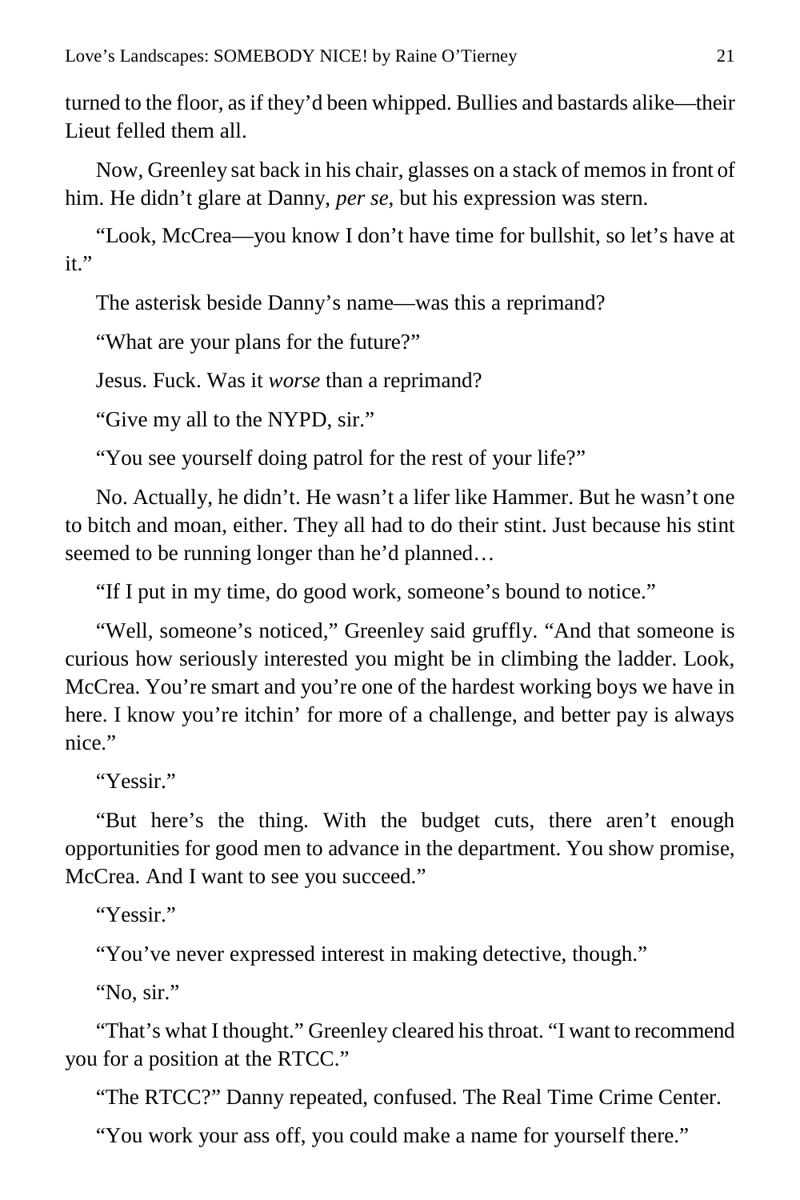turned to the floor, as if they'd been whipped. Bullies and bastards alike—their Lieut felled them all.

Now, Greenley sat back in his chair, glasses on a stack of memos in front of him. He didn't glare at Danny, *per se*, but his expression was stern.

"Look, McCrea—you know I don't have time for bullshit, so let's have at it."

The asterisk beside Danny's name—was this a reprimand?

"What are your plans for the future?"

Jesus. Fuck. Was it *worse* than a reprimand?

"Give my all to the NYPD, sir."

"You see yourself doing patrol for the rest of your life?"

No. Actually, he didn't. He wasn't a lifer like Hammer. But he wasn't one to bitch and moan, either. They all had to do their stint. Just because his stint seemed to be running longer than he'd planned…

"If I put in my time, do good work, someone's bound to notice."

"Well, someone's noticed," Greenley said gruffly. "And that someone is curious how seriously interested you might be in climbing the ladder. Look, McCrea. You're smart and you're one of the hardest working boys we have in here. I know you're itchin' for more of a challenge, and better pay is always nice."

"Yessir."

"But here's the thing. With the budget cuts, there aren't enough opportunities for good men to advance in the department. You show promise, McCrea. And I want to see you succeed."

"Yessir."

"You've never expressed interest in making detective, though."

"No, sir."

"That's what I thought." Greenley cleared his throat. "I want to recommend you for a position at the RTCC."

"The RTCC?" Danny repeated, confused. The Real Time Crime Center.

"You work your ass off, you could make a name for yourself there."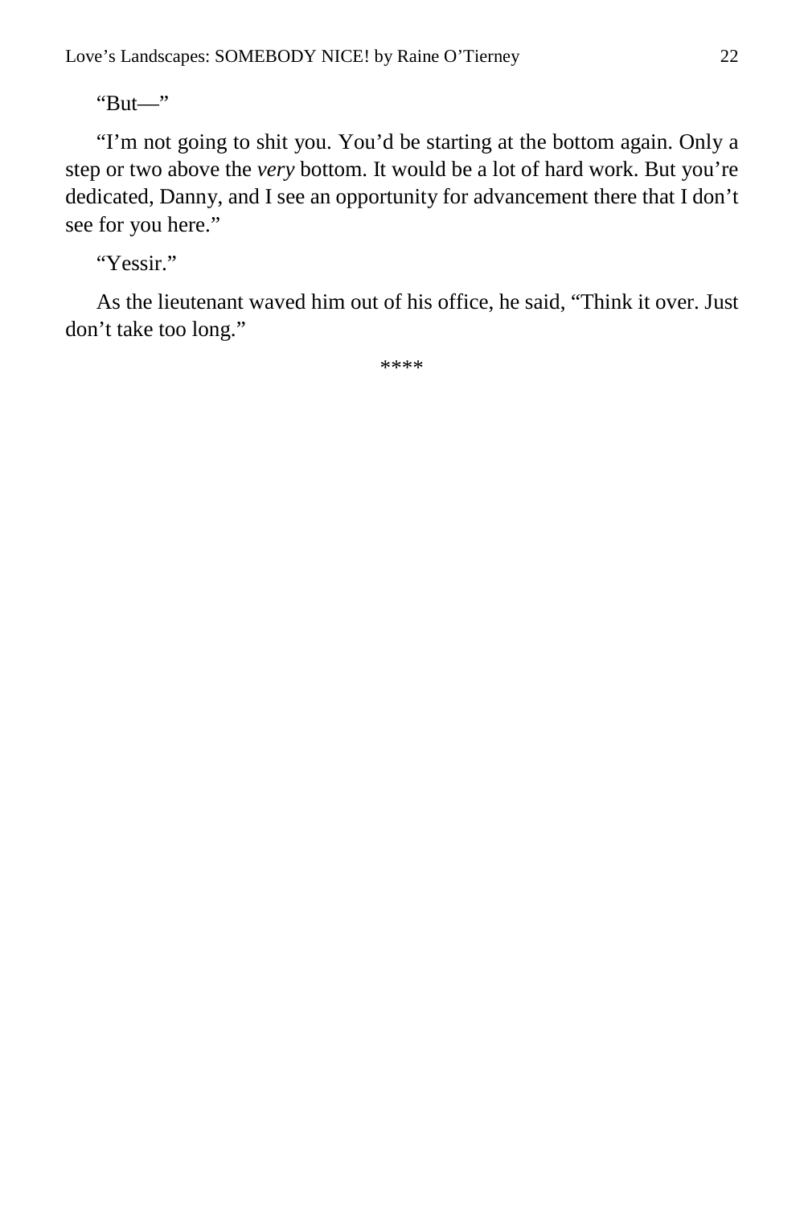"But—"

"I'm not going to shit you. You'd be starting at the bottom again. Only a step or two above the *very* bottom. It would be a lot of hard work. But you're dedicated, Danny, and I see an opportunity for advancement there that I don't see for you here."

"Yessir."

As the lieutenant waved him out of his office, he said, "Think it over. Just don't take too long."

****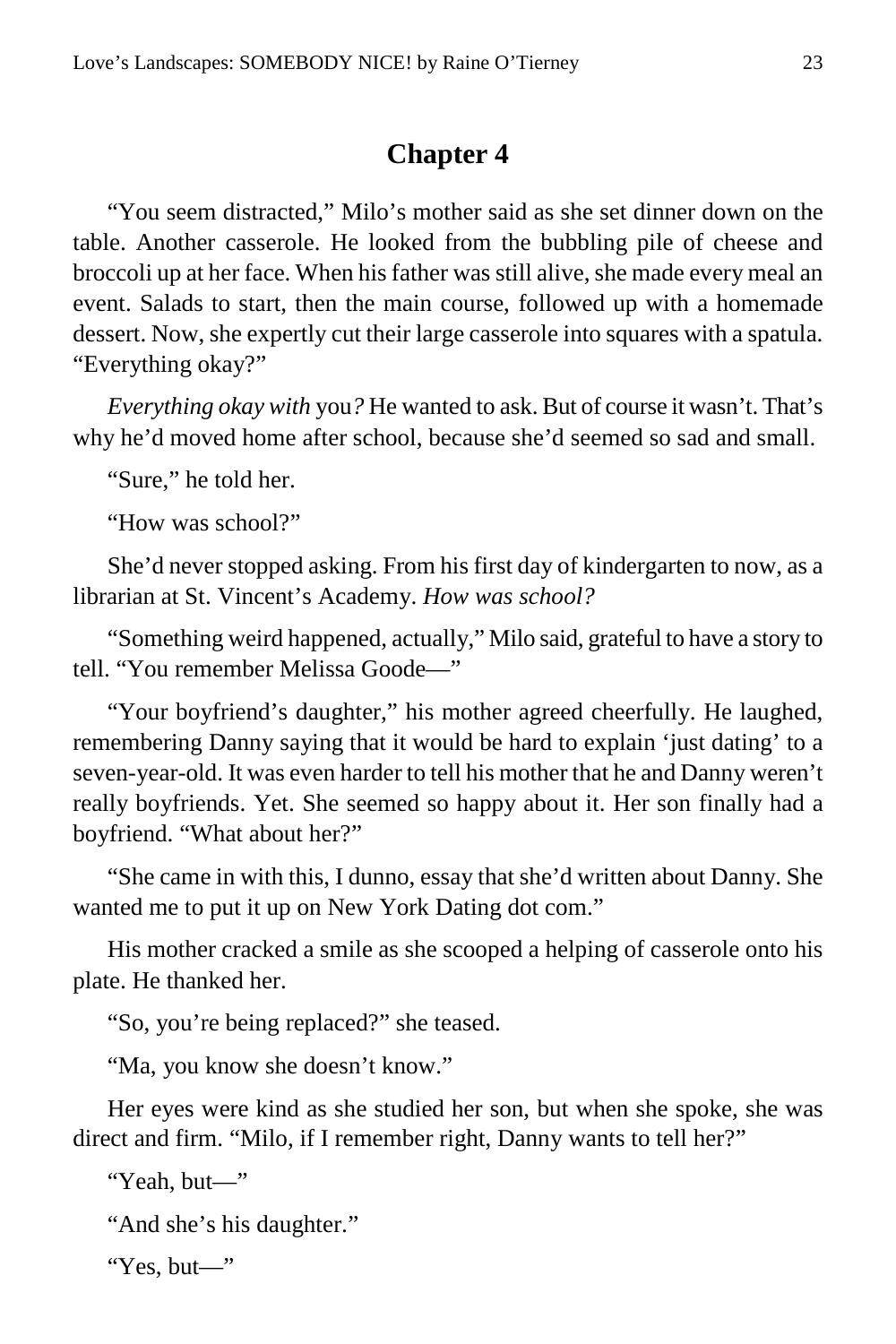# Chapter 4

"You seem distracted," Milo's mother said as she set dinner down on the table. Another casserole. He looked from the bubbling pile of cheese and broccoli up at her face. When his father was still alive, she made every meal an event. Salads to start, then the main course, followed up with a homemade dessert. Now, she expertly cut their large casserole into squares with a spatula. "Everything okay?"

*Everything okay with* you*?* He wanted to ask. But of course it wasn't. That's why he'd moved home after school, because she'd seemed so sad and small.

"Sure," he told her.

"How was school?"

She'd never stopped asking. From his first day of kindergarten to now, as a librarian at St. Vincent's Academy. *How was school?*

"Something weird happened, actually," Milo said, grateful to have a story to tell. "You remember Melissa Goode—"

"Your boyfriend's daughter," his mother agreed cheerfully. He laughed, remembering Danny saying that it would be hard to explain 'just dating' to a seven-year-old. It was even harder to tell his mother that he and Danny weren't really boyfriends. Yet. She seemed so happy about it. Her son finally had a boyfriend. "What about her?"

"She came in with this, I dunno, essay that she'd written about Danny. She wanted me to put it up on New York Dating dot com."

His mother cracked a smile as she scooped a helping of casserole onto his plate. He thanked her.

"So, you're being replaced?" she teased.

"Ma, you know she doesn't know."

Her eyes were kind as she studied her son, but when she spoke, she was direct and firm. "Milo, if I remember right, Danny wants to tell her?"

"Yeah, but—"

"And she's his daughter."

"Yes, but—"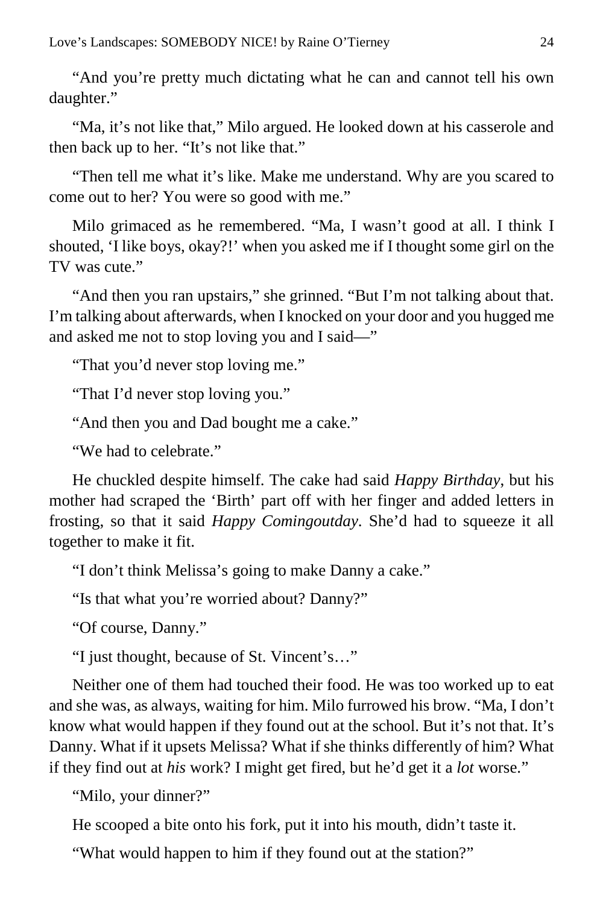"And you're pretty much dictating what he can and cannot tell his own daughter."

"Ma, it's not like that," Milo argued. He looked down at his casserole and then back up to her. "It's not like that."

"Then tell me what it's like. Make me understand. Why are you scared to come out to her? You were so good with me."

Milo grimaced as he remembered. "Ma, I wasn't good at all. I think I shouted, 'I like boys, okay?!' when you asked me if I thought some girl on the TV was cute."

"And then you ran upstairs," she grinned. "But I'm not talking about that. I'm talking about afterwards, when I knocked on your door and you hugged me and asked me not to stop loving you and I said—"

"That you'd never stop loving me."

"That I'd never stop loving you."

"And then you and Dad bought me a cake."

"We had to celebrate."

He chuckled despite himself. The cake had said *Happy Birthday*, but his mother had scraped the 'Birth' part off with her finger and added letters in frosting, so that it said *Happy Comingoutday*. She'd had to squeeze it all together to make it fit.

"I don't think Melissa's going to make Danny a cake."

"Is that what you're worried about? Danny?"

"Of course, Danny."

"I just thought, because of St. Vincent's…"

Neither one of them had touched their food. He was too worked up to eat and she was, as always, waiting for him. Milo furrowed his brow. "Ma, I don't know what would happen if they found out at the school. But it's not that. It's Danny. What if it upsets Melissa? What if she thinks differently of him? What if they find out at *his* work? I might get fired, but he'd get it a *lot* worse."

"Milo, your dinner?"

He scooped a bite onto his fork, put it into his mouth, didn't taste it.

"What would happen to him if they found out at the station?"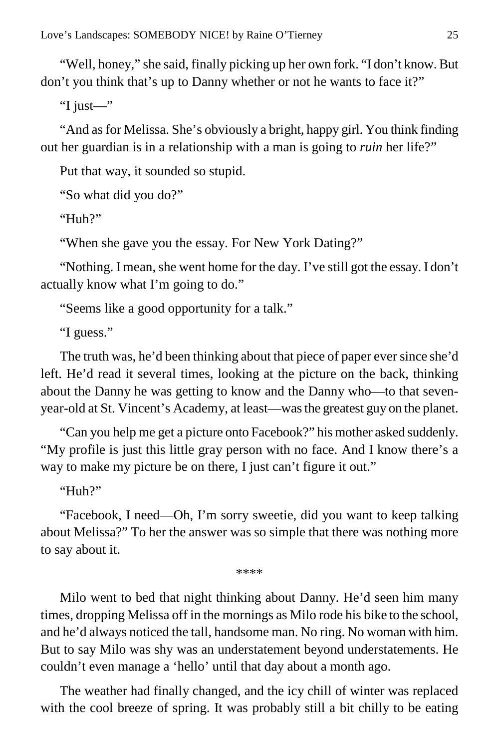"Well, honey," she said, finally picking up her own fork. "I don't know. But don't you think that's up to Danny whether or not he wants to face it?"

"I just—"

"And as for Melissa. She's obviously a bright, happy girl. You think finding out her guardian is in a relationship with a man is going to *ruin* her life?"

Put that way, it sounded so stupid.

"So what did you do?"

"Huh?"

"When she gave you the essay. For New York Dating?"

"Nothing. I mean, she went home for the day. I've still got the essay. I don't actually know what I'm going to do."

"Seems like a good opportunity for a talk."

"I guess."

The truth was, he'd been thinking about that piece of paper ever since she'd left. He'd read it several times, looking at the picture on the back, thinking about the Danny he was getting to know and the Danny who—to that seven-year-old at St. Vincent's Academy, at least—was the greatest guy on the planet.

"Can you help me get a picture onto Facebook?" his mother asked suddenly. "My profile is just this little gray person with no face. And I know there's a way to make my picture be on there, I just can't figure it out."

"Huh?"

"Facebook, I need—Oh, I'm sorry sweetie, did you want to keep talking about Melissa?" To her the answer was so simple that there was nothing more to say about it.

****

Milo went to bed that night thinking about Danny. He'd seen him many times, dropping Melissa off in the mornings as Milo rode his bike to the school, and he'd always noticed the tall, handsome man. No ring. No woman with him. But to say Milo was shy was an understatement beyond understatements. He couldn't even manage a 'hello' until that day about a month ago.

The weather had finally changed, and the icy chill of winter was replaced with the cool breeze of spring. It was probably still a bit chilly to be eating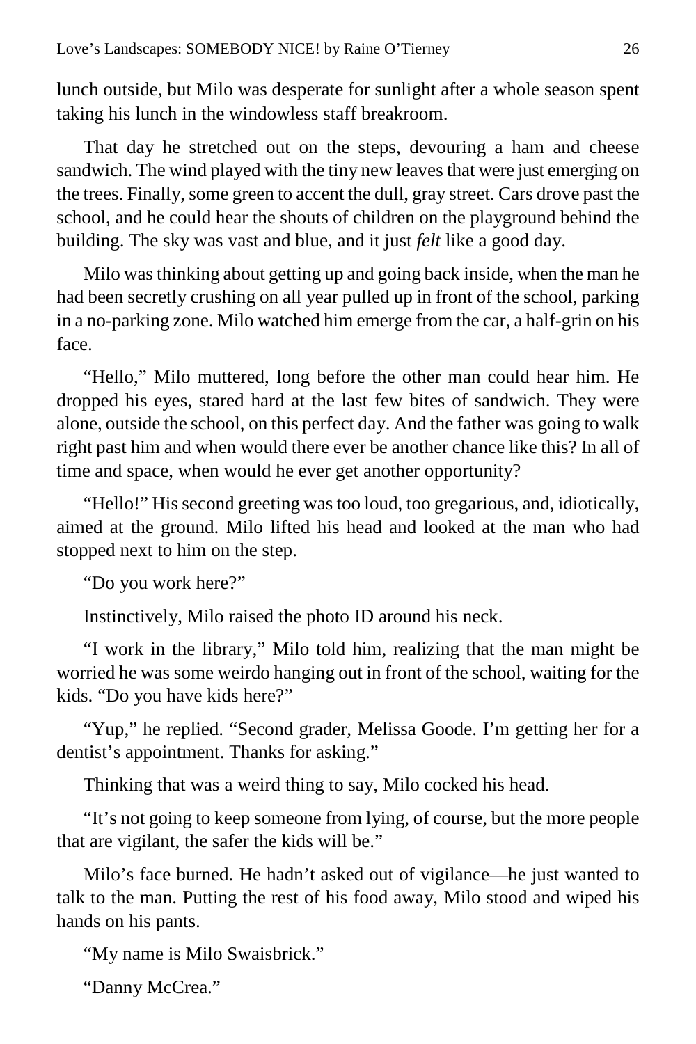lunch outside, but Milo was desperate for sunlight after a whole season spent taking his lunch in the windowless staff breakroom.

That day he stretched out on the steps, devouring a ham and cheese sandwich. The wind played with the tiny new leaves that were just emerging on the trees. Finally, some green to accent the dull, gray street. Cars drove past the school, and he could hear the shouts of children on the playground behind the building. The sky was vast and blue, and it just *felt* like a good day.

Milo was thinking about getting up and going back inside, when the man he had been secretly crushing on all year pulled up in front of the school, parking in a no-parking zone. Milo watched him emerge from the car, a half-grin on his face.

"Hello," Milo muttered, long before the other man could hear him. He dropped his eyes, stared hard at the last few bites of sandwich. They were alone, outside the school, on this perfect day. And the father was going to walk right past him and when would there ever be another chance like this? In all of time and space, when would he ever get another opportunity?

"Hello!" His second greeting was too loud, too gregarious, and, idiotically, aimed at the ground. Milo lifted his head and looked at the man who had stopped next to him on the step.

"Do you work here?"

Instinctively, Milo raised the photo ID around his neck.

"I work in the library," Milo told him, realizing that the man might be worried he was some weirdo hanging out in front of the school, waiting for the kids. "Do you have kids here?"

"Yup," he replied. "Second grader, Melissa Goode. I'm getting her for a dentist's appointment. Thanks for asking."

Thinking that was a weird thing to say, Milo cocked his head.

"It's not going to keep someone from lying, of course, but the more people that are vigilant, the safer the kids will be."

Milo's face burned. He hadn't asked out of vigilance—he just wanted to talk to the man. Putting the rest of his food away, Milo stood and wiped his hands on his pants.

"My name is Milo Swaisbrick."

"Danny McCrea."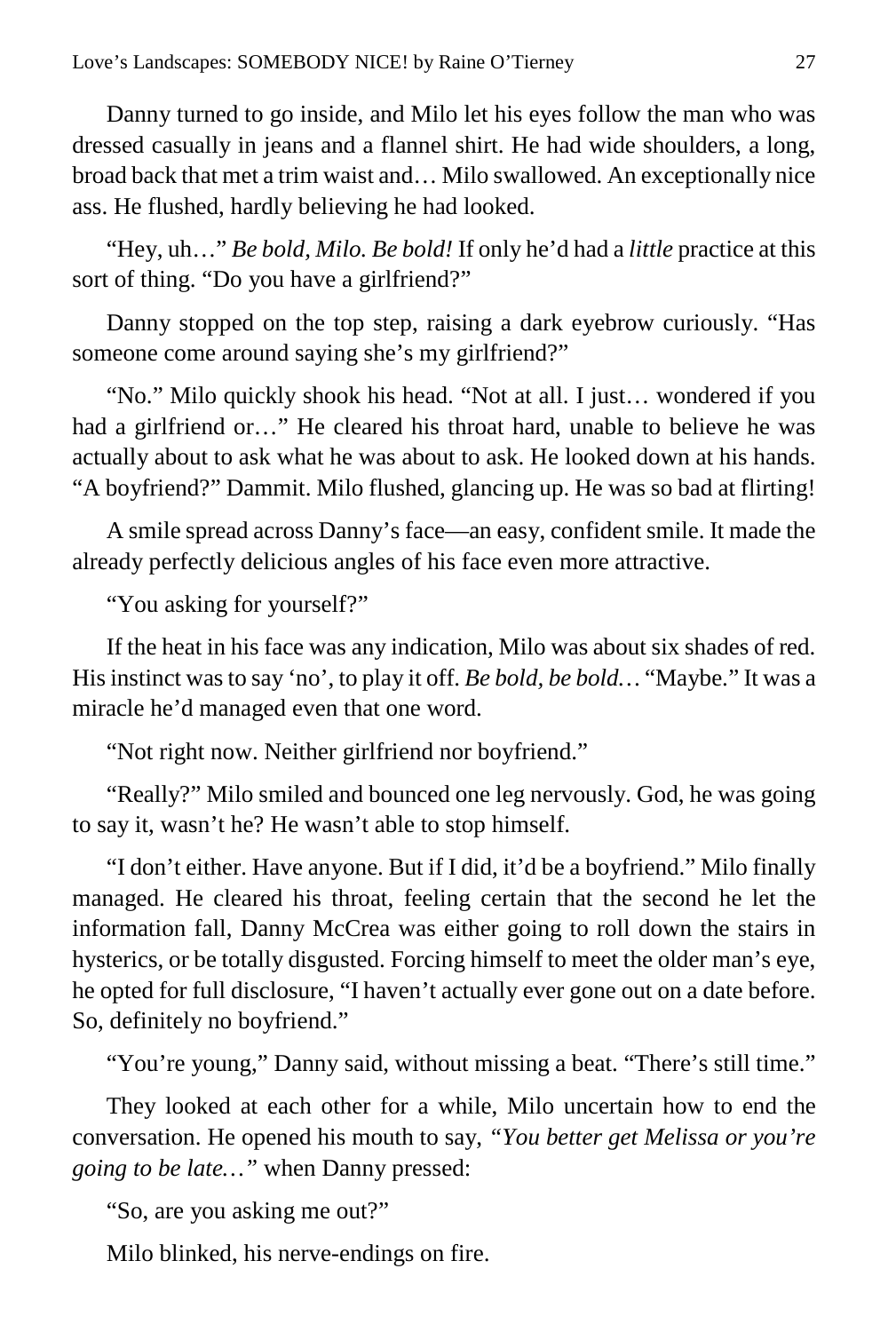Danny turned to go inside, and Milo let his eyes follow the man who was dressed casually in jeans and a flannel shirt. He had wide shoulders, a long, broad back that met a trim waist and… Milo swallowed. An exceptionally nice ass. He flushed, hardly believing he had looked.

"Hey, uh…" *Be bold, Milo. Be bold!* If only he'd had a *little* practice at this sort of thing. "Do you have a girlfriend?"

Danny stopped on the top step, raising a dark eyebrow curiously. "Has someone come around saying she's my girlfriend?"

"No." Milo quickly shook his head. "Not at all. I just… wondered if you had a girlfriend or…" He cleared his throat hard, unable to believe he was actually about to ask what he was about to ask. He looked down at his hands. "A boyfriend?" Dammit. Milo flushed, glancing up. He was so bad at flirting!

A smile spread across Danny's face—an easy, confident smile. It made the already perfectly delicious angles of his face even more attractive.

"You asking for yourself?"

If the heat in his face was any indication, Milo was about six shades of red. His instinct was to say 'no', to play it off. *Be bold, be bold…* "Maybe." It was a miracle he'd managed even that one word.

"Not right now. Neither girlfriend nor boyfriend."

"Really?" Milo smiled and bounced one leg nervously. God, he was going to say it, wasn't he? He wasn't able to stop himself.

"I don't either. Have anyone. But if I did, it'd be a boyfriend." Milo finally managed. He cleared his throat, feeling certain that the second he let the information fall, Danny McCrea was either going to roll down the stairs in hysterics, or be totally disgusted. Forcing himself to meet the older man's eye, he opted for full disclosure, "I haven't actually ever gone out on a date before. So, definitely no boyfriend."

"You're young," Danny said, without missing a beat. "There's still time."

They looked at each other for a while, Milo uncertain how to end the conversation. He opened his mouth to say, *"You better get Melissa or you're going to be late…"* when Danny pressed:

"So, are you asking me out?"

Milo blinked, his nerve-endings on fire.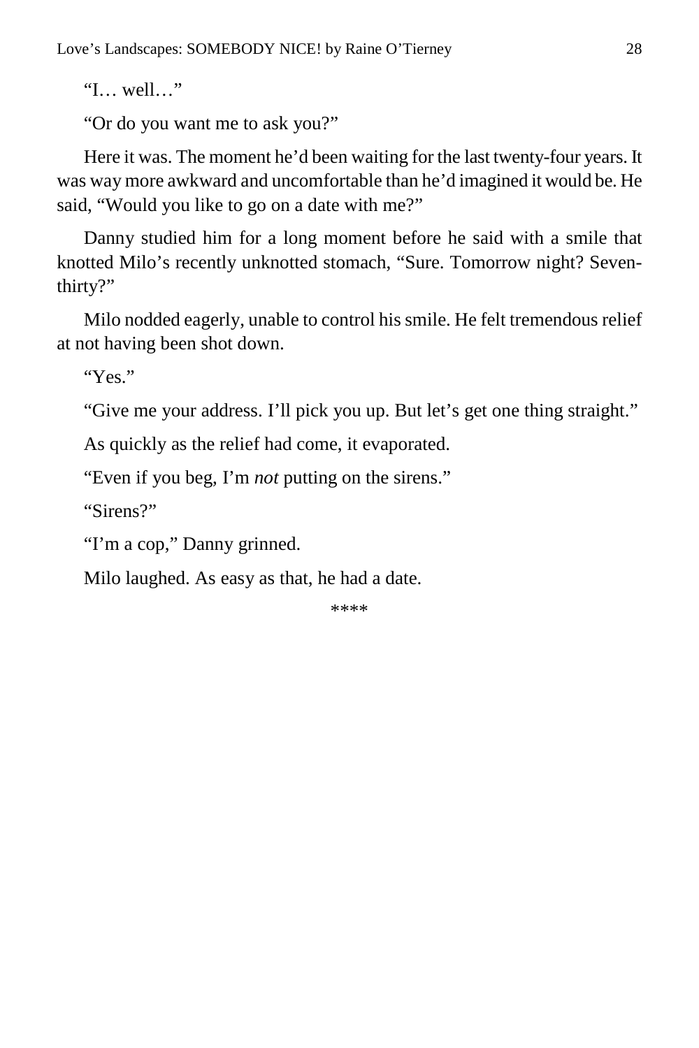"I… well…"

"Or do you want me to ask you?"

Here it was. The moment he'd been waiting for the last twenty-four years. It was way more awkward and uncomfortable than he'd imagined it would be. He said, "Would you like to go on a date with me?"

Danny studied him for a long moment before he said with a smile that knotted Milo's recently unknotted stomach, "Sure. Tomorrow night? Seven-thirty?"

Milo nodded eagerly, unable to control his smile. He felt tremendous relief at not having been shot down.

"Yes."

"Give me your address. I'll pick you up. But let's get one thing straight."

As quickly as the relief had come, it evaporated.

"Even if you beg, I'm *not* putting on the sirens."

"Sirens?"

"I'm a cop," Danny grinned.

Milo laughed. As easy as that, he had a date.

****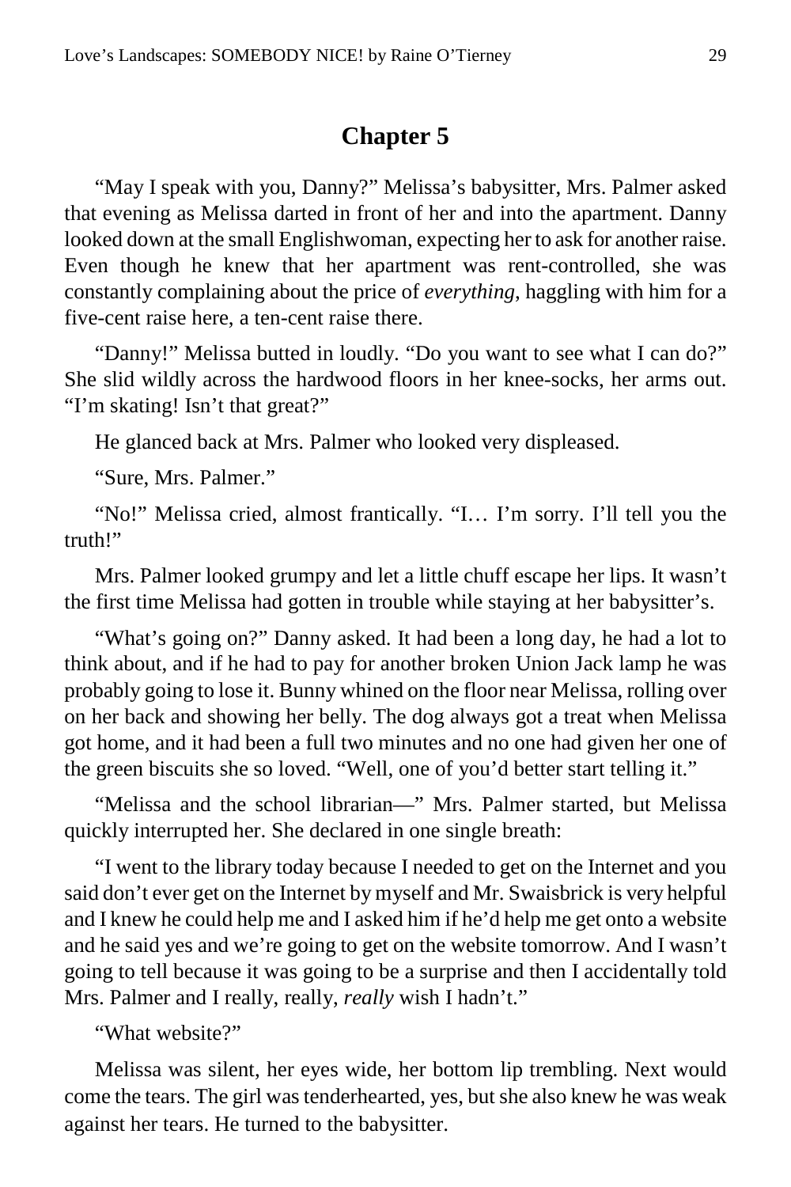# Chapter 5

"May I speak with you, Danny?" Melissa's babysitter, Mrs. Palmer asked that evening as Melissa darted in front of her and into the apartment. Danny looked down at the small Englishwoman, expecting her to ask for another raise. Even though he knew that her apartment was rent-controlled, she was constantly complaining about the price of *everything*, haggling with him for a five-cent raise here, a ten-cent raise there.

"Danny!" Melissa butted in loudly. "Do you want to see what I can do?" She slid wildly across the hardwood floors in her knee-socks, her arms out. "I'm skating! Isn't that great?"

He glanced back at Mrs. Palmer who looked very displeased.

"Sure, Mrs. Palmer."

"No!" Melissa cried, almost frantically. "I… I'm sorry. I'll tell you the truth!"

Mrs. Palmer looked grumpy and let a little chuff escape her lips. It wasn't the first time Melissa had gotten in trouble while staying at her babysitter's.

"What's going on?" Danny asked. It had been a long day, he had a lot to think about, and if he had to pay for another broken Union Jack lamp he was probably going to lose it. Bunny whined on the floor near Melissa, rolling over on her back and showing her belly. The dog always got a treat when Melissa got home, and it had been a full two minutes and no one had given her one of the green biscuits she so loved. "Well, one of you'd better start telling it."

"Melissa and the school librarian—" Mrs. Palmer started, but Melissa quickly interrupted her. She declared in one single breath:

"I went to the library today because I needed to get on the Internet and you said don't ever get on the Internet by myself and Mr. Swaisbrick is very helpful and I knew he could help me and I asked him if he'd help me get onto a website and he said yes and we're going to get on the website tomorrow. And I wasn't going to tell because it was going to be a surprise and then I accidentally told Mrs. Palmer and I really, really, *really* wish I hadn't."

"What website?"

Melissa was silent, her eyes wide, her bottom lip trembling. Next would come the tears. The girl was tenderhearted, yes, but she also knew he was weak against her tears. He turned to the babysitter.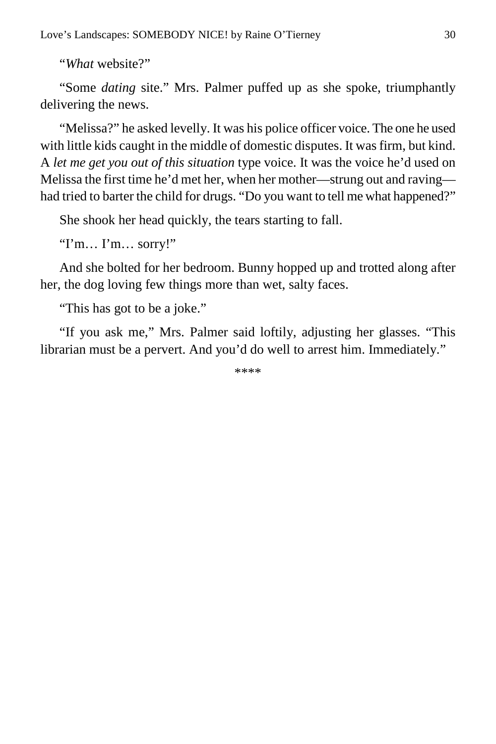"*What* website?"

"Some *dating* site." Mrs. Palmer puffed up as she spoke, triumphantly delivering the news.

"Melissa?" he asked levelly. It was his police officer voice. The one he used with little kids caught in the middle of domestic disputes. It was firm, but kind. A *let me get you out of this situation* type voice. It was the voice he'd used on Melissa the first time he'd met her, when her mother—strung out and raving—had tried to barter the child for drugs. "Do you want to tell me what happened?"

She shook her head quickly, the tears starting to fall.

"I'm… I'm… sorry!"

And she bolted for her bedroom. Bunny hopped up and trotted along after her, the dog loving few things more than wet, salty faces.

"This has got to be a joke."

"If you ask me," Mrs. Palmer said loftily, adjusting her glasses. "This librarian must be a pervert. And you'd do well to arrest him. Immediately."

****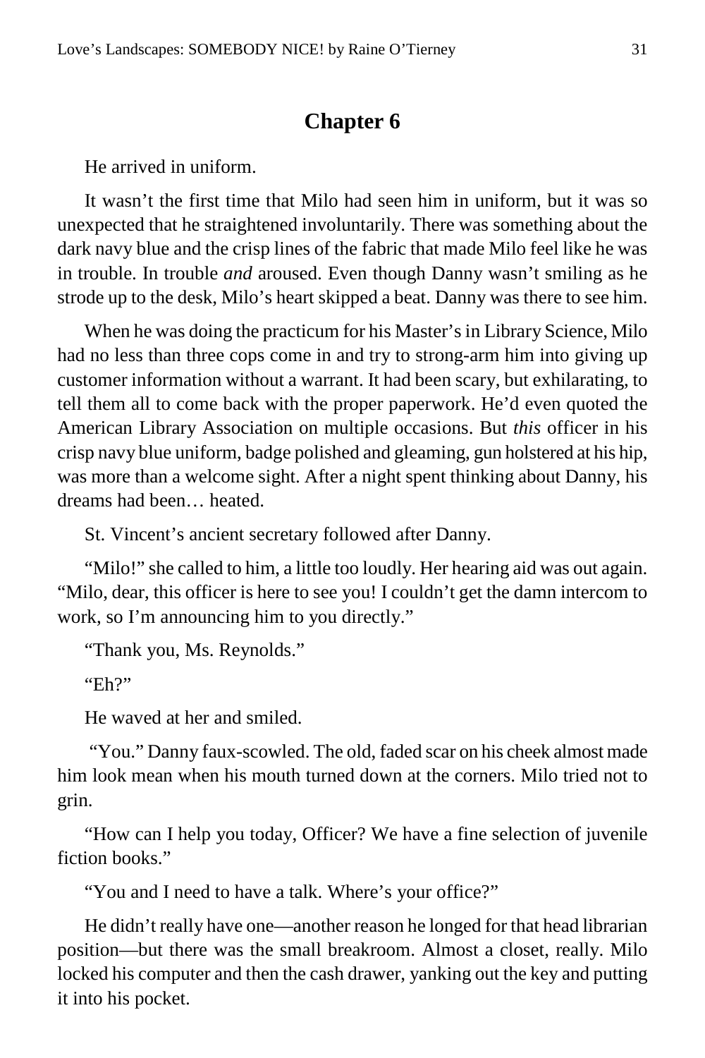## Chapter 6

He arrived in uniform.

It wasn't the first time that Milo had seen him in uniform, but it was so unexpected that he straightened involuntarily. There was something about the dark navy blue and the crisp lines of the fabric that made Milo feel like he was in trouble. In trouble *and* aroused. Even though Danny wasn't smiling as he strode up to the desk, Milo's heart skipped a beat. Danny was there to see him.

When he was doing the practicum for his Master's in Library Science, Milo had no less than three cops come in and try to strong-arm him into giving up customer information without a warrant. It had been scary, but exhilarating, to tell them all to come back with the proper paperwork. He'd even quoted the American Library Association on multiple occasions. But *this* officer in his crisp navy blue uniform, badge polished and gleaming, gun holstered at his hip, was more than a welcome sight. After a night spent thinking about Danny, his dreams had been… heated.

St. Vincent's ancient secretary followed after Danny.

"Milo!" she called to him, a little too loudly. Her hearing aid was out again. "Milo, dear, this officer is here to see you! I couldn't get the damn intercom to work, so I'm announcing him to you directly."

"Thank you, Ms. Reynolds."

"Eh?"

He waved at her and smiled.

"You." Danny faux-scowled. The old, faded scar on his cheek almost made him look mean when his mouth turned down at the corners. Milo tried not to grin.

"How can I help you today, Officer? We have a fine selection of juvenile fiction books."

"You and I need to have a talk. Where's your office?"

He didn't really have one—another reason he longed for that head librarian position—but there was the small breakroom. Almost a closet, really. Milo locked his computer and then the cash drawer, yanking out the key and putting it into his pocket.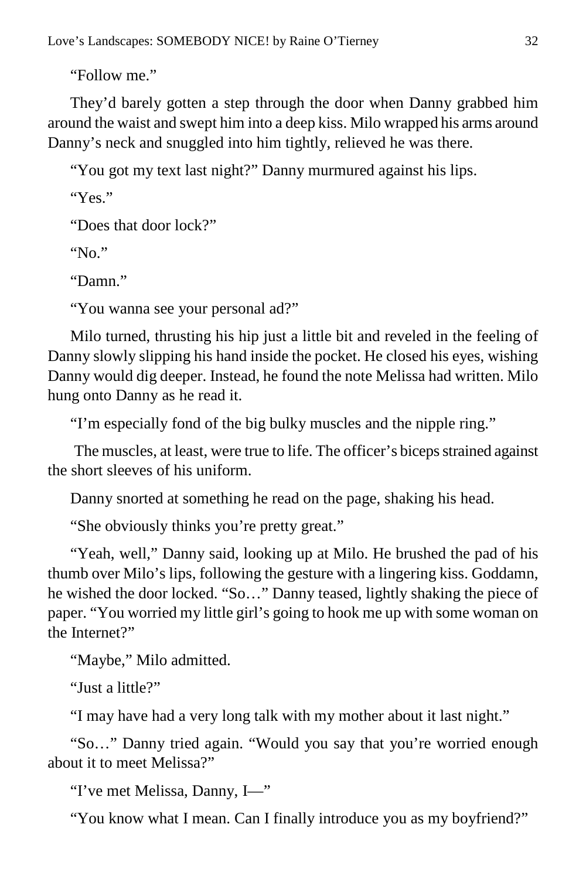"Follow me."

They'd barely gotten a step through the door when Danny grabbed him around the waist and swept him into a deep kiss. Milo wrapped his arms around Danny's neck and snuggled into him tightly, relieved he was there.

"You got my text last night?" Danny murmured against his lips.

"Yes."

"Does that door lock?"

"No."

"Damn."

"You wanna see your personal ad?"

Milo turned, thrusting his hip just a little bit and reveled in the feeling of Danny slowly slipping his hand inside the pocket. He closed his eyes, wishing Danny would dig deeper. Instead, he found the note Melissa had written. Milo hung onto Danny as he read it.

"I'm especially fond of the big bulky muscles and the nipple ring."

The muscles, at least, were true to life. The officer's biceps strained against the short sleeves of his uniform.

Danny snorted at something he read on the page, shaking his head.

"She obviously thinks you're pretty great."

"Yeah, well," Danny said, looking up at Milo. He brushed the pad of his thumb over Milo's lips, following the gesture with a lingering kiss. Goddamn, he wished the door locked. "So…" Danny teased, lightly shaking the piece of paper. "You worried my little girl's going to hook me up with some woman on the Internet?"

"Maybe," Milo admitted.

"Just a little?"

"I may have had a very long talk with my mother about it last night."

"So…" Danny tried again. "Would you say that you're worried enough about it to meet Melissa?"

"I've met Melissa, Danny, I—"

"You know what I mean. Can I finally introduce you as my boyfriend?"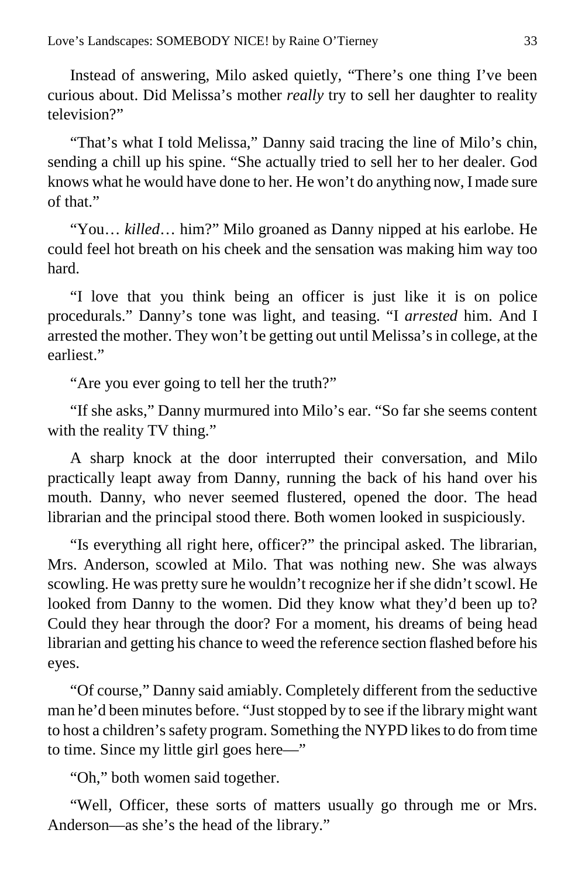Instead of answering, Milo asked quietly, “There’s one thing I’ve been curious about. Did Melissa’s mother *really* try to sell her daughter to reality television?”

“That’s what I told Melissa,” Danny said tracing the line of Milo’s chin, sending a chill up his spine. “She actually tried to sell her to her dealer. God knows what he would have done to her. He won’t do anything now, I made sure of that.”

“You… *killed*… him?” Milo groaned as Danny nipped at his earlobe. He could feel hot breath on his cheek and the sensation was making him way too hard.

“I love that you think being an officer is just like it is on police procedurals.” Danny’s tone was light, and teasing. “I *arrested* him. And I arrested the mother. They won’t be getting out until Melissa’s in college, at the earliest.”

“Are you ever going to tell her the truth?”

“If she asks,” Danny murmured into Milo’s ear. “So far she seems content with the reality TV thing.”

A sharp knock at the door interrupted their conversation, and Milo practically leapt away from Danny, running the back of his hand over his mouth. Danny, who never seemed flustered, opened the door. The head librarian and the principal stood there. Both women looked in suspiciously.

“Is everything all right here, officer?” the principal asked. The librarian, Mrs. Anderson, scowled at Milo. That was nothing new. She was always scowling. He was pretty sure he wouldn’t recognize her if she didn’t scowl. He looked from Danny to the women. Did they know what they’d been up to? Could they hear through the door? For a moment, his dreams of being head librarian and getting his chance to weed the reference section flashed before his eyes.

“Of course,” Danny said amiably. Completely different from the seductive man he’d been minutes before. “Just stopped by to see if the library might want to host a children’s safety program. Something the NYPD likes to do from time to time. Since my little girl goes here—”

“Oh,” both women said together.

“Well, Officer, these sorts of matters usually go through me or Mrs. Anderson—as she’s the head of the library.”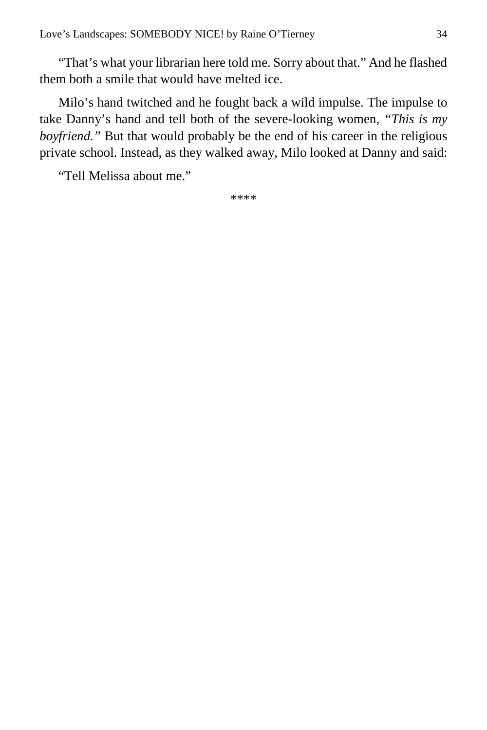"That's what your librarian here told me. Sorry about that." And he flashed them both a smile that would have melted ice.

Milo's hand twitched and he fought back a wild impulse. The impulse to take Danny's hand and tell both of the severe-looking women, *"This is my boyfriend."* But that would probably be the end of his career in the religious private school. Instead, as they walked away, Milo looked at Danny and said:

"Tell Melissa about me."

****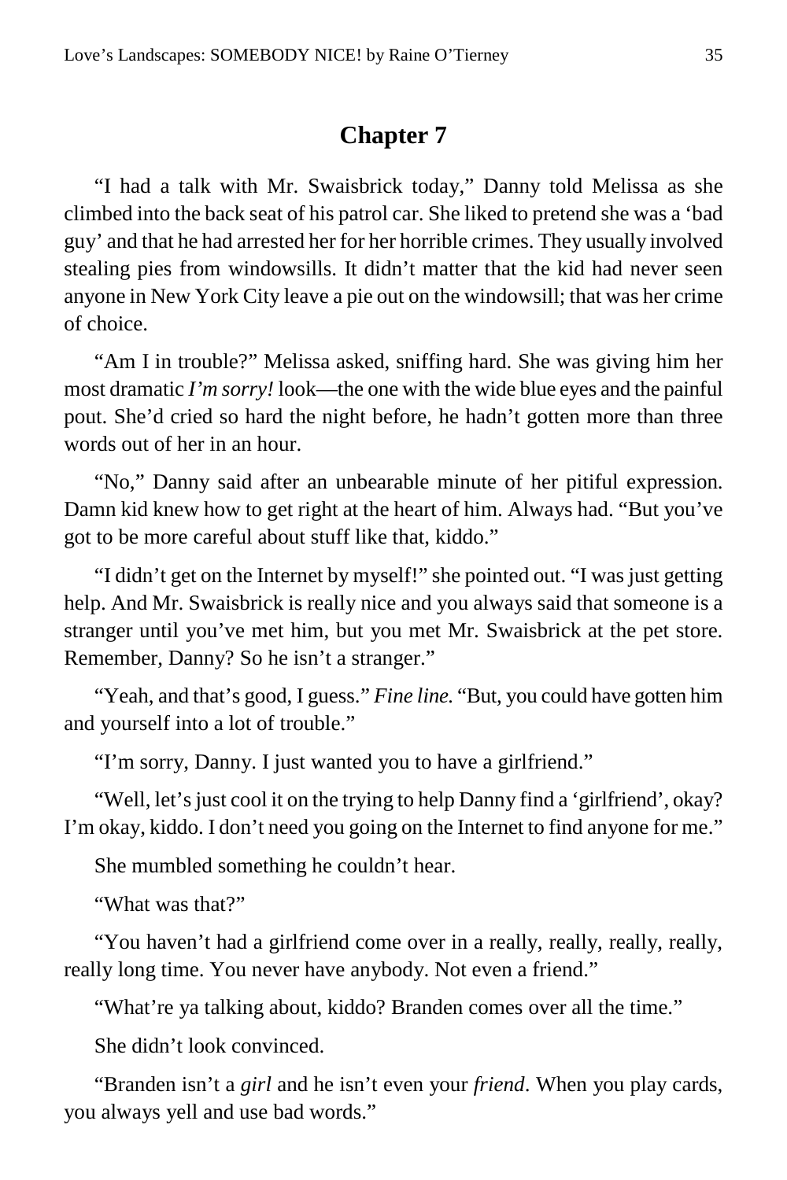## Chapter 7

"I had a talk with Mr. Swaisbrick today," Danny told Melissa as she climbed into the back seat of his patrol car. She liked to pretend she was a 'bad guy' and that he had arrested her for her horrible crimes. They usually involved stealing pies from windowsills. It didn't matter that the kid had never seen anyone in New York City leave a pie out on the windowsill; that was her crime of choice.

"Am I in trouble?" Melissa asked, sniffing hard. She was giving him her most dramatic *I'm sorry!* look—the one with the wide blue eyes and the painful pout. She'd cried so hard the night before, he hadn't gotten more than three words out of her in an hour.

"No," Danny said after an unbearable minute of her pitiful expression. Damn kid knew how to get right at the heart of him. Always had. "But you've got to be more careful about stuff like that, kiddo."

"I didn't get on the Internet by myself!" she pointed out. "I was just getting help. And Mr. Swaisbrick is really nice and you always said that someone is a stranger until you've met him, but you met Mr. Swaisbrick at the pet store. Remember, Danny? So he isn't a stranger."

"Yeah, and that's good, I guess." *Fine line.* "But, you could have gotten him and yourself into a lot of trouble."

"I'm sorry, Danny. I just wanted you to have a girlfriend."

"Well, let's just cool it on the trying to help Danny find a 'girlfriend', okay? I'm okay, kiddo. I don't need you going on the Internet to find anyone for me."

She mumbled something he couldn't hear.

"What was that?"

"You haven't had a girlfriend come over in a really, really, really, really, really long time. You never have anybody. Not even a friend."

"What're ya talking about, kiddo? Branden comes over all the time."

She didn't look convinced.

"Branden isn't a *girl* and he isn't even your *friend*. When you play cards, you always yell and use bad words."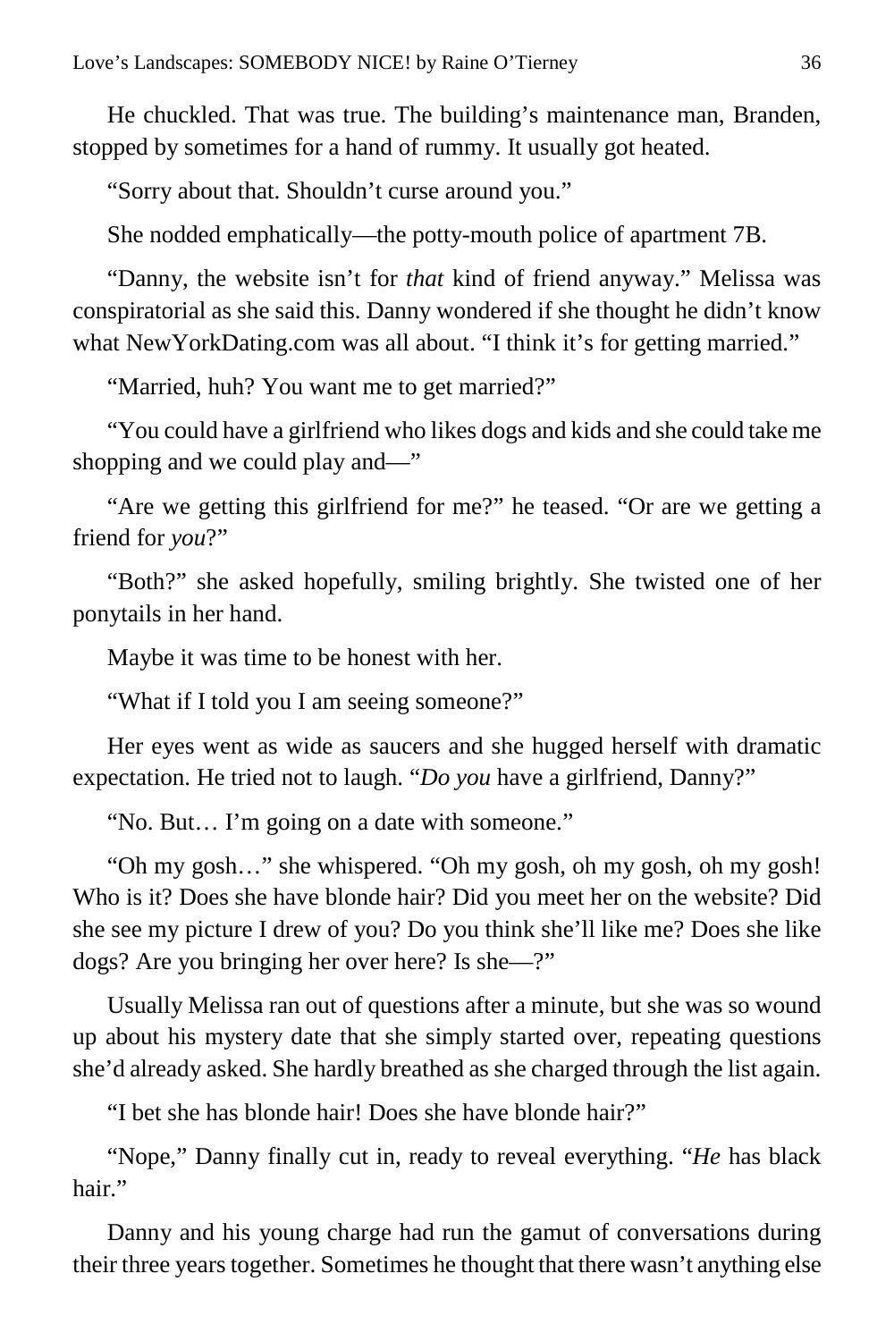He chuckled. That was true. The building's maintenance man, Branden, stopped by sometimes for a hand of rummy. It usually got heated.

"Sorry about that. Shouldn't curse around you."

She nodded emphatically—the potty-mouth police of apartment 7B.

"Danny, the website isn't for *that* kind of friend anyway." Melissa was conspiratorial as she said this. Danny wondered if she thought he didn't know what NewYorkDating.com was all about. "I think it's for getting married."

"Married, huh? You want me to get married?"

"You could have a girlfriend who likes dogs and kids and she could take me shopping and we could play and—"

"Are we getting this girlfriend for me?" he teased. "Or are we getting a friend for *you*?"

"Both?" she asked hopefully, smiling brightly. She twisted one of her ponytails in her hand.

Maybe it was time to be honest with her.

"What if I told you I am seeing someone?"

Her eyes went as wide as saucers and she hugged herself with dramatic expectation. He tried not to laugh. "*Do you* have a girlfriend, Danny?"

"No. But… I'm going on a date with someone."

"Oh my gosh…" she whispered. "Oh my gosh, oh my gosh, oh my gosh! Who is it? Does she have blonde hair? Did you meet her on the website? Did she see my picture I drew of you? Do you think she'll like me? Does she like dogs? Are you bringing her over here? Is she—?"

Usually Melissa ran out of questions after a minute, but she was so wound up about his mystery date that she simply started over, repeating questions she'd already asked. She hardly breathed as she charged through the list again.

"I bet she has blonde hair! Does she have blonde hair?"

"Nope," Danny finally cut in, ready to reveal everything. "*He* has black hair."

Danny and his young charge had run the gamut of conversations during their three years together. Sometimes he thought that there wasn't anything else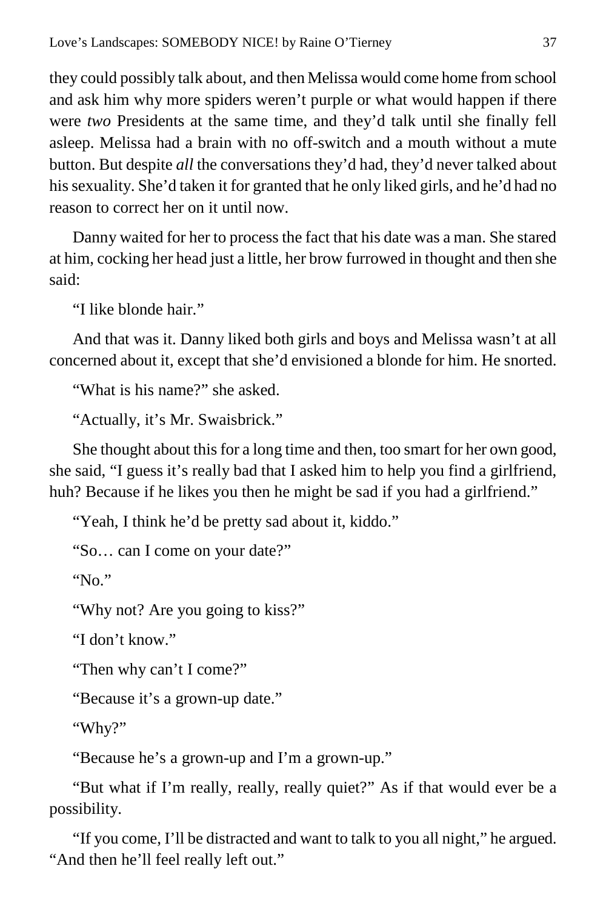they could possibly talk about, and then Melissa would come home from school and ask him why more spiders weren't purple or what would happen if there were *two* Presidents at the same time, and they'd talk until she finally fell asleep. Melissa had a brain with no off-switch and a mouth without a mute button. But despite *all* the conversations they'd had, they'd never talked about his sexuality. She'd taken it for granted that he only liked girls, and he'd had no reason to correct her on it until now.

Danny waited for her to process the fact that his date was a man. She stared at him, cocking her head just a little, her brow furrowed in thought and then she said:

"I like blonde hair."

And that was it. Danny liked both girls and boys and Melissa wasn't at all concerned about it, except that she'd envisioned a blonde for him. He snorted.

"What is his name?" she asked.

"Actually, it's Mr. Swaisbrick."

She thought about this for a long time and then, too smart for her own good, she said, "I guess it's really bad that I asked him to help you find a girlfriend, huh? Because if he likes you then he might be sad if you had a girlfriend."

"Yeah, I think he'd be pretty sad about it, kiddo."

"So… can I come on your date?"

"No."

"Why not? Are you going to kiss?"

"I don't know."

"Then why can't I come?"

"Because it's a grown-up date."

"Why?"

"Because he's a grown-up and I'm a grown-up."

"But what if I'm really, really, really quiet?" As if that would ever be a possibility.

"If you come, I'll be distracted and want to talk to you all night," he argued. "And then he'll feel really left out."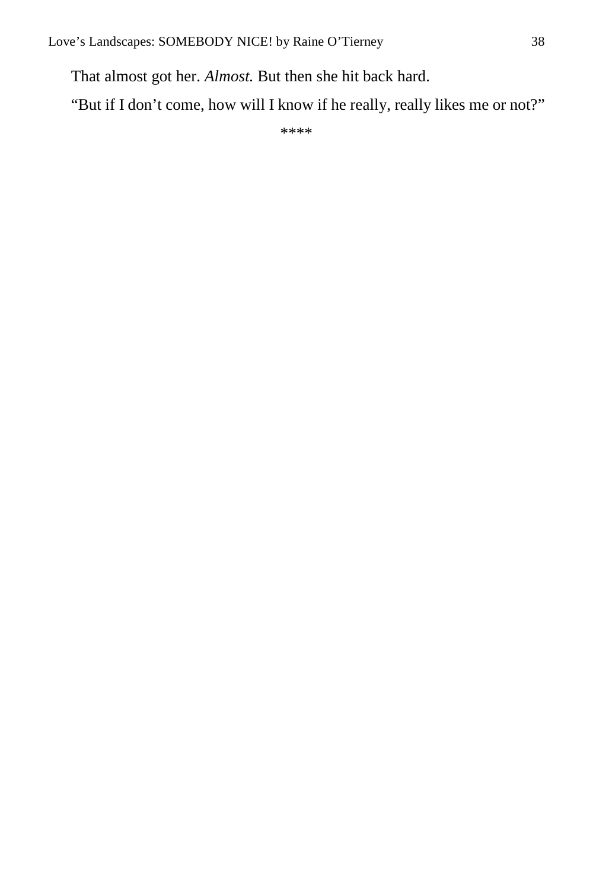That almost got her. *Almost.* But then she hit back hard.

“But if I don’t come, how will I know if he really, really likes me or not?”

****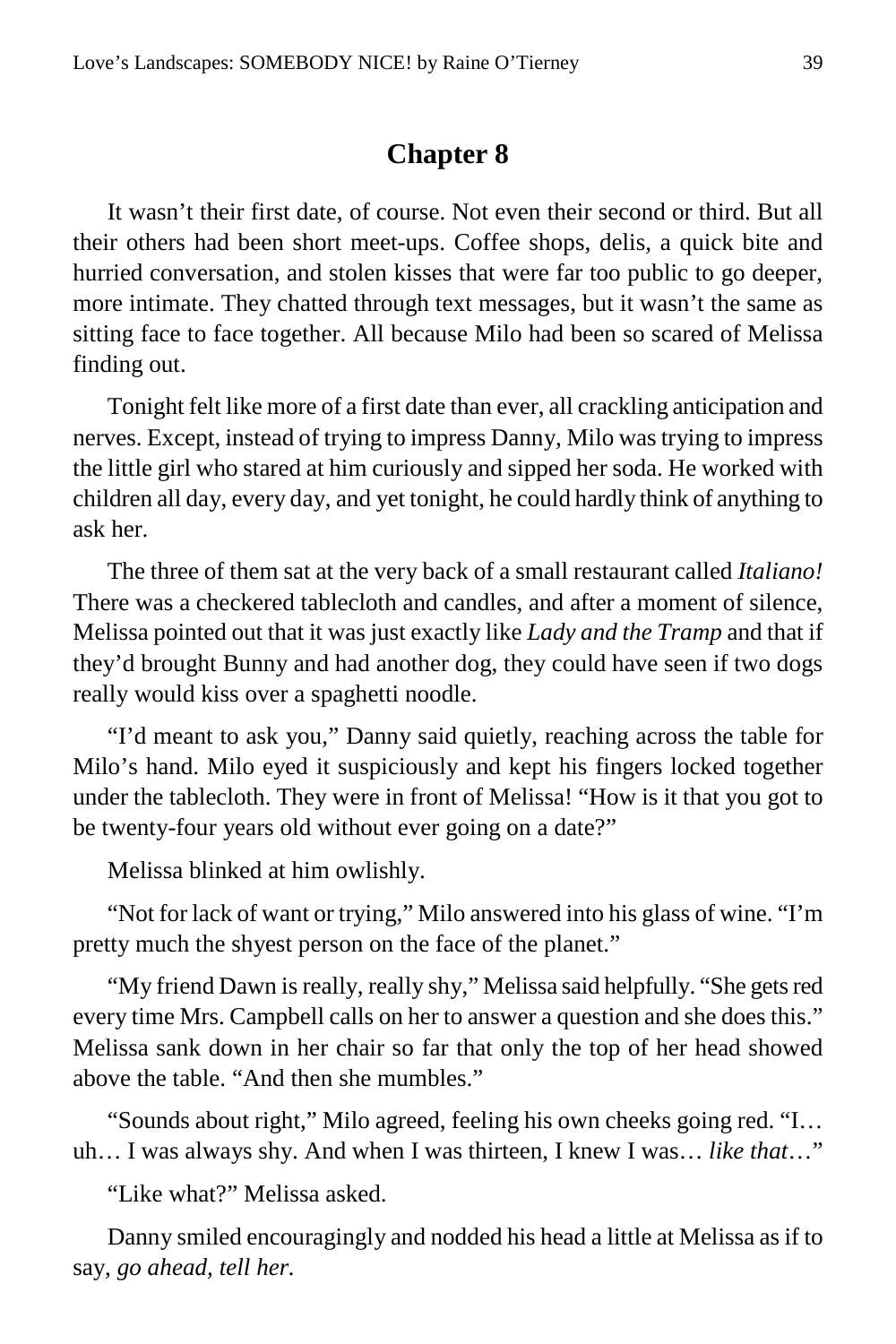## Chapter 8

It wasn't their first date, of course. Not even their second or third. But all their others had been short meet-ups. Coffee shops, delis, a quick bite and hurried conversation, and stolen kisses that were far too public to go deeper, more intimate. They chatted through text messages, but it wasn't the same as sitting face to face together. All because Milo had been so scared of Melissa finding out.

Tonight felt like more of a first date than ever, all crackling anticipation and nerves. Except, instead of trying to impress Danny, Milo was trying to impress the little girl who stared at him curiously and sipped her soda. He worked with children all day, every day, and yet tonight, he could hardly think of anything to ask her.

The three of them sat at the very back of a small restaurant called *Italiano!* There was a checkered tablecloth and candles, and after a moment of silence, Melissa pointed out that it was just exactly like *Lady and the Tramp* and that if they'd brought Bunny and had another dog, they could have seen if two dogs really would kiss over a spaghetti noodle.

"I'd meant to ask you," Danny said quietly, reaching across the table for Milo's hand. Milo eyed it suspiciously and kept his fingers locked together under the tablecloth. They were in front of Melissa! "How is it that you got to be twenty-four years old without ever going on a date?"

Melissa blinked at him owlishly.

"Not for lack of want or trying," Milo answered into his glass of wine. "I'm pretty much the shyest person on the face of the planet."

"My friend Dawn is really, really shy," Melissa said helpfully. "She gets red every time Mrs. Campbell calls on her to answer a question and she does this." Melissa sank down in her chair so far that only the top of her head showed above the table. "And then she mumbles."

"Sounds about right," Milo agreed, feeling his own cheeks going red. "I… uh… I was always shy. And when I was thirteen, I knew I was… *like that*…"

"Like what?" Melissa asked.

Danny smiled encouragingly and nodded his head a little at Melissa as if to say, *go ahead, tell her.*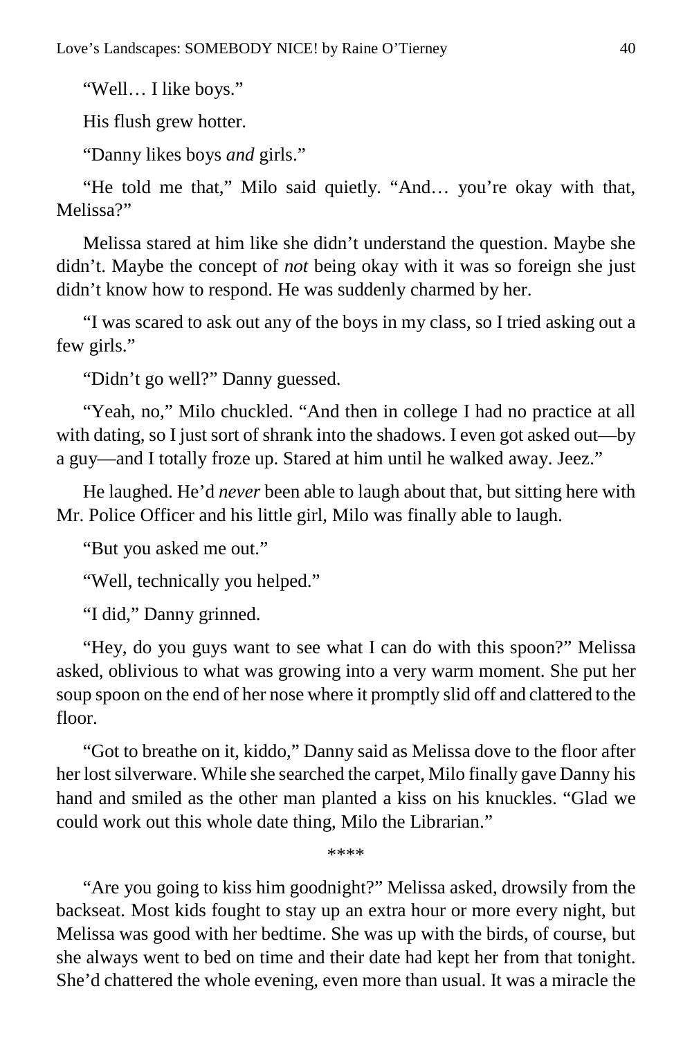"Well… I like boys."

His flush grew hotter.

"Danny likes boys *and* girls."

"He told me that," Milo said quietly. "And… you're okay with that, Melissa?"

Melissa stared at him like she didn't understand the question. Maybe she didn't. Maybe the concept of *not* being okay with it was so foreign she just didn't know how to respond. He was suddenly charmed by her.

"I was scared to ask out any of the boys in my class, so I tried asking out a few girls."

"Didn't go well?" Danny guessed.

"Yeah, no," Milo chuckled. "And then in college I had no practice at all with dating, so I just sort of shrank into the shadows. I even got asked out—by a guy—and I totally froze up. Stared at him until he walked away. Jeez."

He laughed. He'd *never* been able to laugh about that, but sitting here with Mr. Police Officer and his little girl, Milo was finally able to laugh.

"But you asked me out."

"Well, technically you helped."

"I did," Danny grinned.

"Hey, do you guys want to see what I can do with this spoon?" Melissa asked, oblivious to what was growing into a very warm moment. She put her soup spoon on the end of her nose where it promptly slid off and clattered to the floor.

"Got to breathe on it, kiddo," Danny said as Melissa dove to the floor after her lost silverware. While she searched the carpet, Milo finally gave Danny his hand and smiled as the other man planted a kiss on his knuckles. "Glad we could work out this whole date thing, Milo the Librarian."

\*\*\*\*

"Are you going to kiss him goodnight?" Melissa asked, drowsily from the backseat. Most kids fought to stay up an extra hour or more every night, but Melissa was good with her bedtime. She was up with the birds, of course, but she always went to bed on time and their date had kept her from that tonight. She'd chattered the whole evening, even more than usual. It was a miracle the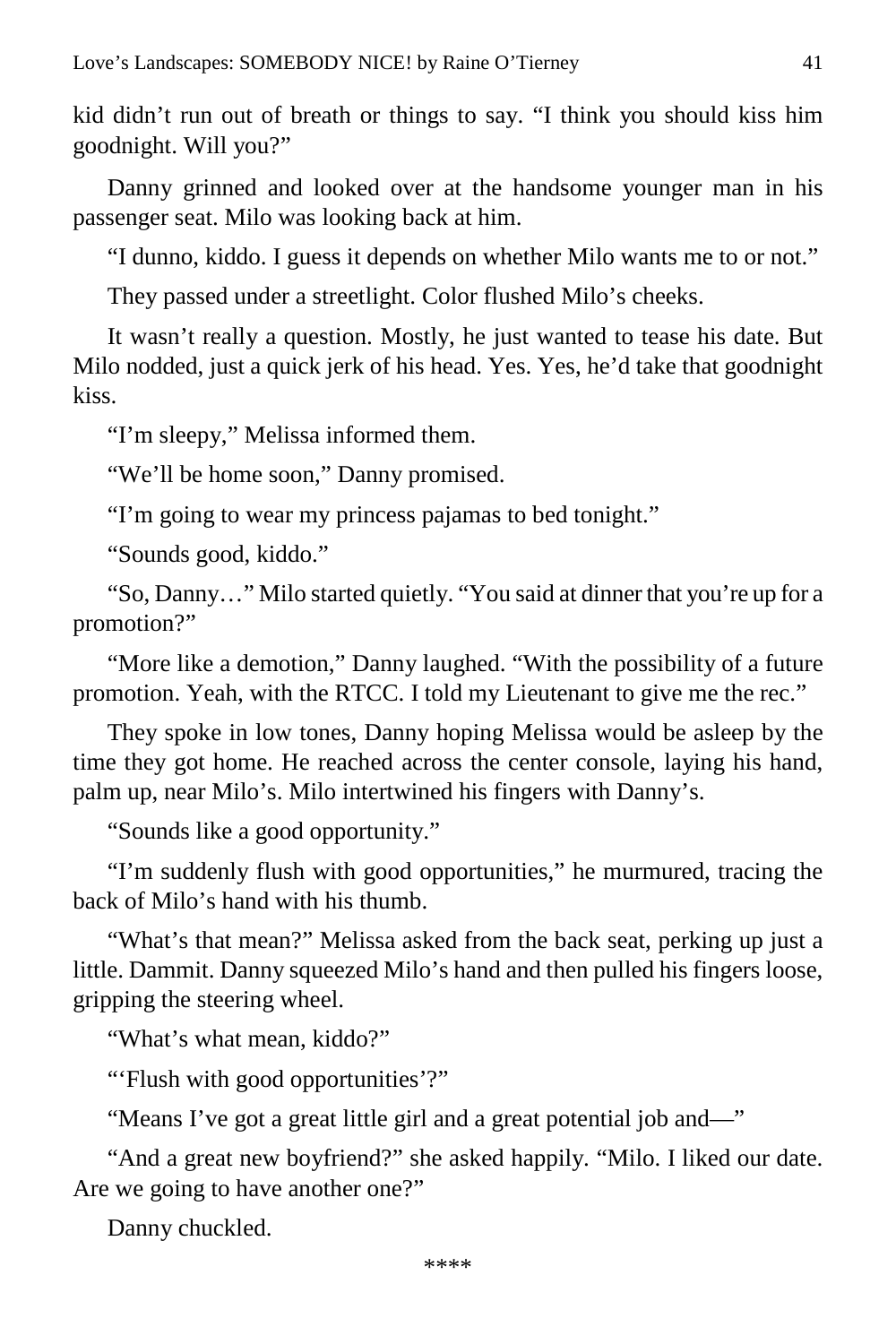kid didn't run out of breath or things to say. "I think you should kiss him goodnight. Will you?"

Danny grinned and looked over at the handsome younger man in his passenger seat. Milo was looking back at him.

"I dunno, kiddo. I guess it depends on whether Milo wants me to or not."

They passed under a streetlight. Color flushed Milo's cheeks.

It wasn't really a question. Mostly, he just wanted to tease his date. But Milo nodded, just a quick jerk of his head. Yes. Yes, he'd take that goodnight kiss.

"I'm sleepy," Melissa informed them.

"We'll be home soon," Danny promised.

"I'm going to wear my princess pajamas to bed tonight."

"Sounds good, kiddo."

"So, Danny…" Milo started quietly. "You said at dinner that you're up for a promotion?"

"More like a demotion," Danny laughed. "With the possibility of a future promotion. Yeah, with the RTCC. I told my Lieutenant to give me the rec."

They spoke in low tones, Danny hoping Melissa would be asleep by the time they got home. He reached across the center console, laying his hand, palm up, near Milo's. Milo intertwined his fingers with Danny's.

"Sounds like a good opportunity."

"I'm suddenly flush with good opportunities," he murmured, tracing the back of Milo's hand with his thumb.

"What's that mean?" Melissa asked from the back seat, perking up just a little. Dammit. Danny squeezed Milo's hand and then pulled his fingers loose, gripping the steering wheel.

"What's what mean, kiddo?"

"'Flush with good opportunities'?"

"Means I've got a great little girl and a great potential job and—"

"And a great new boyfriend?" she asked happily. "Milo. I liked our date. Are we going to have another one?"

Danny chuckled.

****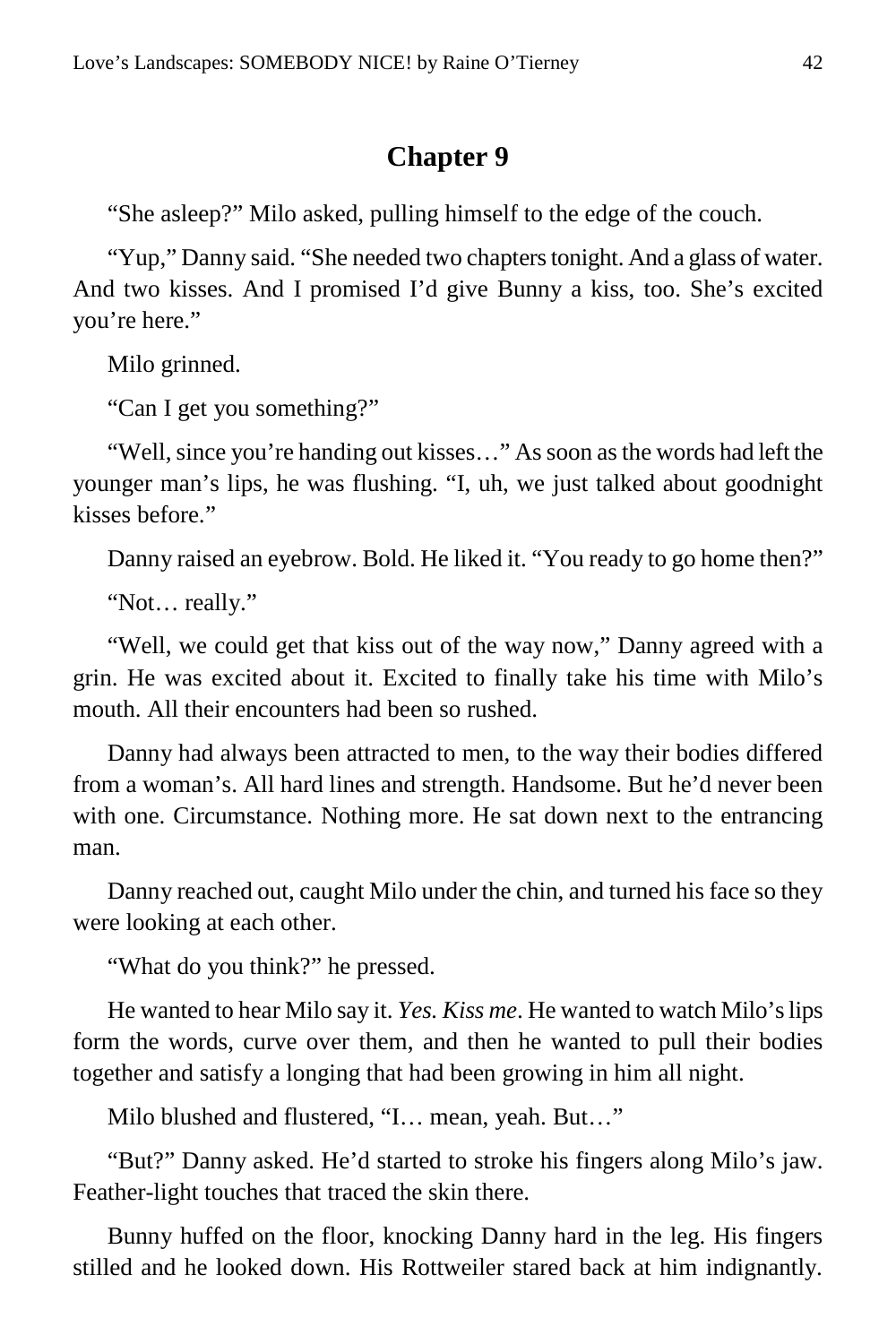## Chapter 9

"She asleep?" Milo asked, pulling himself to the edge of the couch.

"Yup," Danny said. "She needed two chapters tonight. And a glass of water. And two kisses. And I promised I'd give Bunny a kiss, too. She's excited you're here."

Milo grinned.

"Can I get you something?"

"Well, since you're handing out kisses…" As soon as the words had left the younger man's lips, he was flushing. "I, uh, we just talked about goodnight kisses before."

Danny raised an eyebrow. Bold. He liked it. "You ready to go home then?"

"Not… really."

"Well, we could get that kiss out of the way now," Danny agreed with a grin. He was excited about it. Excited to finally take his time with Milo's mouth. All their encounters had been so rushed.

Danny had always been attracted to men, to the way their bodies differed from a woman's. All hard lines and strength. Handsome. But he'd never been with one. Circumstance. Nothing more. He sat down next to the entrancing man.

Danny reached out, caught Milo under the chin, and turned his face so they were looking at each other.

"What do you think?" he pressed.

He wanted to hear Milo say it. *Yes. Kiss me*. He wanted to watch Milo's lips form the words, curve over them, and then he wanted to pull their bodies together and satisfy a longing that had been growing in him all night.

Milo blushed and flustered, "I… mean, yeah. But…"

"But?" Danny asked. He'd started to stroke his fingers along Milo's jaw. Feather-light touches that traced the skin there.

Bunny huffed on the floor, knocking Danny hard in the leg. His fingers stilled and he looked down. His Rottweiler stared back at him indignantly.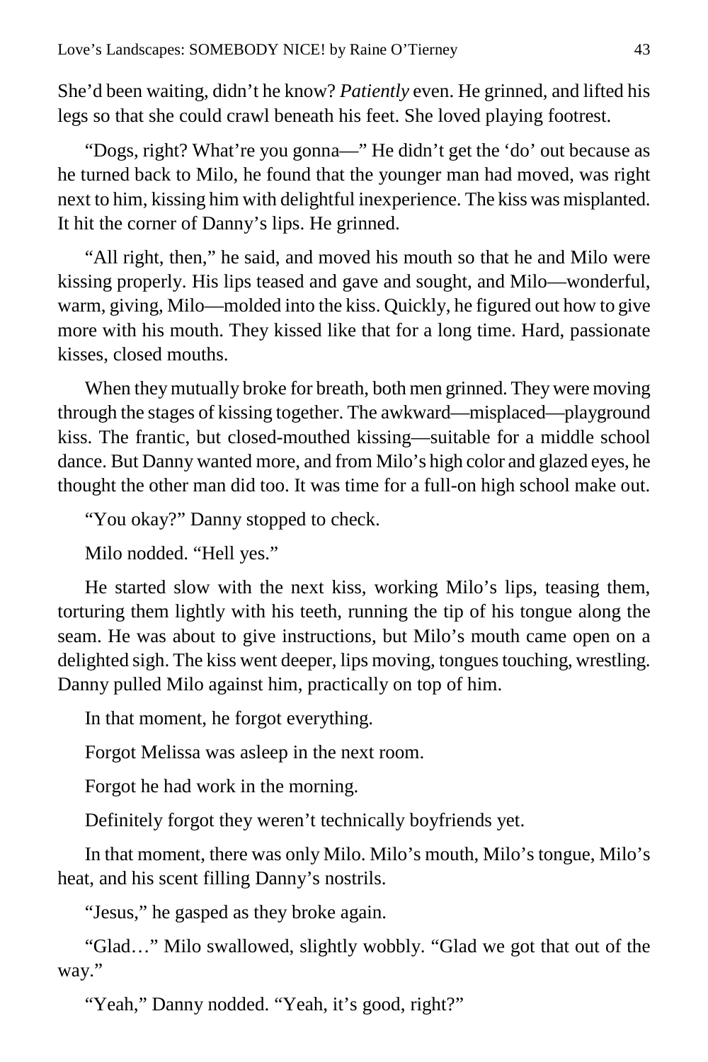She'd been waiting, didn't he know? *Patiently* even. He grinned, and lifted his legs so that she could crawl beneath his feet. She loved playing footrest.

"Dogs, right? What're you gonna—" He didn't get the 'do' out because as he turned back to Milo, he found that the younger man had moved, was right next to him, kissing him with delightful inexperience. The kiss was misplanted. It hit the corner of Danny's lips. He grinned.

"All right, then," he said, and moved his mouth so that he and Milo were kissing properly. His lips teased and gave and sought, and Milo—wonderful, warm, giving, Milo—molded into the kiss. Quickly, he figured out how to give more with his mouth. They kissed like that for a long time. Hard, passionate kisses, closed mouths.

When they mutually broke for breath, both men grinned. They were moving through the stages of kissing together. The awkward—misplaced—playground kiss. The frantic, but closed-mouthed kissing—suitable for a middle school dance. But Danny wanted more, and from Milo's high color and glazed eyes, he thought the other man did too. It was time for a full-on high school make out.

"You okay?" Danny stopped to check.

Milo nodded. "Hell yes."

He started slow with the next kiss, working Milo's lips, teasing them, torturing them lightly with his teeth, running the tip of his tongue along the seam. He was about to give instructions, but Milo's mouth came open on a delighted sigh. The kiss went deeper, lips moving, tongues touching, wrestling. Danny pulled Milo against him, practically on top of him.

In that moment, he forgot everything.

Forgot Melissa was asleep in the next room.

Forgot he had work in the morning.

Definitely forgot they weren't technically boyfriends yet.

In that moment, there was only Milo. Milo's mouth, Milo's tongue, Milo's heat, and his scent filling Danny's nostrils.

"Jesus," he gasped as they broke again.

"Glad…" Milo swallowed, slightly wobbly. "Glad we got that out of the way."

"Yeah," Danny nodded. "Yeah, it's good, right?"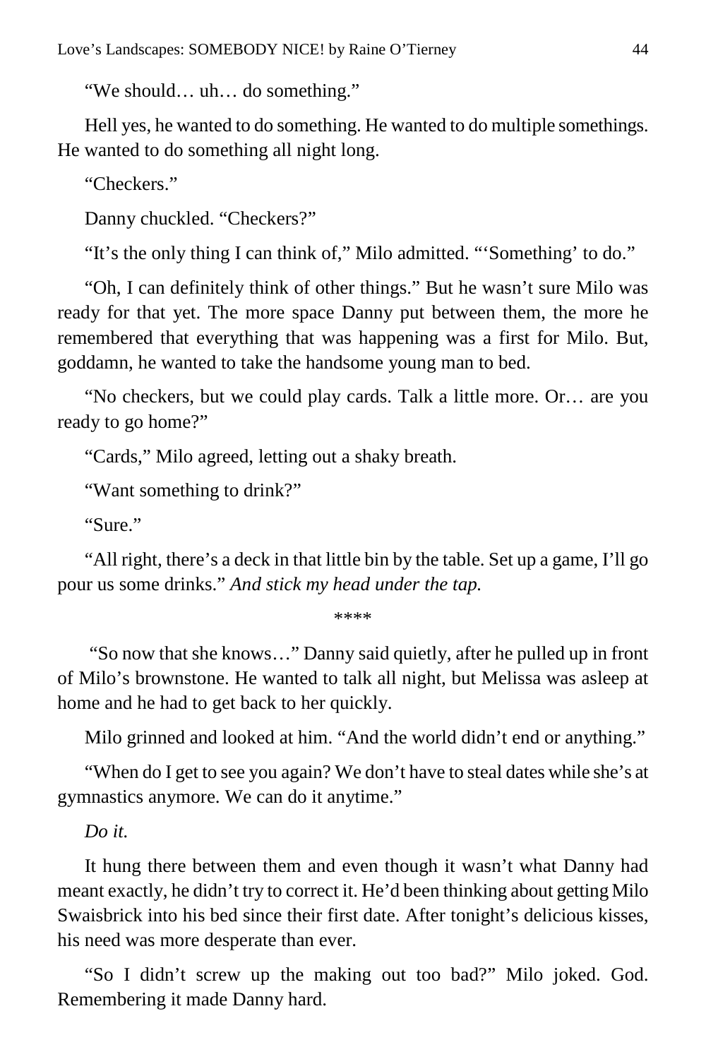"We should… uh… do something."

Hell yes, he wanted to do something. He wanted to do multiple somethings. He wanted to do something all night long.

"Checkers."

Danny chuckled. "Checkers?"

"It's the only thing I can think of," Milo admitted. "'Something' to do."

"Oh, I can definitely think of other things." But he wasn't sure Milo was ready for that yet. The more space Danny put between them, the more he remembered that everything that was happening was a first for Milo. But, goddamn, he wanted to take the handsome young man to bed.

"No checkers, but we could play cards. Talk a little more. Or… are you ready to go home?"

"Cards," Milo agreed, letting out a shaky breath.

"Want something to drink?"

"Sure."

"All right, there's a deck in that little bin by the table. Set up a game, I'll go pour us some drinks." *And stick my head under the tap.*

****

"So now that she knows…" Danny said quietly, after he pulled up in front of Milo's brownstone. He wanted to talk all night, but Melissa was asleep at home and he had to get back to her quickly.

Milo grinned and looked at him. "And the world didn't end or anything."

"When do I get to see you again? We don't have to steal dates while she's at gymnastics anymore. We can do it anytime."

*Do it.*

It hung there between them and even though it wasn't what Danny had meant exactly, he didn't try to correct it. He'd been thinking about getting Milo Swaisbrick into his bed since their first date. After tonight's delicious kisses, his need was more desperate than ever.

"So I didn't screw up the making out too bad?" Milo joked. God. Remembering it made Danny hard.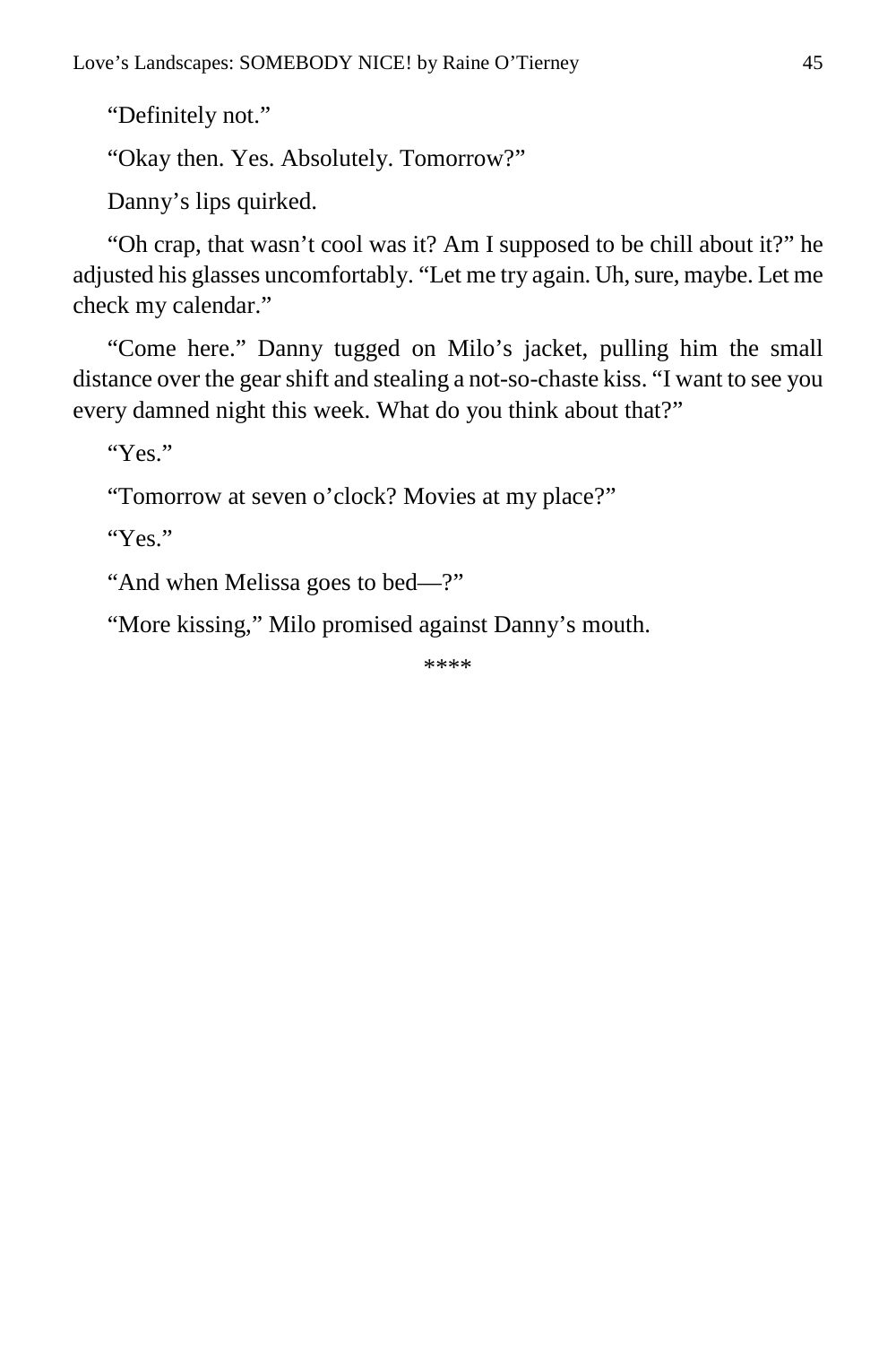"Definitely not."

"Okay then. Yes. Absolutely. Tomorrow?"

Danny's lips quirked.

"Oh crap, that wasn't cool was it? Am I supposed to be chill about it?" he adjusted his glasses uncomfortably. "Let me try again. Uh, sure, maybe. Let me check my calendar."

"Come here." Danny tugged on Milo's jacket, pulling him the small distance over the gear shift and stealing a not-so-chaste kiss. "I want to see you every damned night this week. What do you think about that?"

"Yes."

"Tomorrow at seven o'clock? Movies at my place?"

"Yes."

"And when Melissa goes to bed—?"

"More kissing," Milo promised against Danny's mouth.

****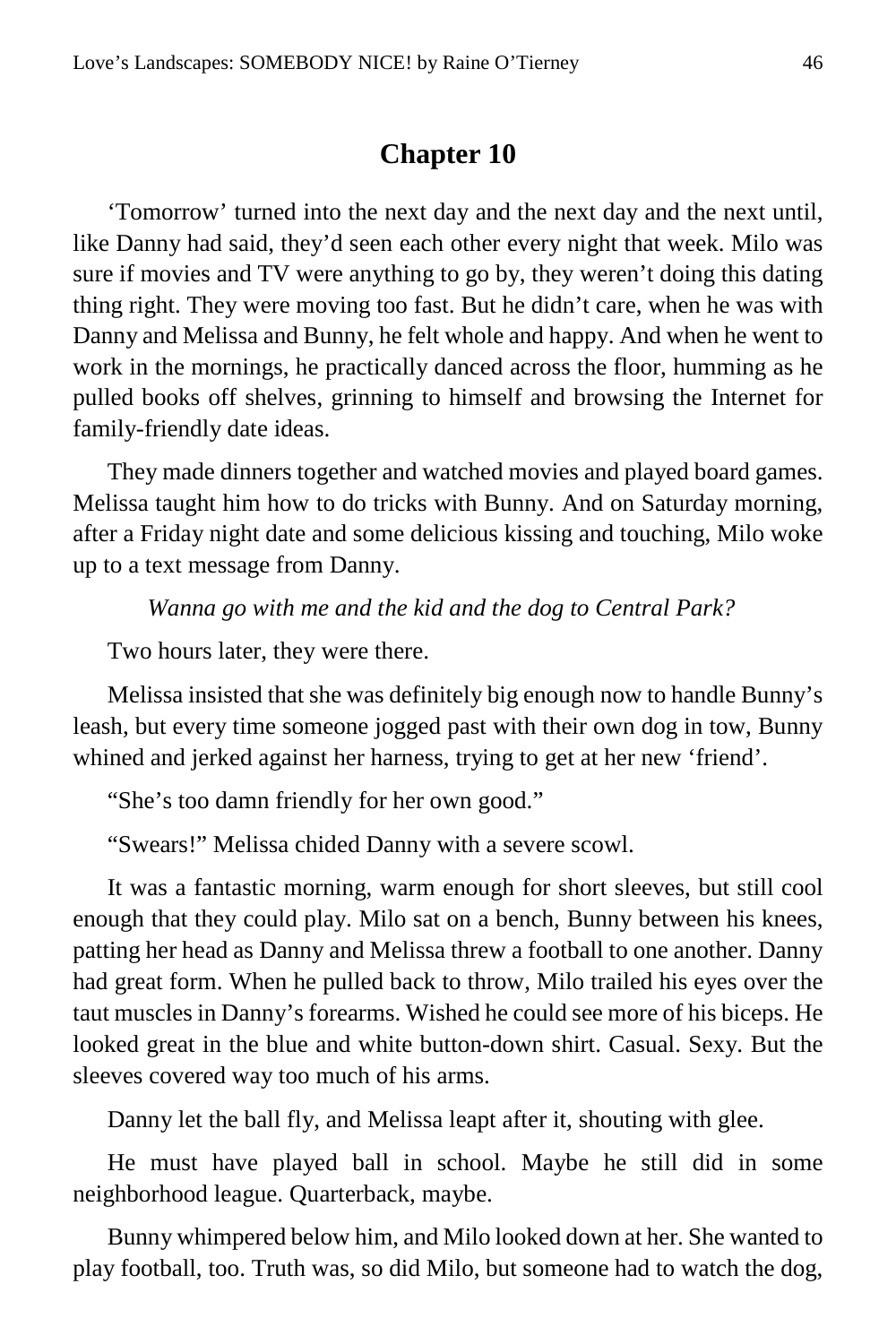## Chapter 10

'Tomorrow' turned into the next day and the next day and the next until, like Danny had said, they'd seen each other every night that week. Milo was sure if movies and TV were anything to go by, they weren't doing this dating thing right. They were moving too fast. But he didn't care, when he was with Danny and Melissa and Bunny, he felt whole and happy. And when he went to work in the mornings, he practically danced across the floor, humming as he pulled books off shelves, grinning to himself and browsing the Internet for family-friendly date ideas.

They made dinners together and watched movies and played board games. Melissa taught him how to do tricks with Bunny. And on Saturday morning, after a Friday night date and some delicious kissing and touching, Milo woke up to a text message from Danny.

*Wanna go with me and the kid and the dog to Central Park?*

Two hours later, they were there.

Melissa insisted that she was definitely big enough now to handle Bunny's leash, but every time someone jogged past with their own dog in tow, Bunny whined and jerked against her harness, trying to get at her new 'friend'.

"She's too damn friendly for her own good."

"Swears!" Melissa chided Danny with a severe scowl.

It was a fantastic morning, warm enough for short sleeves, but still cool enough that they could play. Milo sat on a bench, Bunny between his knees, patting her head as Danny and Melissa threw a football to one another. Danny had great form. When he pulled back to throw, Milo trailed his eyes over the taut muscles in Danny's forearms. Wished he could see more of his biceps. He looked great in the blue and white button-down shirt. Casual. Sexy. But the sleeves covered way too much of his arms.

Danny let the ball fly, and Melissa leapt after it, shouting with glee.

He must have played ball in school. Maybe he still did in some neighborhood league. Quarterback, maybe.

Bunny whimpered below him, and Milo looked down at her. She wanted to play football, too. Truth was, so did Milo, but someone had to watch the dog,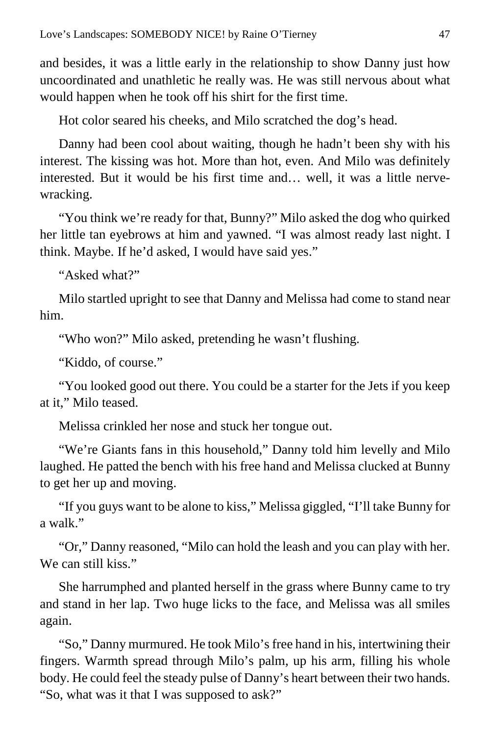and besides, it was a little early in the relationship to show Danny just how uncoordinated and unathletic he really was. He was still nervous about what would happen when he took off his shirt for the first time.

Hot color seared his cheeks, and Milo scratched the dog's head.

Danny had been cool about waiting, though he hadn't been shy with his interest. The kissing was hot. More than hot, even. And Milo was definitely interested. But it would be his first time and… well, it was a little nerve-wracking.

"You think we're ready for that, Bunny?" Milo asked the dog who quirked her little tan eyebrows at him and yawned. "I was almost ready last night. I think. Maybe. If he'd asked, I would have said yes."

"Asked what?"

Milo startled upright to see that Danny and Melissa had come to stand near him.

"Who won?" Milo asked, pretending he wasn't flushing.

"Kiddo, of course."

"You looked good out there. You could be a starter for the Jets if you keep at it," Milo teased.

Melissa crinkled her nose and stuck her tongue out.

"We're Giants fans in this household," Danny told him levelly and Milo laughed. He patted the bench with his free hand and Melissa clucked at Bunny to get her up and moving.

"If you guys want to be alone to kiss," Melissa giggled, "I'll take Bunny for a walk."

"Or," Danny reasoned, "Milo can hold the leash and you can play with her. We can still kiss."

She harrumphed and planted herself in the grass where Bunny came to try and stand in her lap. Two huge licks to the face, and Melissa was all smiles again.

"So," Danny murmured. He took Milo's free hand in his, intertwining their fingers. Warmth spread through Milo's palm, up his arm, filling his whole body. He could feel the steady pulse of Danny's heart between their two hands. "So, what was it that I was supposed to ask?"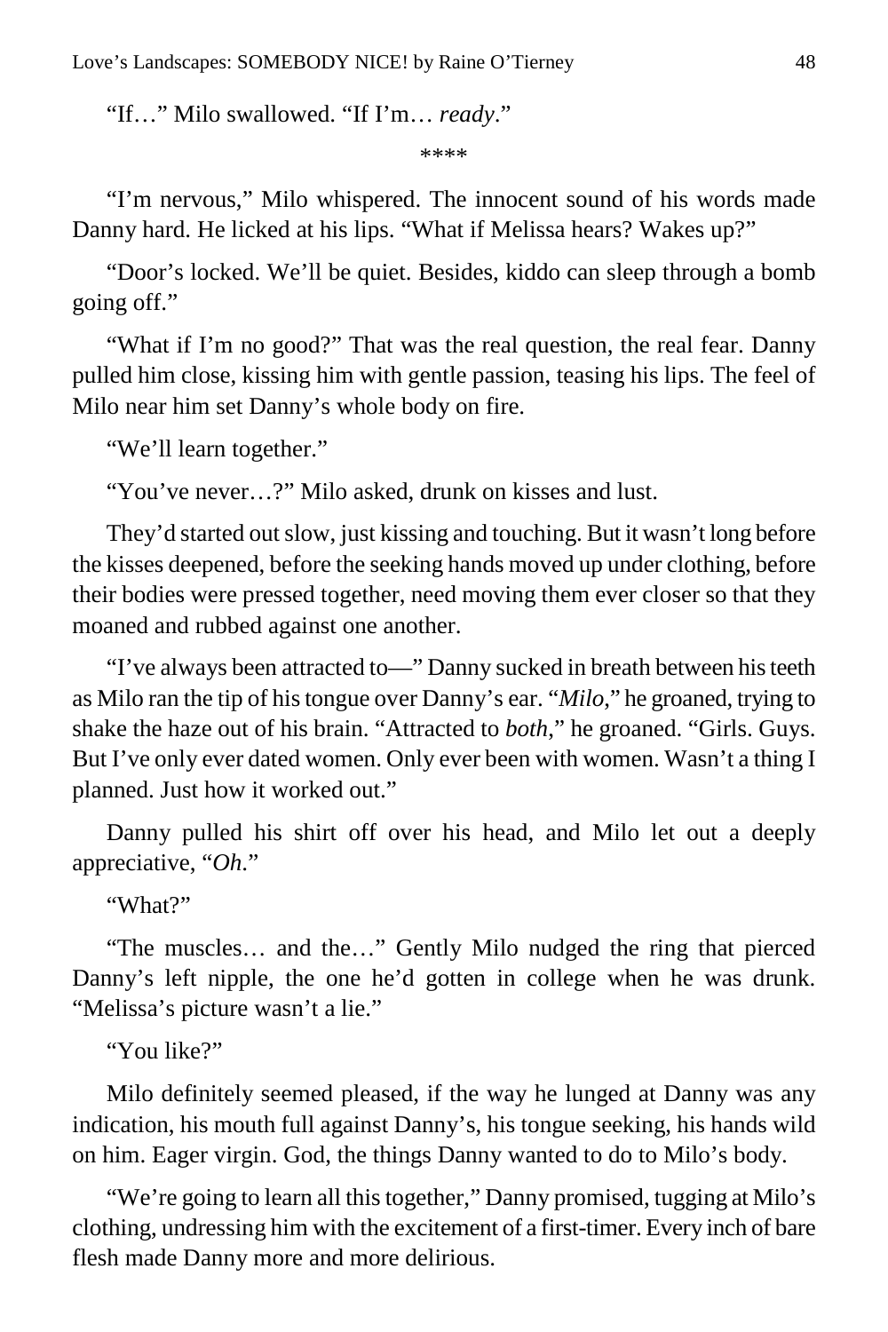"If…" Milo swallowed. "If I'm… *ready*."

\*\*\*\*

"I'm nervous," Milo whispered. The innocent sound of his words made Danny hard. He licked at his lips. "What if Melissa hears? Wakes up?"

"Door's locked. We'll be quiet. Besides, kiddo can sleep through a bomb going off."

"What if I'm no good?" That was the real question, the real fear. Danny pulled him close, kissing him with gentle passion, teasing his lips. The feel of Milo near him set Danny's whole body on fire.

"We'll learn together."

"You've never…?" Milo asked, drunk on kisses and lust.

They'd started out slow, just kissing and touching. But it wasn't long before the kisses deepened, before the seeking hands moved up under clothing, before their bodies were pressed together, need moving them ever closer so that they moaned and rubbed against one another.

"I've always been attracted to—" Danny sucked in breath between his teeth as Milo ran the tip of his tongue over Danny's ear. "*Milo*," he groaned, trying to shake the haze out of his brain. "Attracted to *both*," he groaned. "Girls. Guys. But I've only ever dated women. Only ever been with women. Wasn't a thing I planned. Just how it worked out."

Danny pulled his shirt off over his head, and Milo let out a deeply appreciative, "*Oh*."

"What?"

"The muscles… and the…" Gently Milo nudged the ring that pierced Danny's left nipple, the one he'd gotten in college when he was drunk. "Melissa's picture wasn't a lie."

"You like?"

Milo definitely seemed pleased, if the way he lunged at Danny was any indication, his mouth full against Danny's, his tongue seeking, his hands wild on him. Eager virgin. God, the things Danny wanted to do to Milo's body.

"We're going to learn all this together," Danny promised, tugging at Milo's clothing, undressing him with the excitement of a first-timer. Every inch of bare flesh made Danny more and more delirious.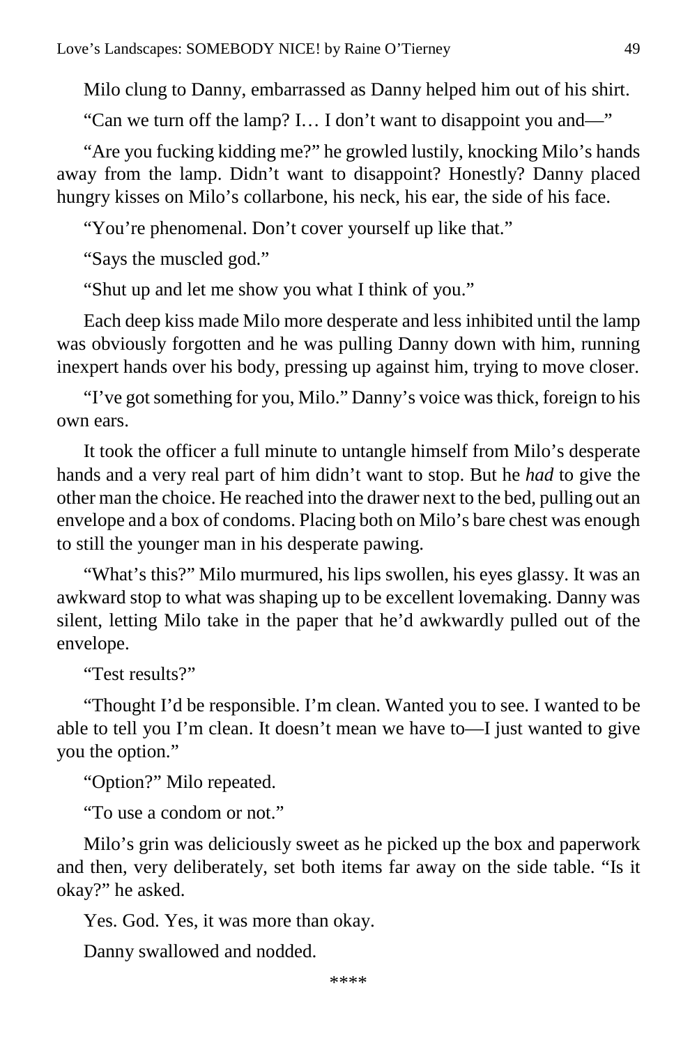Milo clung to Danny, embarrassed as Danny helped him out of his shirt.

"Can we turn off the lamp? I… I don't want to disappoint you and—"

"Are you fucking kidding me?" he growled lustily, knocking Milo's hands away from the lamp. Didn't want to disappoint? Honestly? Danny placed hungry kisses on Milo's collarbone, his neck, his ear, the side of his face.

"You're phenomenal. Don't cover yourself up like that."

"Says the muscled god."

"Shut up and let me show you what I think of you."

Each deep kiss made Milo more desperate and less inhibited until the lamp was obviously forgotten and he was pulling Danny down with him, running inexpert hands over his body, pressing up against him, trying to move closer.

"I've got something for you, Milo." Danny's voice was thick, foreign to his own ears.

It took the officer a full minute to untangle himself from Milo's desperate hands and a very real part of him didn't want to stop. But he *had* to give the other man the choice. He reached into the drawer next to the bed, pulling out an envelope and a box of condoms. Placing both on Milo's bare chest was enough to still the younger man in his desperate pawing.

"What's this?" Milo murmured, his lips swollen, his eyes glassy. It was an awkward stop to what was shaping up to be excellent lovemaking. Danny was silent, letting Milo take in the paper that he'd awkwardly pulled out of the envelope.

"Test results?"

"Thought I'd be responsible. I'm clean. Wanted you to see. I wanted to be able to tell you I'm clean. It doesn't mean we have to—I just wanted to give you the option."

"Option?" Milo repeated.

"To use a condom or not."

Milo's grin was deliciously sweet as he picked up the box and paperwork and then, very deliberately, set both items far away on the side table. "Is it okay?" he asked.

Yes. God. Yes, it was more than okay.

Danny swallowed and nodded.

****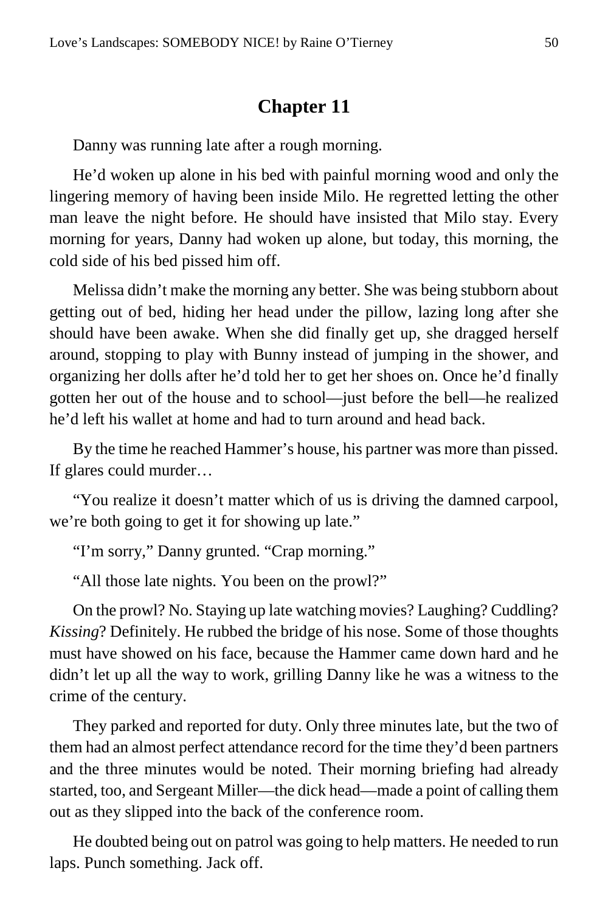## Chapter 11

Danny was running late after a rough morning.

He'd woken up alone in his bed with painful morning wood and only the lingering memory of having been inside Milo. He regretted letting the other man leave the night before. He should have insisted that Milo stay. Every morning for years, Danny had woken up alone, but today, this morning, the cold side of his bed pissed him off.

Melissa didn't make the morning any better. She was being stubborn about getting out of bed, hiding her head under the pillow, lazing long after she should have been awake. When she did finally get up, she dragged herself around, stopping to play with Bunny instead of jumping in the shower, and organizing her dolls after he'd told her to get her shoes on. Once he'd finally gotten her out of the house and to school—just before the bell—he realized he'd left his wallet at home and had to turn around and head back.

By the time he reached Hammer's house, his partner was more than pissed. If glares could murder…

"You realize it doesn't matter which of us is driving the damned carpool, we're both going to get it for showing up late."

"I'm sorry," Danny grunted. "Crap morning."

"All those late nights. You been on the prowl?"

On the prowl? No. Staying up late watching movies? Laughing? Cuddling? *Kissing*? Definitely. He rubbed the bridge of his nose. Some of those thoughts must have showed on his face, because the Hammer came down hard and he didn't let up all the way to work, grilling Danny like he was a witness to the crime of the century.

They parked and reported for duty. Only three minutes late, but the two of them had an almost perfect attendance record for the time they'd been partners and the three minutes would be noted. Their morning briefing had already started, too, and Sergeant Miller—the dick head—made a point of calling them out as they slipped into the back of the conference room.

He doubted being out on patrol was going to help matters. He needed to run laps. Punch something. Jack off.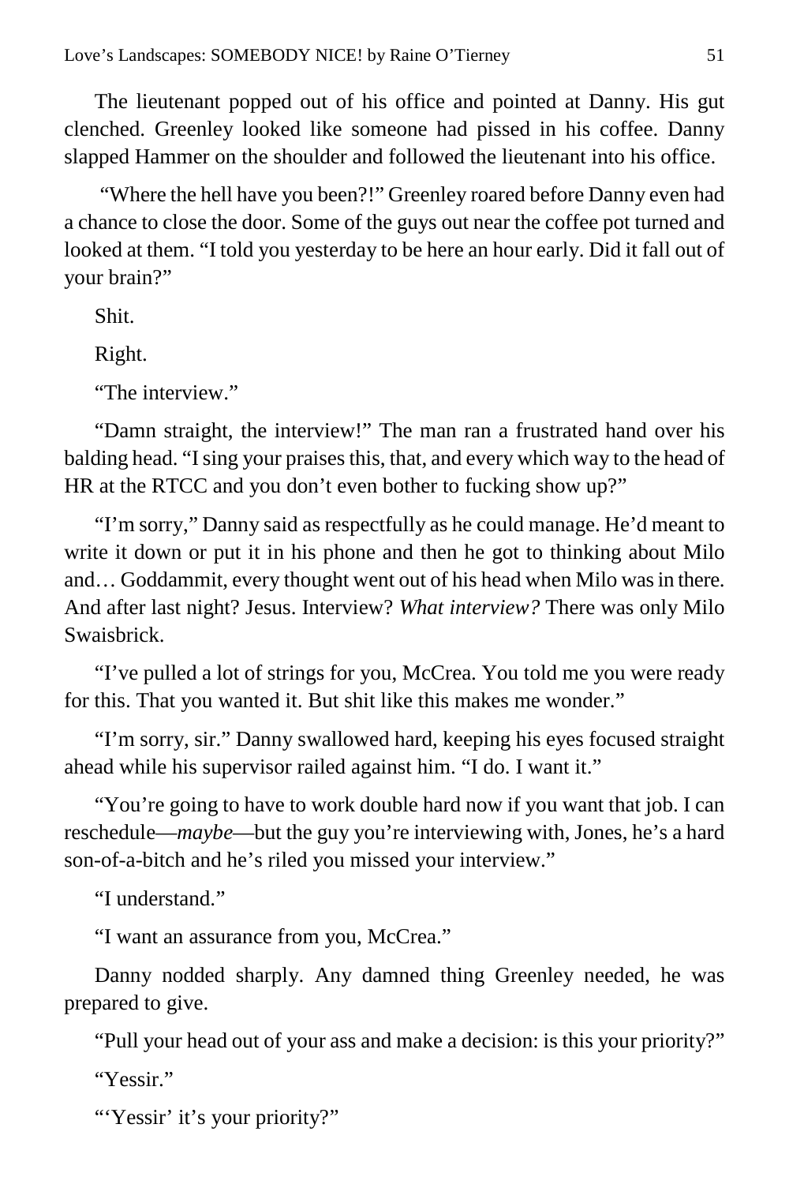The lieutenant popped out of his office and pointed at Danny. His gut clenched. Greenley looked like someone had pissed in his coffee. Danny slapped Hammer on the shoulder and followed the lieutenant into his office.

"Where the hell have you been?!" Greenley roared before Danny even had a chance to close the door. Some of the guys out near the coffee pot turned and looked at them. "I told you yesterday to be here an hour early. Did it fall out of your brain?"

Shit.

Right.

"The interview."

"Damn straight, the interview!" The man ran a frustrated hand over his balding head. "I sing your praises this, that, and every which way to the head of HR at the RTCC and you don't even bother to fucking show up?"

"I'm sorry," Danny said as respectfully as he could manage. He'd meant to write it down or put it in his phone and then he got to thinking about Milo and… Goddammit, every thought went out of his head when Milo was in there. And after last night? Jesus. Interview? *What interview?* There was only Milo Swaisbrick.

"I've pulled a lot of strings for you, McCrea. You told me you were ready for this. That you wanted it. But shit like this makes me wonder."

"I'm sorry, sir." Danny swallowed hard, keeping his eyes focused straight ahead while his supervisor railed against him. "I do. I want it."

"You're going to have to work double hard now if you want that job. I can reschedule—*maybe*—but the guy you're interviewing with, Jones, he's a hard son-of-a-bitch and he's riled you missed your interview."

"I understand."

"I want an assurance from you, McCrea."

Danny nodded sharply. Any damned thing Greenley needed, he was prepared to give.

"Pull your head out of your ass and make a decision: is this your priority?"

"Yessir."

"'Yessir' it's your priority?"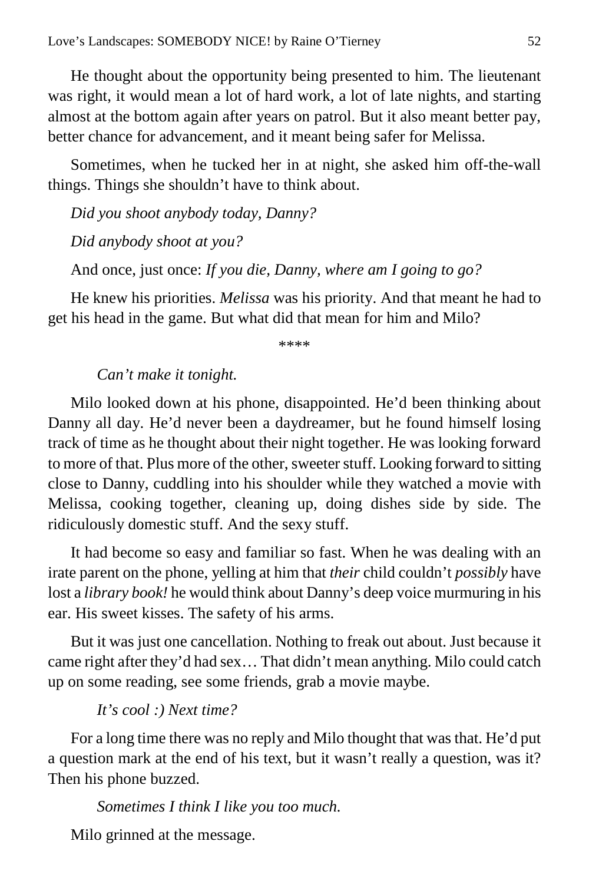He thought about the opportunity being presented to him. The lieutenant was right, it would mean a lot of hard work, a lot of late nights, and starting almost at the bottom again after years on patrol. But it also meant better pay, better chance for advancement, and it meant being safer for Melissa.

Sometimes, when he tucked her in at night, she asked him off-the-wall things. Things she shouldn't have to think about.

*Did you shoot anybody today, Danny?*

*Did anybody shoot at you?*

And once, just once: *If you die, Danny, where am I going to go?*

He knew his priorities. *Melissa* was his priority. And that meant he had to get his head in the game. But what did that mean for him and Milo?

\*\*\*\*

*Can't make it tonight.*

Milo looked down at his phone, disappointed. He'd been thinking about Danny all day. He'd never been a daydreamer, but he found himself losing track of time as he thought about their night together. He was looking forward to more of that. Plus more of the other, sweeter stuff. Looking forward to sitting close to Danny, cuddling into his shoulder while they watched a movie with Melissa, cooking together, cleaning up, doing dishes side by side. The ridiculously domestic stuff. And the sexy stuff.

It had become so easy and familiar so fast. When he was dealing with an irate parent on the phone, yelling at him that *their* child couldn't *possibly* have lost a *library book!* he would think about Danny's deep voice murmuring in his ear. His sweet kisses. The safety of his arms.

But it was just one cancellation. Nothing to freak out about. Just because it came right after they'd had sex… That didn't mean anything. Milo could catch up on some reading, see some friends, grab a movie maybe.

*It's cool :) Next time?*

For a long time there was no reply and Milo thought that was that. He'd put a question mark at the end of his text, but it wasn't really a question, was it? Then his phone buzzed.

*Sometimes I think I like you too much.*

Milo grinned at the message.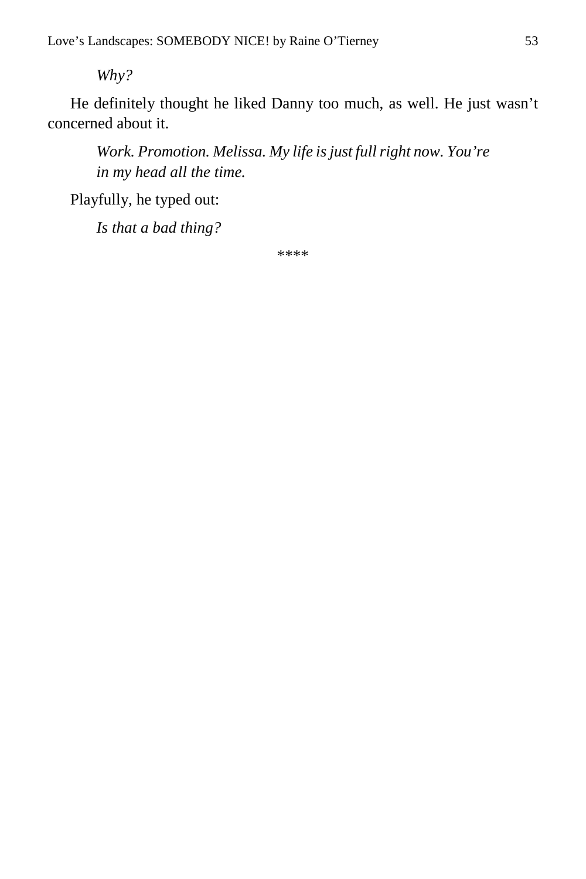*Why?*

He definitely thought he liked Danny too much, as well. He just wasn't concerned about it.

*Work. Promotion. Melissa. My life is just full right now. You're in my head all the time.*

Playfully, he typed out:

*Is that a bad thing?*

****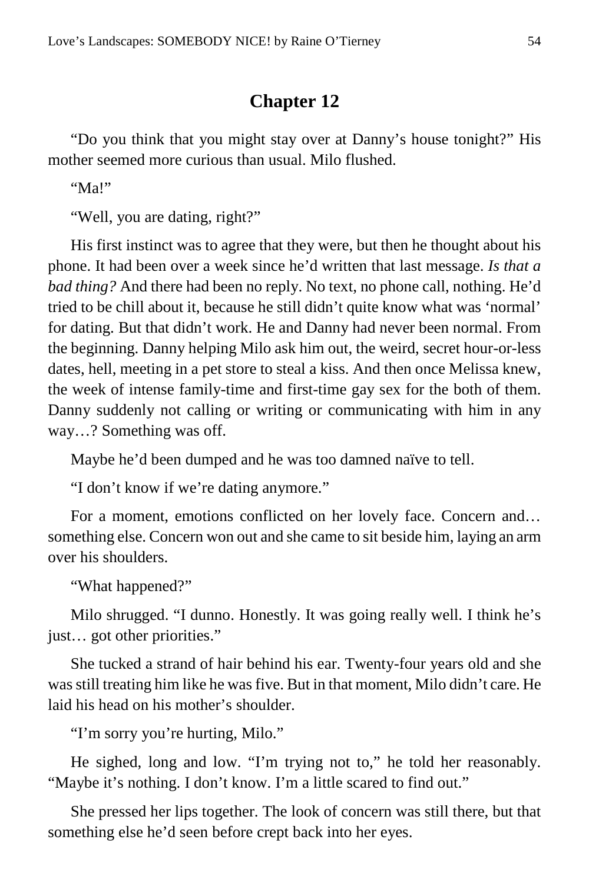## Chapter 12

"Do you think that you might stay over at Danny's house tonight?" His mother seemed more curious than usual. Milo flushed.

"Ma!"

"Well, you are dating, right?"

His first instinct was to agree that they were, but then he thought about his phone. It had been over a week since he'd written that last message. *Is that a bad thing?* And there had been no reply. No text, no phone call, nothing. He'd tried to be chill about it, because he still didn't quite know what was 'normal' for dating. But that didn't work. He and Danny had never been normal. From the beginning. Danny helping Milo ask him out, the weird, secret hour-or-less dates, hell, meeting in a pet store to steal a kiss. And then once Melissa knew, the week of intense family-time and first-time gay sex for the both of them. Danny suddenly not calling or writing or communicating with him in any way…? Something was off.

Maybe he'd been dumped and he was too damned naïve to tell.

"I don't know if we're dating anymore."

For a moment, emotions conflicted on her lovely face. Concern and… something else. Concern won out and she came to sit beside him, laying an arm over his shoulders.

"What happened?"

Milo shrugged. "I dunno. Honestly. It was going really well. I think he's just… got other priorities."

She tucked a strand of hair behind his ear. Twenty-four years old and she was still treating him like he was five. But in that moment, Milo didn't care. He laid his head on his mother's shoulder.

"I'm sorry you're hurting, Milo."

He sighed, long and low. "I'm trying not to," he told her reasonably. "Maybe it's nothing. I don't know. I'm a little scared to find out."

She pressed her lips together. The look of concern was still there, but that something else he'd seen before crept back into her eyes.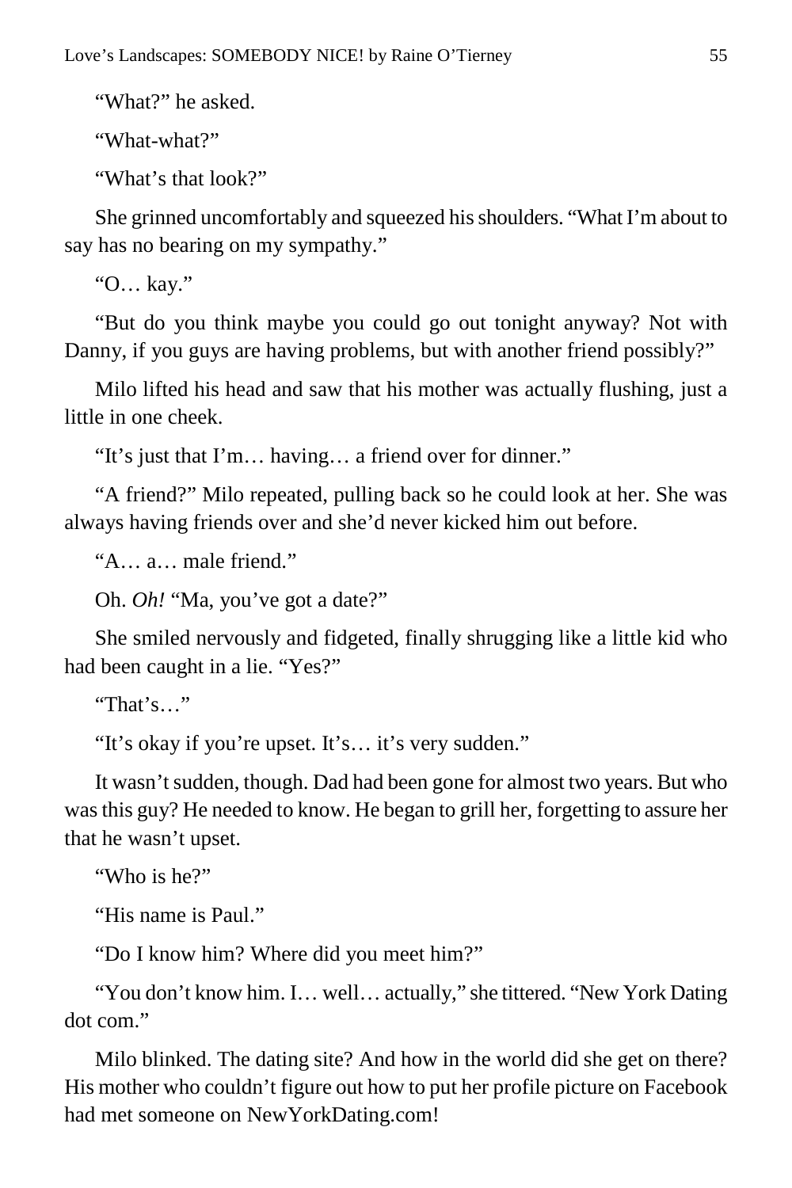"What?" he asked.

"What-what?"

"What's that look?"

She grinned uncomfortably and squeezed his shoulders. "What I'm about to say has no bearing on my sympathy."

"O… kay."

"But do you think maybe you could go out tonight anyway? Not with Danny, if you guys are having problems, but with another friend possibly?"

Milo lifted his head and saw that his mother was actually flushing, just a little in one cheek.

"It's just that I'm… having… a friend over for dinner."

"A friend?" Milo repeated, pulling back so he could look at her. She was always having friends over and she'd never kicked him out before.

"A… a… male friend."

Oh. *Oh!* "Ma, you've got a date?"

She smiled nervously and fidgeted, finally shrugging like a little kid who had been caught in a lie. "Yes?"

"That's…"

"It's okay if you're upset. It's… it's very sudden."

It wasn't sudden, though. Dad had been gone for almost two years. But who was this guy? He needed to know. He began to grill her, forgetting to assure her that he wasn't upset.

"Who is he?"

"His name is Paul."

"Do I know him? Where did you meet him?"

"You don't know him. I… well… actually," she tittered. "New York Dating dot com."

Milo blinked. The dating site? And how in the world did she get on there? His mother who couldn't figure out how to put her profile picture on Facebook had met someone on NewYorkDating.com!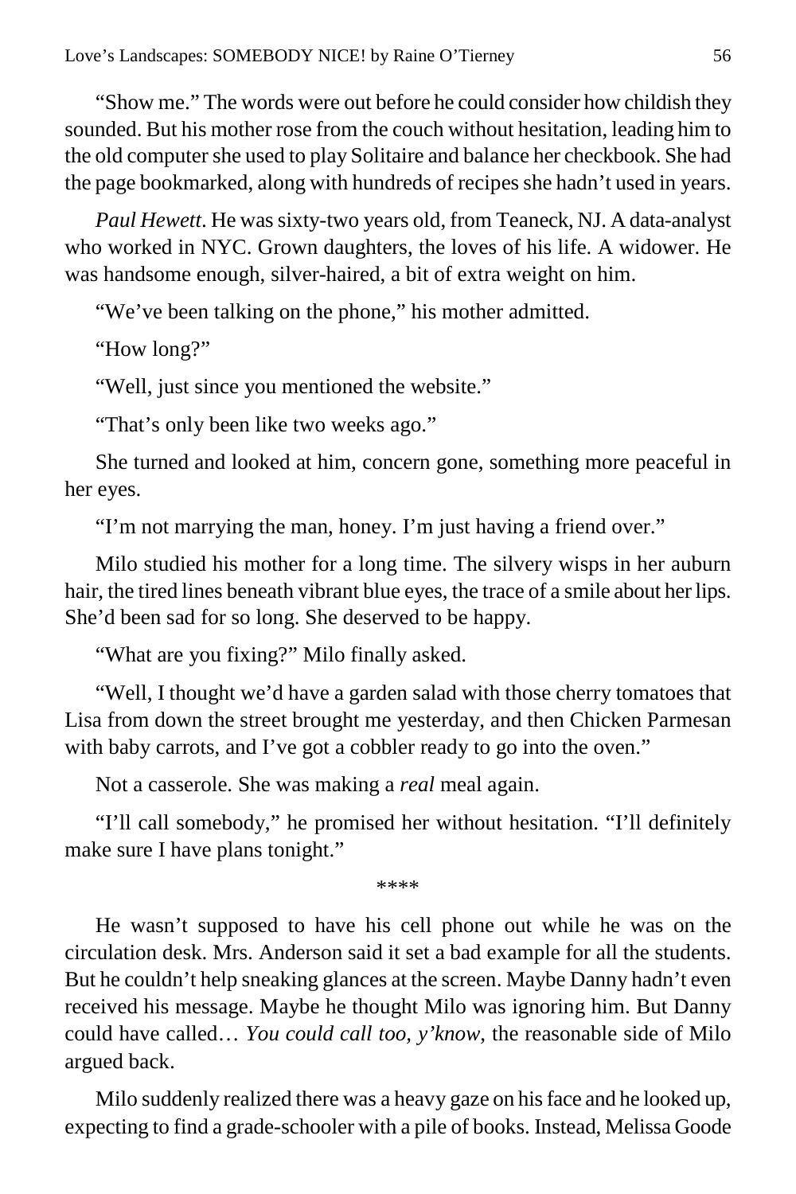"Show me." The words were out before he could consider how childish they sounded. But his mother rose from the couch without hesitation, leading him to the old computer she used to play Solitaire and balance her checkbook. She had the page bookmarked, along with hundreds of recipes she hadn't used in years.

*Paul Hewett*. He was sixty-two years old, from Teaneck, NJ. A data-analyst who worked in NYC. Grown daughters, the loves of his life. A widower. He was handsome enough, silver-haired, a bit of extra weight on him.

"We've been talking on the phone," his mother admitted.

"How long?"

"Well, just since you mentioned the website."

"That's only been like two weeks ago."

She turned and looked at him, concern gone, something more peaceful in her eyes.

"I'm not marrying the man, honey. I'm just having a friend over."

Milo studied his mother for a long time. The silvery wisps in her auburn hair, the tired lines beneath vibrant blue eyes, the trace of a smile about her lips. She'd been sad for so long. She deserved to be happy.

"What are you fixing?" Milo finally asked.

"Well, I thought we'd have a garden salad with those cherry tomatoes that Lisa from down the street brought me yesterday, and then Chicken Parmesan with baby carrots, and I've got a cobbler ready to go into the oven."

Not a casserole. She was making a *real* meal again.

"I'll call somebody," he promised her without hesitation. "I'll definitely make sure I have plans tonight."

****

He wasn't supposed to have his cell phone out while he was on the circulation desk. Mrs. Anderson said it set a bad example for all the students. But he couldn't help sneaking glances at the screen. Maybe Danny hadn't even received his message. Maybe he thought Milo was ignoring him. But Danny could have called… *You could call too, y'know*, the reasonable side of Milo argued back.

Milo suddenly realized there was a heavy gaze on his face and he looked up, expecting to find a grade-schooler with a pile of books. Instead, Melissa Goode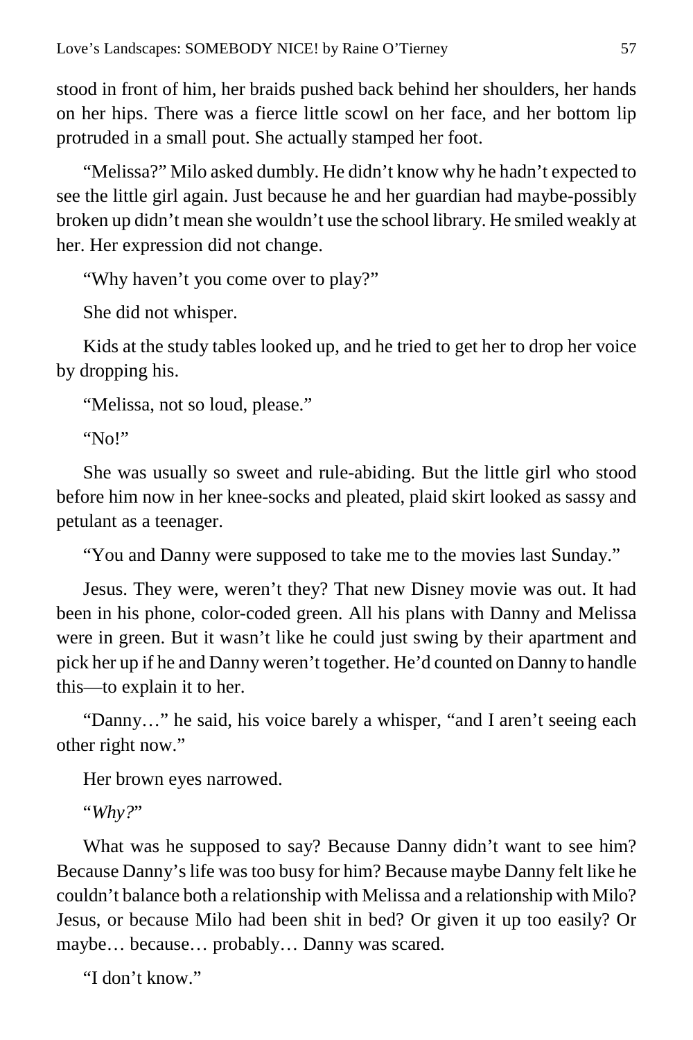stood in front of him, her braids pushed back behind her shoulders, her hands on her hips. There was a fierce little scowl on her face, and her bottom lip protruded in a small pout. She actually stamped her foot.

"Melissa?" Milo asked dumbly. He didn't know why he hadn't expected to see the little girl again. Just because he and her guardian had maybe-possibly broken up didn't mean she wouldn't use the school library. He smiled weakly at her. Her expression did not change.

"Why haven't you come over to play?"

She did not whisper.

Kids at the study tables looked up, and he tried to get her to drop her voice by dropping his.

"Melissa, not so loud, please."

"No!"

She was usually so sweet and rule-abiding. But the little girl who stood before him now in her knee-socks and pleated, plaid skirt looked as sassy and petulant as a teenager.

"You and Danny were supposed to take me to the movies last Sunday."

Jesus. They were, weren't they? That new Disney movie was out. It had been in his phone, color-coded green. All his plans with Danny and Melissa were in green. But it wasn't like he could just swing by their apartment and pick her up if he and Danny weren't together. He'd counted on Danny to handle this—to explain it to her.

"Danny…" he said, his voice barely a whisper, "and I aren't seeing each other right now."

Her brown eyes narrowed.

"*Why?*"

What was he supposed to say? Because Danny didn't want to see him? Because Danny's life was too busy for him? Because maybe Danny felt like he couldn't balance both a relationship with Melissa and a relationship with Milo? Jesus, or because Milo had been shit in bed? Or given it up too easily? Or maybe… because… probably… Danny was scared.

"I don't know."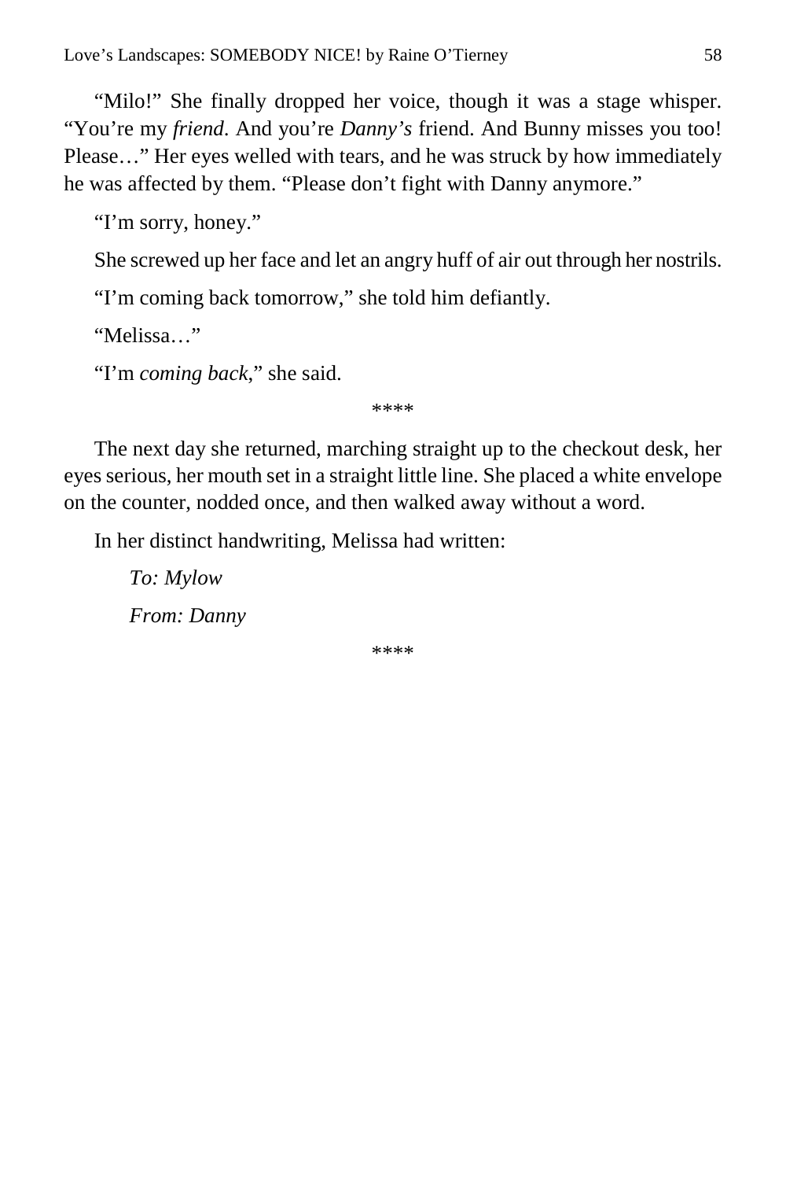"Milo!" She finally dropped her voice, though it was a stage whisper. "You're my *friend*. And you're *Danny's* friend. And Bunny misses you too! Please…" Her eyes welled with tears, and he was struck by how immediately he was affected by them. "Please don't fight with Danny anymore."

"I'm sorry, honey."

She screwed up her face and let an angry huff of air out through her nostrils.

"I'm coming back tomorrow," she told him defiantly.

"Melissa…"

"I'm *coming back*," she said.

\*\*\*\*

The next day she returned, marching straight up to the checkout desk, her eyes serious, her mouth set in a straight little line. She placed a white envelope on the counter, nodded once, and then walked away without a word.

In her distinct handwriting, Melissa had written:

*To: Mylow*

*From: Danny*

\*\*\*\*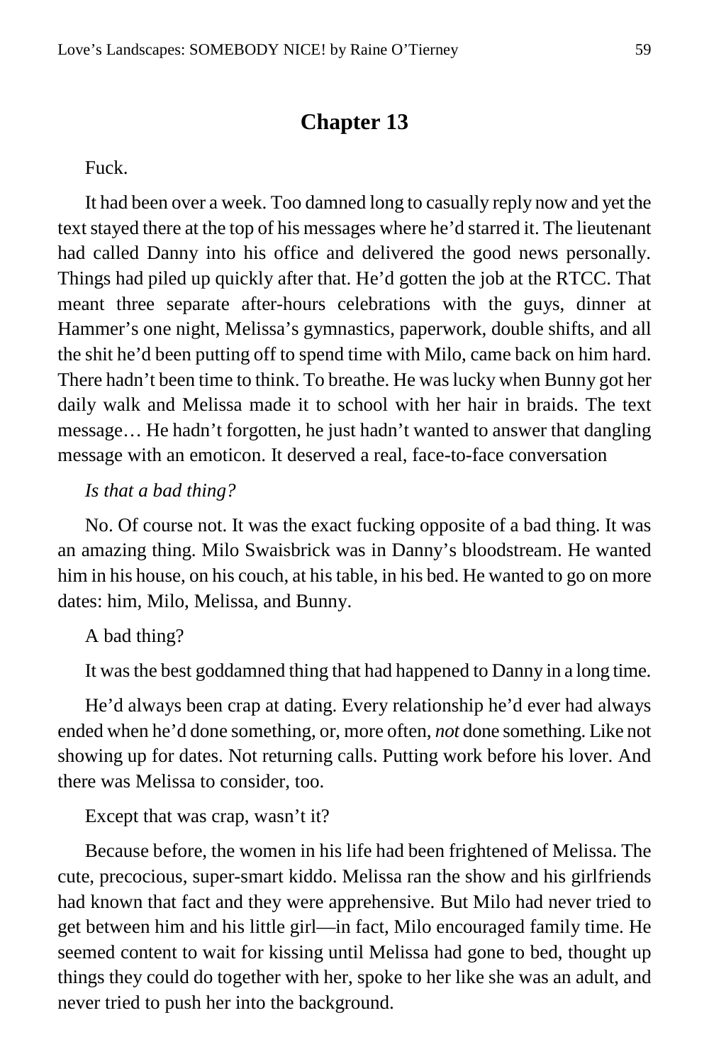## Chapter 13

Fuck.

It had been over a week. Too damned long to casually reply now and yet the text stayed there at the top of his messages where he'd starred it. The lieutenant had called Danny into his office and delivered the good news personally. Things had piled up quickly after that. He'd gotten the job at the RTCC. That meant three separate after-hours celebrations with the guys, dinner at Hammer's one night, Melissa's gymnastics, paperwork, double shifts, and all the shit he'd been putting off to spend time with Milo, came back on him hard. There hadn't been time to think. To breathe. He was lucky when Bunny got her daily walk and Melissa made it to school with her hair in braids. The text message… He hadn't forgotten, he just hadn't wanted to answer that dangling message with an emoticon. It deserved a real, face-to-face conversation

*Is that a bad thing?*

No. Of course not. It was the exact fucking opposite of a bad thing. It was an amazing thing. Milo Swaisbrick was in Danny's bloodstream. He wanted him in his house, on his couch, at his table, in his bed. He wanted to go on more dates: him, Milo, Melissa, and Bunny.

A bad thing?

It was the best goddamned thing that had happened to Danny in a long time.

He'd always been crap at dating. Every relationship he'd ever had always ended when he'd done something, or, more often, *not* done something. Like not showing up for dates. Not returning calls. Putting work before his lover. And there was Melissa to consider, too.

Except that was crap, wasn't it?

Because before, the women in his life had been frightened of Melissa. The cute, precocious, super-smart kiddo. Melissa ran the show and his girlfriends had known that fact and they were apprehensive. But Milo had never tried to get between him and his little girl—in fact, Milo encouraged family time. He seemed content to wait for kissing until Melissa had gone to bed, thought up things they could do together with her, spoke to her like she was an adult, and never tried to push her into the background.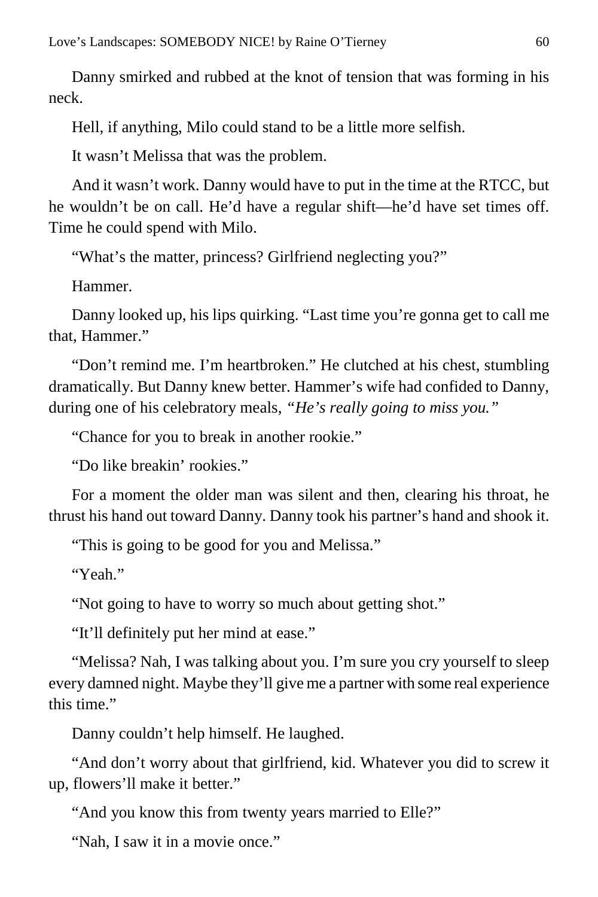Danny smirked and rubbed at the knot of tension that was forming in his neck.

Hell, if anything, Milo could stand to be a little more selfish.

It wasn't Melissa that was the problem.

And it wasn't work. Danny would have to put in the time at the RTCC, but he wouldn't be on call. He'd have a regular shift—he'd have set times off. Time he could spend with Milo.

"What's the matter, princess? Girlfriend neglecting you?"

Hammer.

Danny looked up, his lips quirking. "Last time you're gonna get to call me that, Hammer."

"Don't remind me. I'm heartbroken." He clutched at his chest, stumbling dramatically. But Danny knew better. Hammer's wife had confided to Danny, during one of his celebratory meals, *"He's really going to miss you."*

"Chance for you to break in another rookie."

"Do like breakin' rookies."

For a moment the older man was silent and then, clearing his throat, he thrust his hand out toward Danny. Danny took his partner's hand and shook it.

"This is going to be good for you and Melissa."

"Yeah."

"Not going to have to worry so much about getting shot."

"It'll definitely put her mind at ease."

"Melissa? Nah, I was talking about you. I'm sure you cry yourself to sleep every damned night. Maybe they'll give me a partner with some real experience this time."

Danny couldn't help himself. He laughed.

"And don't worry about that girlfriend, kid. Whatever you did to screw it up, flowers'll make it better."

"And you know this from twenty years married to Elle?"

"Nah, I saw it in a movie once."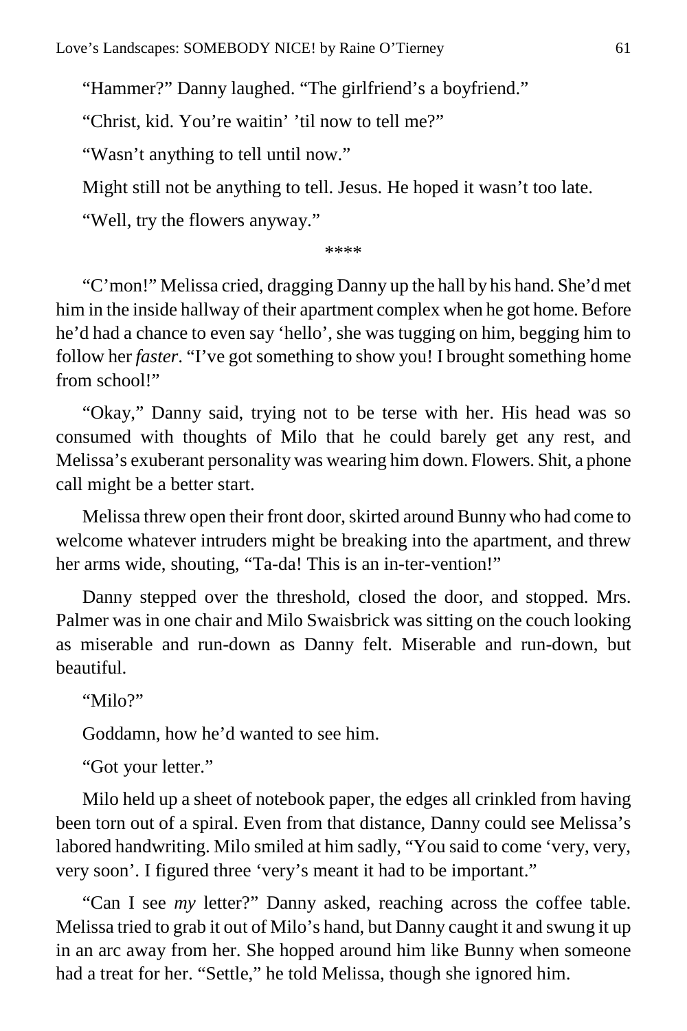"Hammer?" Danny laughed. "The girlfriend's a boyfriend."

"Christ, kid. You're waitin' 'til now to tell me?"

"Wasn't anything to tell until now."

Might still not be anything to tell. Jesus. He hoped it wasn't too late.

"Well, try the flowers anyway."

****

"C'mon!" Melissa cried, dragging Danny up the hall by his hand. She'd met him in the inside hallway of their apartment complex when he got home. Before he'd had a chance to even say 'hello', she was tugging on him, begging him to follow her *faster*. "I've got something to show you! I brought something home from school!"

"Okay," Danny said, trying not to be terse with her. His head was so consumed with thoughts of Milo that he could barely get any rest, and Melissa's exuberant personality was wearing him down. Flowers. Shit, a phone call might be a better start.

Melissa threw open their front door, skirted around Bunny who had come to welcome whatever intruders might be breaking into the apartment, and threw her arms wide, shouting, "Ta-da! This is an in-ter-vention!"

Danny stepped over the threshold, closed the door, and stopped. Mrs. Palmer was in one chair and Milo Swaisbrick was sitting on the couch looking as miserable and run-down as Danny felt. Miserable and run-down, but beautiful.

"Milo?"

Goddamn, how he'd wanted to see him.

"Got your letter."

Milo held up a sheet of notebook paper, the edges all crinkled from having been torn out of a spiral. Even from that distance, Danny could see Melissa's labored handwriting. Milo smiled at him sadly, "You said to come 'very, very, very soon'. I figured three 'very's meant it had to be important."

"Can I see *my* letter?" Danny asked, reaching across the coffee table. Melissa tried to grab it out of Milo's hand, but Danny caught it and swung it up in an arc away from her. She hopped around him like Bunny when someone had a treat for her. "Settle," he told Melissa, though she ignored him.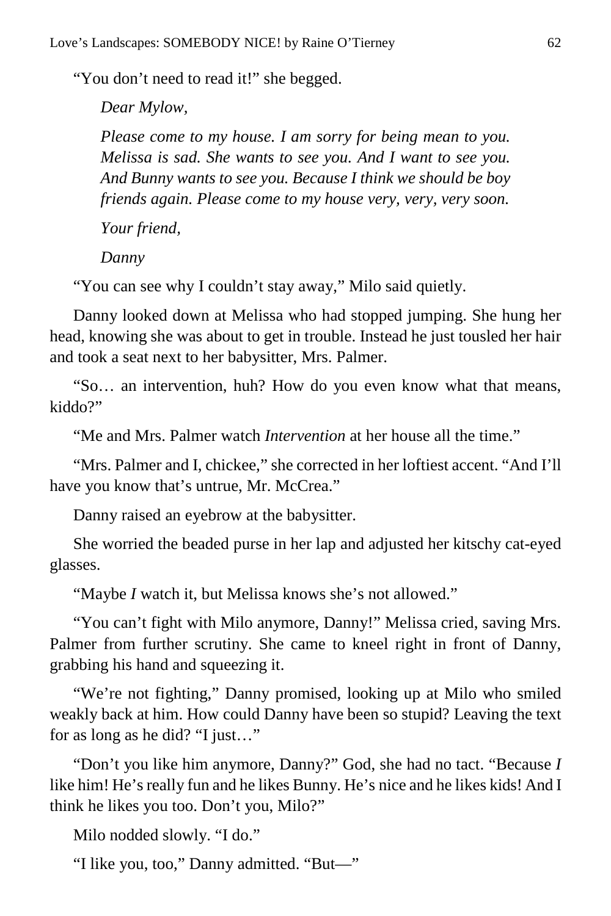"You don't need to read it!" she begged.

*Dear Mylow,*

*Please come to my house. I am sorry for being mean to you. Melissa is sad. She wants to see you. And I want to see you. And Bunny wants to see you. Because I think we should be boy friends again. Please come to my house very, very, very soon.*

*Your friend,*

*Danny*

"You can see why I couldn't stay away," Milo said quietly.

Danny looked down at Melissa who had stopped jumping. She hung her head, knowing she was about to get in trouble. Instead he just tousled her hair and took a seat next to her babysitter, Mrs. Palmer.

"So… an intervention, huh? How do you even know what that means, kiddo?"

"Me and Mrs. Palmer watch *Intervention* at her house all the time."

"Mrs. Palmer and I, chickee," she corrected in her loftiest accent. "And I'll have you know that's untrue, Mr. McCrea."

Danny raised an eyebrow at the babysitter.

She worried the beaded purse in her lap and adjusted her kitschy cat-eyed glasses.

"Maybe *I* watch it, but Melissa knows she's not allowed."

"You can't fight with Milo anymore, Danny!" Melissa cried, saving Mrs. Palmer from further scrutiny. She came to kneel right in front of Danny, grabbing his hand and squeezing it.

"We're not fighting," Danny promised, looking up at Milo who smiled weakly back at him. How could Danny have been so stupid? Leaving the text for as long as he did? "I just…"

"Don't you like him anymore, Danny?" God, she had no tact. "Because *I* like him! He's really fun and he likes Bunny. He's nice and he likes kids! And I think he likes you too. Don't you, Milo?"

Milo nodded slowly. "I do."

"I like you, too," Danny admitted. "But—"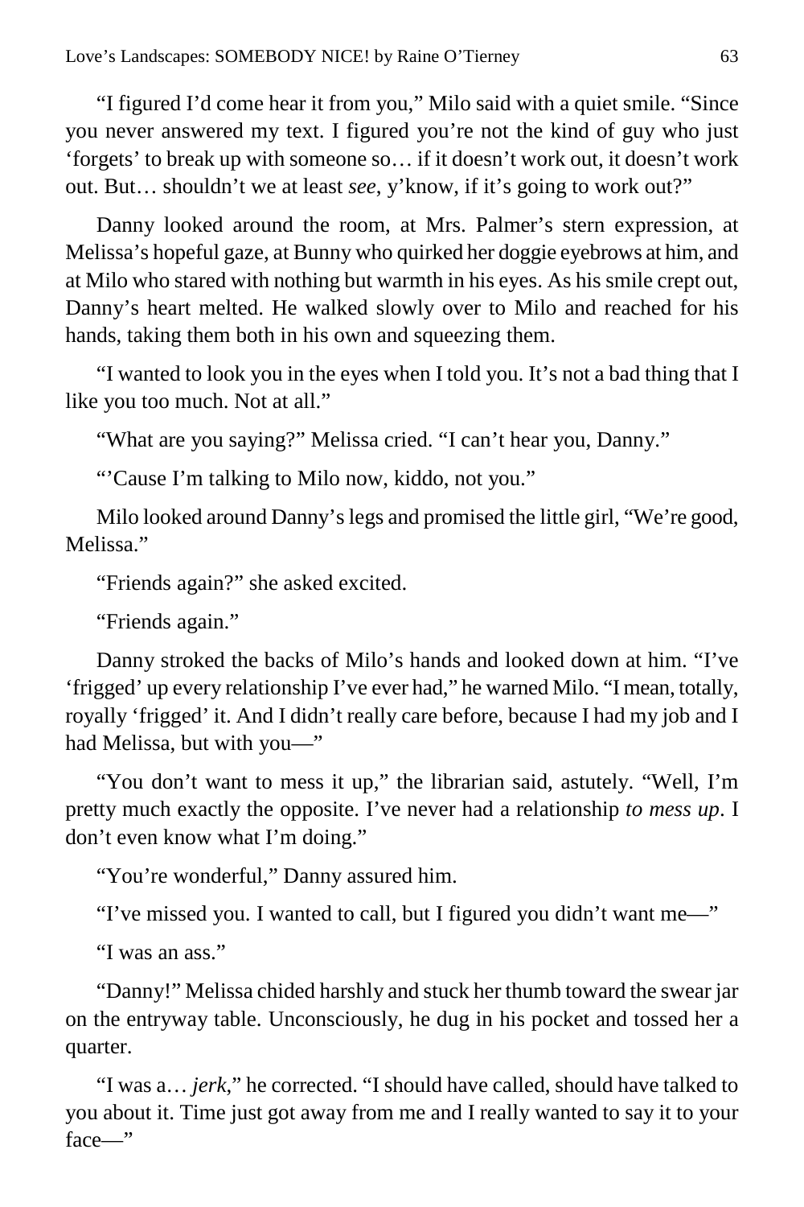"I figured I'd come hear it from you," Milo said with a quiet smile. "Since you never answered my text. I figured you're not the kind of guy who just 'forgets' to break up with someone so… if it doesn't work out, it doesn't work out. But… shouldn't we at least *see*, y'know, if it's going to work out?"

Danny looked around the room, at Mrs. Palmer's stern expression, at Melissa's hopeful gaze, at Bunny who quirked her doggie eyebrows at him, and at Milo who stared with nothing but warmth in his eyes. As his smile crept out, Danny's heart melted. He walked slowly over to Milo and reached for his hands, taking them both in his own and squeezing them.

"I wanted to look you in the eyes when I told you. It's not a bad thing that I like you too much. Not at all."

"What are you saying?" Melissa cried. "I can't hear you, Danny."

"'Cause I'm talking to Milo now, kiddo, not you."

Milo looked around Danny's legs and promised the little girl, "We're good, Melissa."

"Friends again?" she asked excited.

"Friends again."

Danny stroked the backs of Milo's hands and looked down at him. "I've 'frigged' up every relationship I've ever had," he warned Milo. "I mean, totally, royally 'frigged' it. And I didn't really care before, because I had my job and I had Melissa, but with you—"

"You don't want to mess it up," the librarian said, astutely. "Well, I'm pretty much exactly the opposite. I've never had a relationship *to mess up*. I don't even know what I'm doing."

"You're wonderful," Danny assured him.

"I've missed you. I wanted to call, but I figured you didn't want me—"

"I was an ass."

"Danny!" Melissa chided harshly and stuck her thumb toward the swear jar on the entryway table. Unconsciously, he dug in his pocket and tossed her a quarter.

"I was a… *jerk*," he corrected. "I should have called, should have talked to you about it. Time just got away from me and I really wanted to say it to your face—"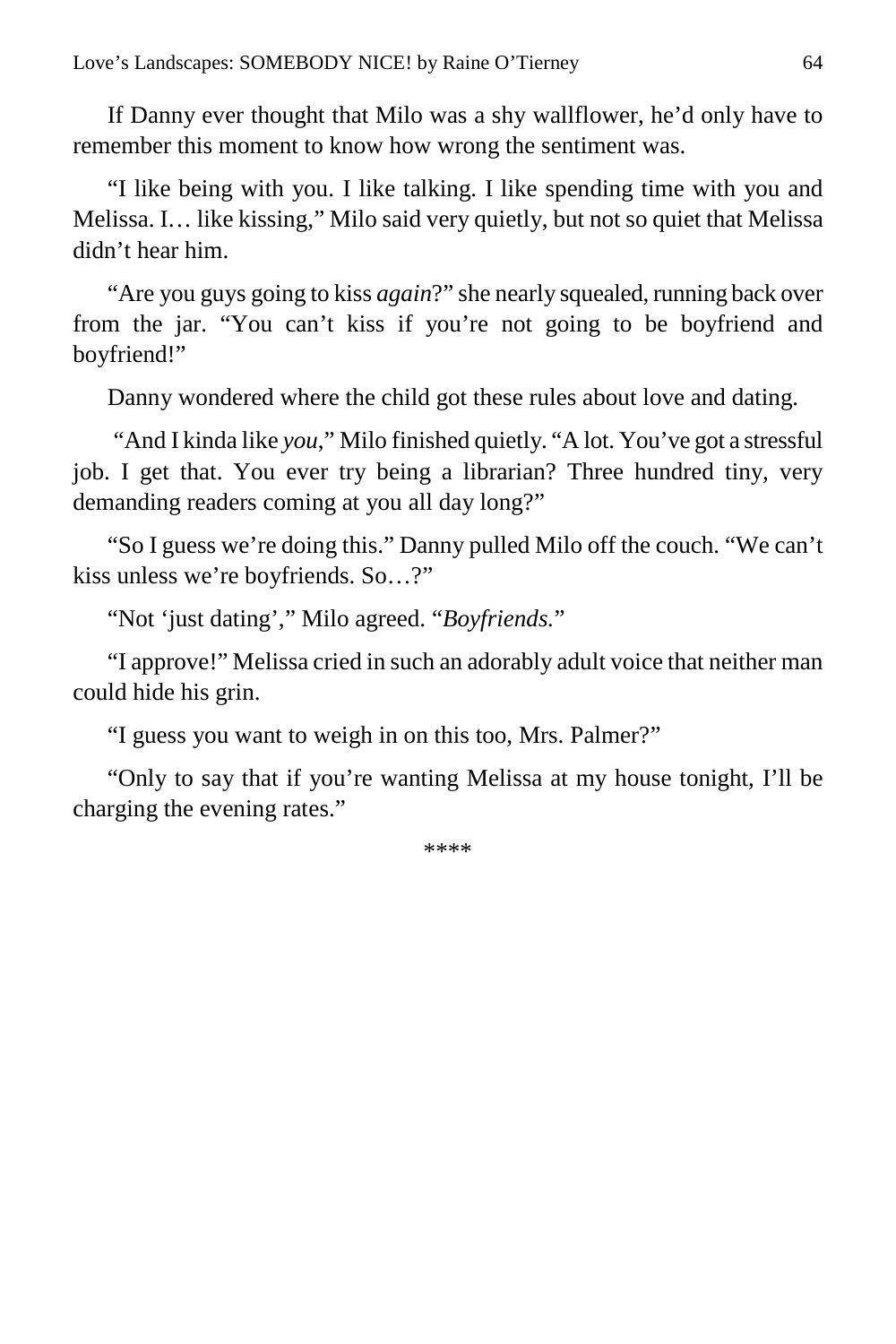If Danny ever thought that Milo was a shy wallflower, he'd only have to remember this moment to know how wrong the sentiment was.

"I like being with you. I like talking. I like spending time with you and Melissa. I… like kissing," Milo said very quietly, but not so quiet that Melissa didn't hear him.

"Are you guys going to kiss *again*?" she nearly squealed, running back over from the jar. "You can't kiss if you're not going to be boyfriend and boyfriend!"

Danny wondered where the child got these rules about love and dating.

"And I kinda like *you*," Milo finished quietly. "A lot. You've got a stressful job. I get that. You ever try being a librarian? Three hundred tiny, very demanding readers coming at you all day long?"

"So I guess we're doing this." Danny pulled Milo off the couch. "We can't kiss unless we're boyfriends. So…?"

"Not 'just dating'," Milo agreed. "*Boyfriends.*"

"I approve!" Melissa cried in such an adorably adult voice that neither man could hide his grin.

"I guess you want to weigh in on this too, Mrs. Palmer?"

"Only to say that if you're wanting Melissa at my house tonight, I'll be charging the evening rates."

****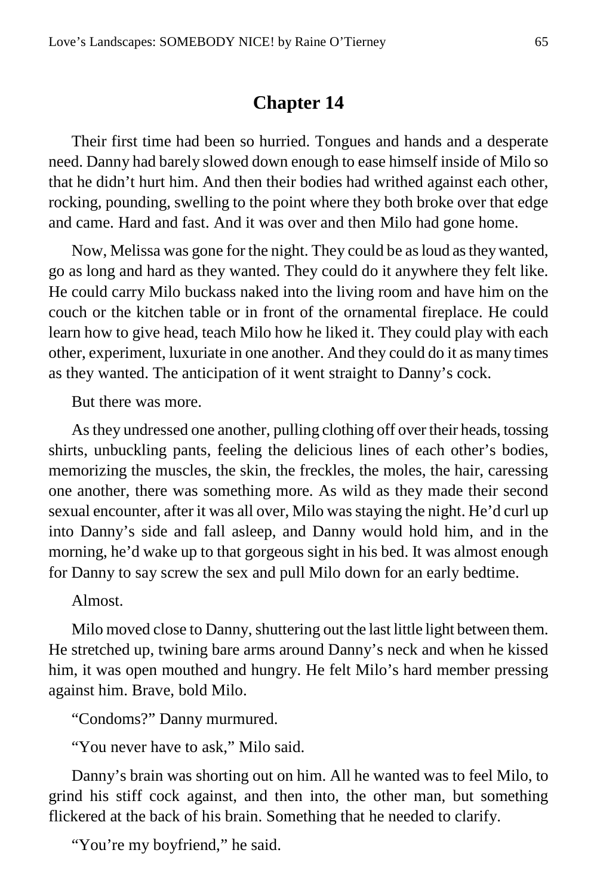## Chapter 14

Their first time had been so hurried. Tongues and hands and a desperate need. Danny had barely slowed down enough to ease himself inside of Milo so that he didn't hurt him. And then their bodies had writhed against each other, rocking, pounding, swelling to the point where they both broke over that edge and came. Hard and fast. And it was over and then Milo had gone home.

Now, Melissa was gone for the night. They could be as loud as they wanted, go as long and hard as they wanted. They could do it anywhere they felt like. He could carry Milo buckass naked into the living room and have him on the couch or the kitchen table or in front of the ornamental fireplace. He could learn how to give head, teach Milo how he liked it. They could play with each other, experiment, luxuriate in one another. And they could do it as many times as they wanted. The anticipation of it went straight to Danny's cock.

But there was more.

As they undressed one another, pulling clothing off over their heads, tossing shirts, unbuckling pants, feeling the delicious lines of each other's bodies, memorizing the muscles, the skin, the freckles, the moles, the hair, caressing one another, there was something more. As wild as they made their second sexual encounter, after it was all over, Milo was staying the night. He'd curl up into Danny's side and fall asleep, and Danny would hold him, and in the morning, he'd wake up to that gorgeous sight in his bed. It was almost enough for Danny to say screw the sex and pull Milo down for an early bedtime.

Almost.

Milo moved close to Danny, shuttering out the last little light between them. He stretched up, twining bare arms around Danny's neck and when he kissed him, it was open mouthed and hungry. He felt Milo's hard member pressing against him. Brave, bold Milo.

"Condoms?" Danny murmured.

"You never have to ask," Milo said.

Danny's brain was shorting out on him. All he wanted was to feel Milo, to grind his stiff cock against, and then into, the other man, but something flickered at the back of his brain. Something that he needed to clarify.

"You're my boyfriend," he said.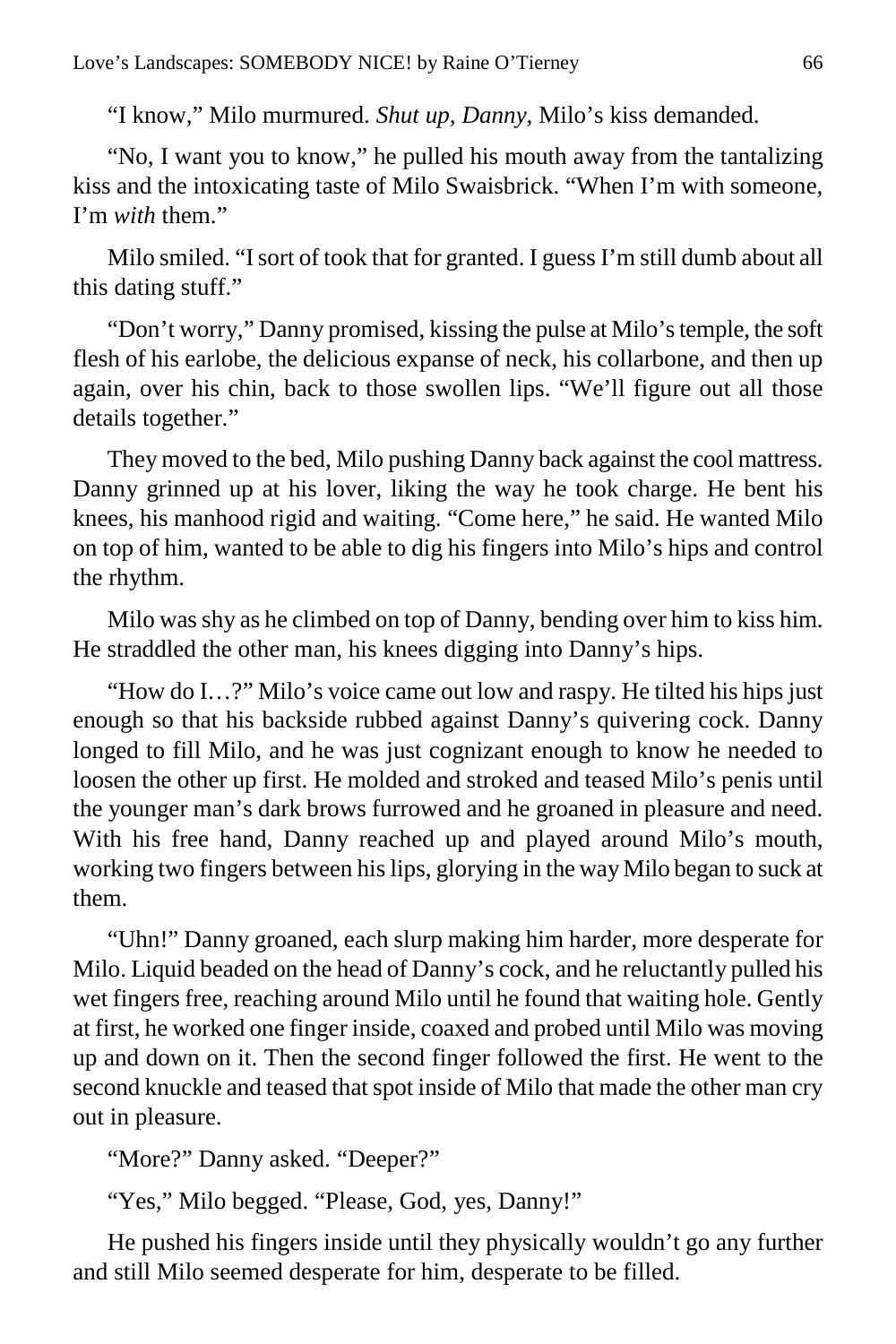"I know," Milo murmured. *Shut up, Danny,* Milo's kiss demanded.

"No, I want you to know," he pulled his mouth away from the tantalizing kiss and the intoxicating taste of Milo Swaisbrick. "When I'm with someone, I'm *with* them."

Milo smiled. "I sort of took that for granted. I guess I'm still dumb about all this dating stuff."

"Don't worry," Danny promised, kissing the pulse at Milo's temple, the soft flesh of his earlobe, the delicious expanse of neck, his collarbone, and then up again, over his chin, back to those swollen lips. "We'll figure out all those details together."

They moved to the bed, Milo pushing Danny back against the cool mattress. Danny grinned up at his lover, liking the way he took charge. He bent his knees, his manhood rigid and waiting. "Come here," he said. He wanted Milo on top of him, wanted to be able to dig his fingers into Milo's hips and control the rhythm.

Milo was shy as he climbed on top of Danny, bending over him to kiss him. He straddled the other man, his knees digging into Danny's hips.

"How do I…?" Milo's voice came out low and raspy. He tilted his hips just enough so that his backside rubbed against Danny's quivering cock. Danny longed to fill Milo, and he was just cognizant enough to know he needed to loosen the other up first. He molded and stroked and teased Milo's penis until the younger man's dark brows furrowed and he groaned in pleasure and need. With his free hand, Danny reached up and played around Milo's mouth, working two fingers between his lips, glorying in the way Milo began to suck at them.

"Uhn!" Danny groaned, each slurp making him harder, more desperate for Milo. Liquid beaded on the head of Danny's cock, and he reluctantly pulled his wet fingers free, reaching around Milo until he found that waiting hole. Gently at first, he worked one finger inside, coaxed and probed until Milo was moving up and down on it. Then the second finger followed the first. He went to the second knuckle and teased that spot inside of Milo that made the other man cry out in pleasure.

"More?" Danny asked. "Deeper?"

"Yes," Milo begged. "Please, God, yes, Danny!"

He pushed his fingers inside until they physically wouldn't go any further and still Milo seemed desperate for him, desperate to be filled.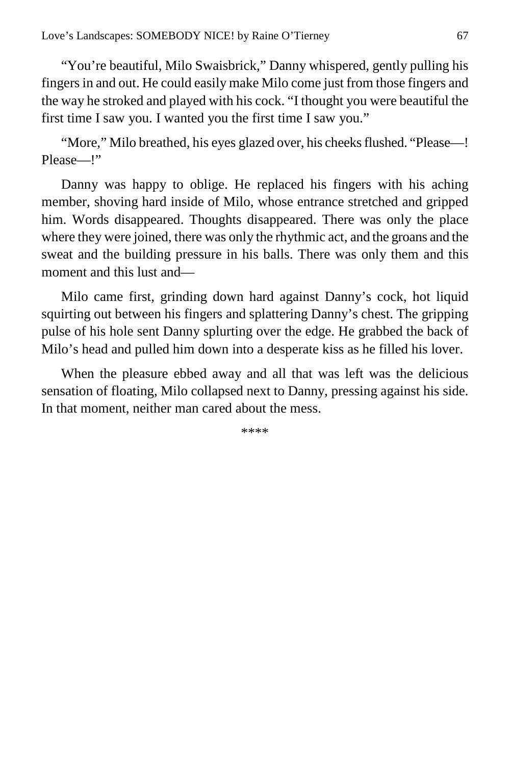"You're beautiful, Milo Swaisbrick," Danny whispered, gently pulling his fingers in and out. He could easily make Milo come just from those fingers and the way he stroked and played with his cock. "I thought you were beautiful the first time I saw you. I wanted you the first time I saw you."

"More," Milo breathed, his eyes glazed over, his cheeks flushed. "Please—! Please—!"

Danny was happy to oblige. He replaced his fingers with his aching member, shoving hard inside of Milo, whose entrance stretched and gripped him. Words disappeared. Thoughts disappeared. There was only the place where they were joined, there was only the rhythmic act, and the groans and the sweat and the building pressure in his balls. There was only them and this moment and this lust and—

Milo came first, grinding down hard against Danny's cock, hot liquid squirting out between his fingers and splattering Danny's chest. The gripping pulse of his hole sent Danny splurting over the edge. He grabbed the back of Milo's head and pulled him down into a desperate kiss as he filled his lover.

When the pleasure ebbed away and all that was left was the delicious sensation of floating, Milo collapsed next to Danny, pressing against his side. In that moment, neither man cared about the mess.

****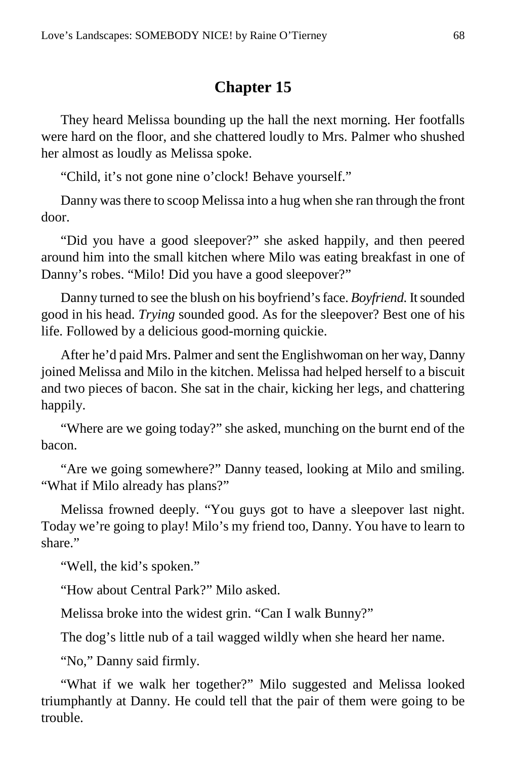## Chapter 15

They heard Melissa bounding up the hall the next morning. Her footfalls were hard on the floor, and she chattered loudly to Mrs. Palmer who shushed her almost as loudly as Melissa spoke.

"Child, it's not gone nine o'clock! Behave yourself."

Danny was there to scoop Melissa into a hug when she ran through the front door.

"Did you have a good sleepover?" she asked happily, and then peered around him into the small kitchen where Milo was eating breakfast in one of Danny's robes. "Milo! Did you have a good sleepover?"

Danny turned to see the blush on his boyfriend's face. *Boyfriend.* It sounded good in his head. *Trying* sounded good. As for the sleepover? Best one of his life. Followed by a delicious good-morning quickie.

After he'd paid Mrs. Palmer and sent the Englishwoman on her way, Danny joined Melissa and Milo in the kitchen. Melissa had helped herself to a biscuit and two pieces of bacon. She sat in the chair, kicking her legs, and chattering happily.

"Where are we going today?" she asked, munching on the burnt end of the bacon.

"Are we going somewhere?" Danny teased, looking at Milo and smiling. "What if Milo already has plans?"

Melissa frowned deeply. "You guys got to have a sleepover last night. Today we're going to play! Milo's my friend too, Danny. You have to learn to share."

"Well, the kid's spoken."

"How about Central Park?" Milo asked.

Melissa broke into the widest grin. "Can I walk Bunny?"

The dog's little nub of a tail wagged wildly when she heard her name.

"No," Danny said firmly.

"What if we walk her together?" Milo suggested and Melissa looked triumphantly at Danny. He could tell that the pair of them were going to be trouble.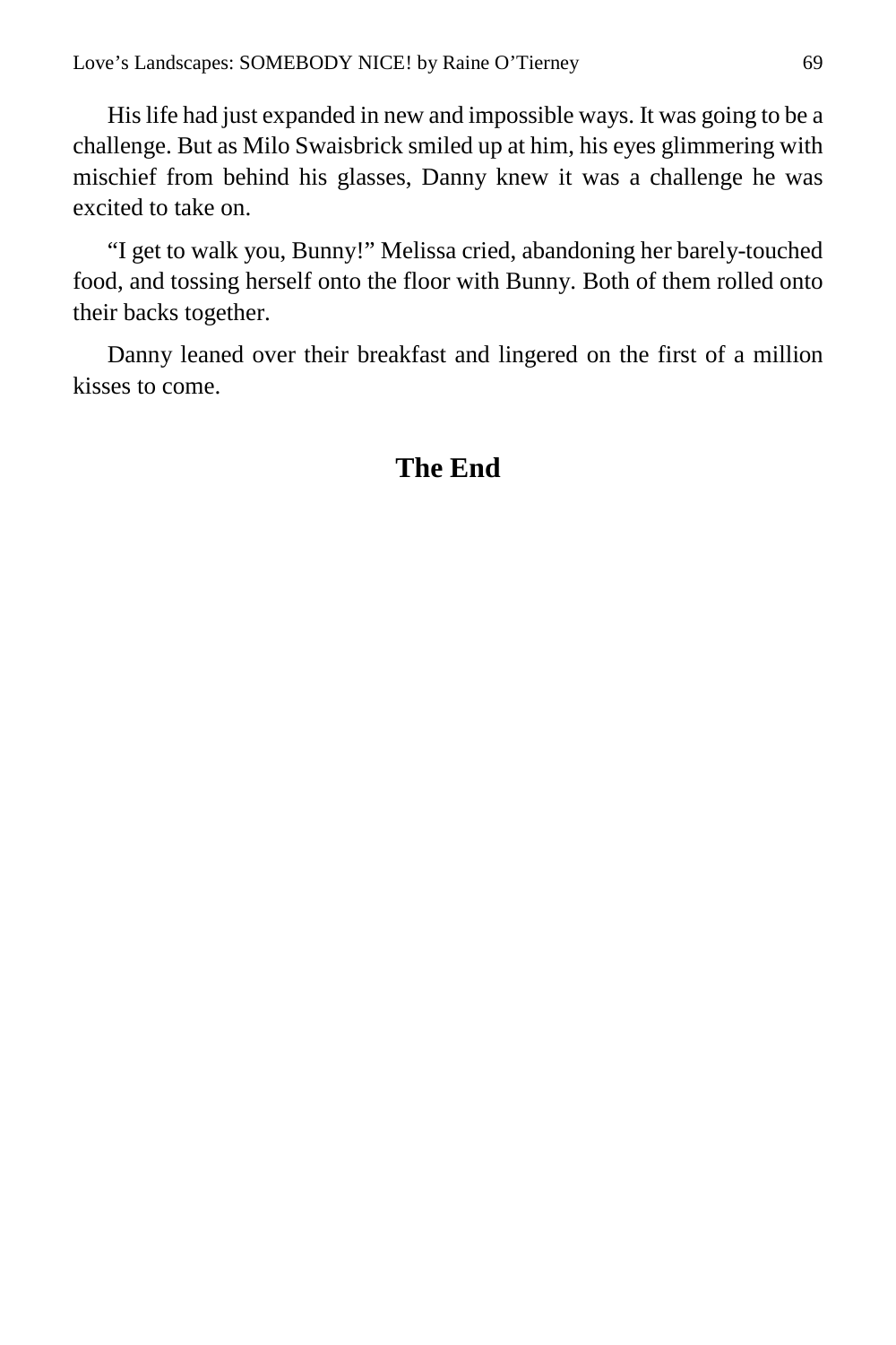His life had just expanded in new and impossible ways. It was going to be a challenge. But as Milo Swaisbrick smiled up at him, his eyes glimmering with mischief from behind his glasses, Danny knew it was a challenge he was excited to take on.

"I get to walk you, Bunny!" Melissa cried, abandoning her barely-touched food, and tossing herself onto the floor with Bunny. Both of them rolled onto their backs together.

Danny leaned over their breakfast and lingered on the first of a million kisses to come.

## The End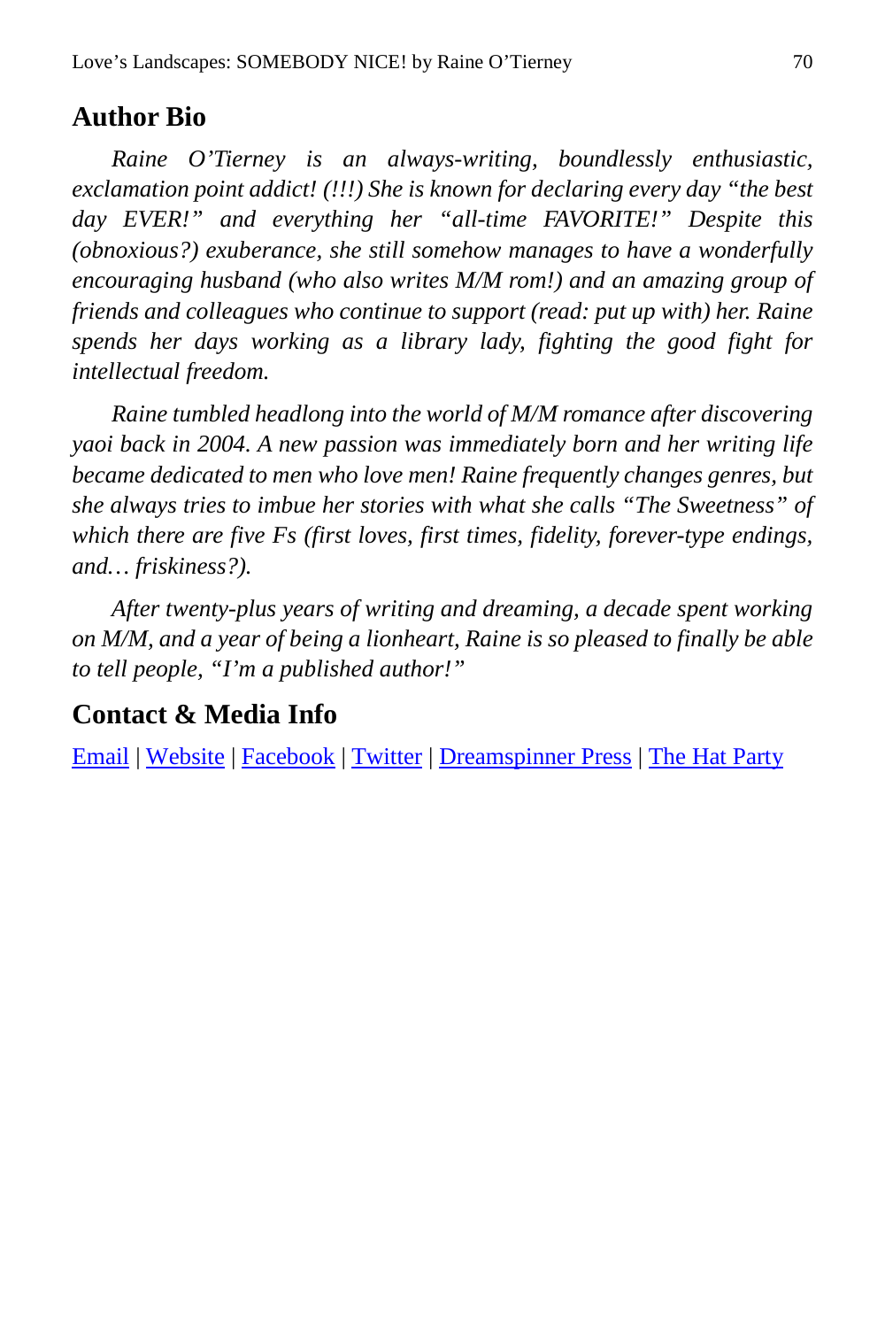## Author Bio

*Raine O'Tierney is an always-writing, boundlessly enthusiastic, exclamation point addict! (!!!) She is known for declaring every day "the best day EVER!" and everything her "all-time FAVORITE!" Despite this (obnoxious?) exuberance, she still somehow manages to have a wonderfully encouraging husband (who also writes M/M rom!) and an amazing group of friends and colleagues who continue to support (read: put up with) her. Raine spends her days working as a library lady, fighting the good fight for intellectual freedom.*

*Raine tumbled headlong into the world of M/M romance after discovering yaoi back in 2004. A new passion was immediately born and her writing life became dedicated to men who love men! Raine frequently changes genres, but she always tries to imbue her stories with what she calls "The Sweetness" of which there are five Fs (first loves, first times, fidelity, forever-type endings, and… friskiness?).*

*After twenty-plus years of writing and dreaming, a decade spent working on M/M, and a year of being a lionheart, Raine is so pleased to finally be able to tell people, "I'm a published author!"*

## Contact & Media Info

Email | Website | Facebook | Twitter | Dreamspinner Press | The Hat Party